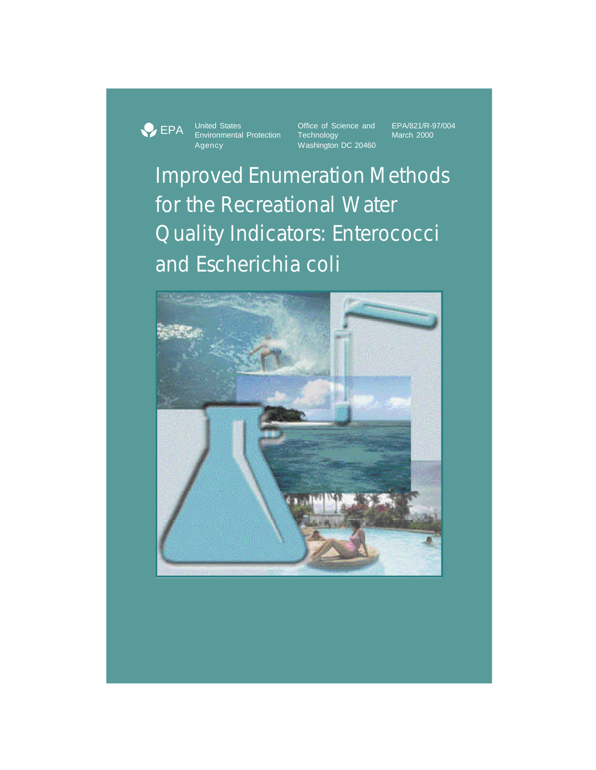EPA United States Environmental Protection Agency

Office of Science and Technology
Washington DC 20460

EPA/821/R-97/004
March 2000

# Improved Enumeration Methods for the Recreational Water Quality Indicators: Enterococci and Escherichia coli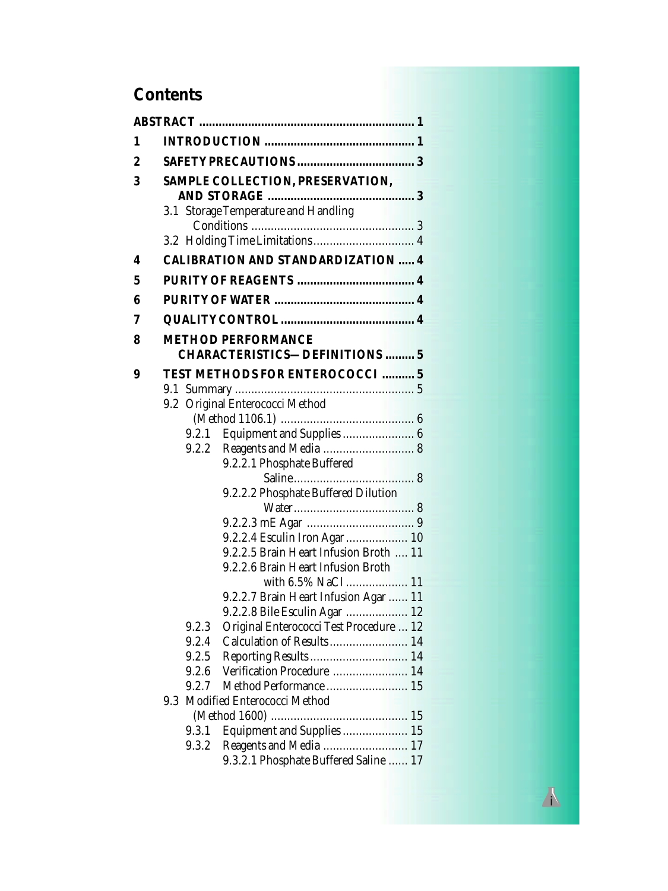## Contents

**ABSTRACT** .................................................................. **1**

**1 INTRODUCTION** .............................................. **1**

**2 SAFETY PRECAUTIONS** ..................................... **3**

**3 SAMPLE COLLECTION, PRESERVATION, AND STORAGE** ............................................. **3**

- 3.1 Storage Temperature and Handling Conditions .................................................. 3
- 3.2 Holding Time Limitations............................... 4

**4 CALIBRATION AND STANDARDIZATION** ..... **4**

**5 PURITY OF REAGENTS** .................................... **4**

**6 PURITY OF WATER** ............................................ **4**

**7 QUALITY CONTROL** ........................................... **4**

**8 METHOD PERFORMANCE CHARACTERISTICS—DEFINITIONS** ......... **5**

**9 TEST METHODS FOR ENTEROCOCCI** .......... **5**

- 9.1 Summary ....................................................... 5
- 9.2 Original Enterococci Method (Method 1106.1) ......................................... 6
  - 9.2.1 Equipment and Supplies ...................... 6
  - 9.2.2 Reagents and Media ............................ 8
    - 9.2.2.1 Phosphate Buffered Saline..................................... 8
    - 9.2.2.2 Phosphate Buffered Dilution Water..................................... 8
    - 9.2.2.3 mE Agar ................................. 9
    - 9.2.2.4 Esculin Iron Agar ................... 10
    - 9.2.2.5 Brain Heart Infusion Broth .... 11
    - 9.2.2.6 Brain Heart Infusion Broth with 6.5% NaCl ................... 11
    - 9.2.2.7 Brain Heart Infusion Agar ...... 11
    - 9.2.2.8 Bile Esculin Agar ................... 12
  - 9.2.3 Original Enterococci Test Procedure ... 12
  - 9.2.4 Calculation of Results........................ 14
  - 9.2.5 Reporting Results.............................. 14
  - 9.2.6 Verification Procedure ....................... 14
  - 9.2.7 Method Performance ......................... 15
- 9.3 Modified Enterococci Method (Method 1600) .......................................... 15
  - 9.3.1 Equipment and Supplies .................... 15
  - 9.3.2 Reagents and Media .......................... 17
    - 9.3.2.1 Phosphate Buffered Saline ...... 17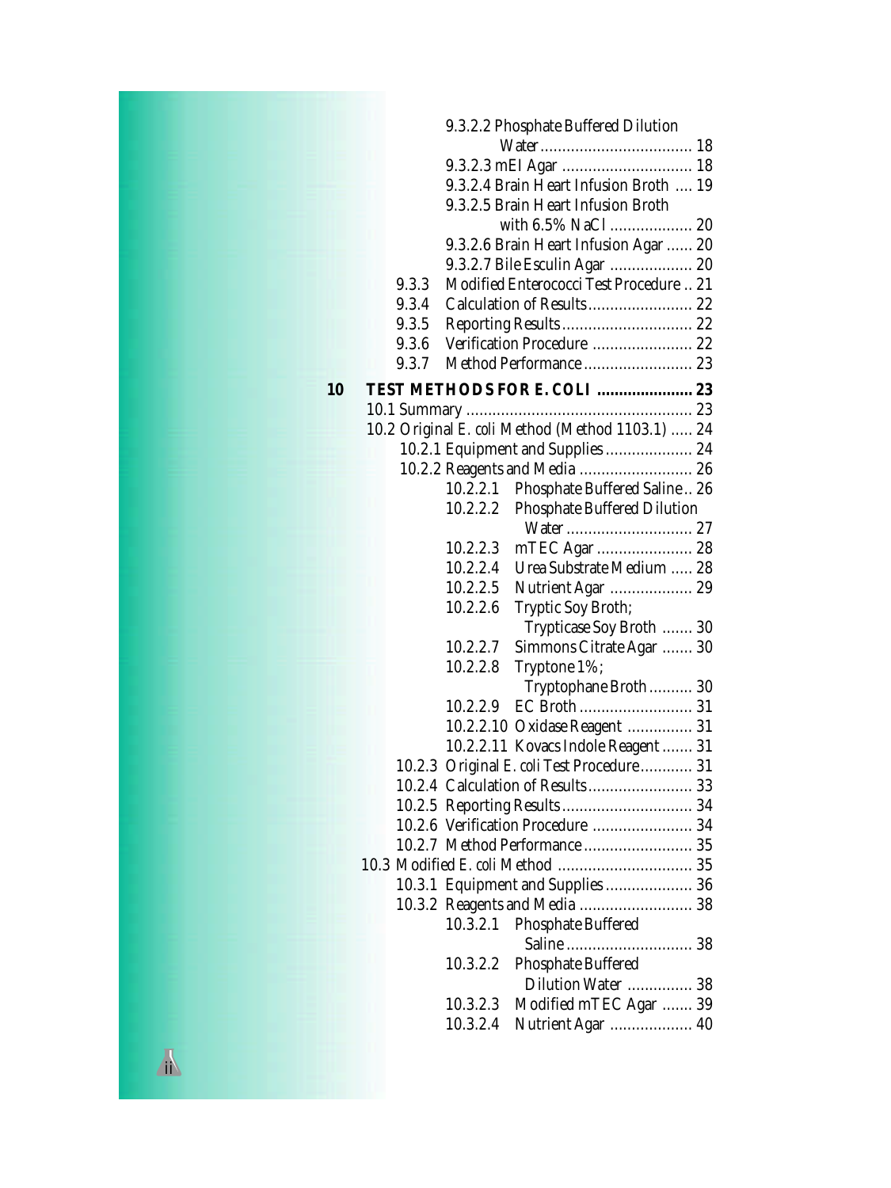9.3.2.2 Phosphate Buffered Dilution Water .................................. 18

9.3.2.3 mEI Agar ............................ 18

9.3.2.4 Brain Heart Infusion Broth .... 19

9.3.2.5 Brain Heart Infusion Broth with 6.5% NaCl .................. 20

9.3.2.6 Brain Heart Infusion Agar ...... 20

9.3.2.7 Bile Esculin Agar .................. 20

9.3.3 Modified Enterococci Test Procedure .. 21

9.3.4 Calculation of Results........................ 22

9.3.5 Reporting Results.............................. 22

9.3.6 Verification Procedure ....................... 22

9.3.7 Method Performance......................... 23

**10 TEST METHODS FOR *E. COLI* ...................... 23**

10.1 Summary ................................................... 23

10.2 Original *E. coli* Method (Method 1103.1) ..... 24

10.2.1 Equipment and Supplies .................... 24

10.2.2 Reagents and Media .......................... 26

10.2.2.1 Phosphate Buffered Saline.. 26

10.2.2.2 Phosphate Buffered Dilution Water ............................ 27

10.2.2.3 mTEC Agar ...................... 28

10.2.2.4 Urea Substrate Medium ..... 28

10.2.2.5 Nutrient Agar ................... 29

10.2.2.6 Tryptic Soy Broth; Trypticase Soy Broth ....... 30

10.2.2.7 Simmons Citrate Agar ....... 30

10.2.2.8 Tryptone 1%; Tryptophane Broth .......... 30

10.2.2.9 EC Broth .......................... 31

10.2.2.10 Oxidase Reagent ............... 31

10.2.2.11 Kovacs Indole Reagent ....... 31

10.2.3 Original *E. coli* Test Procedure............ 31

10.2.4 Calculation of Results........................ 33

10.2.5 Reporting Results.............................. 34

10.2.6 Verification Procedure ....................... 34

10.2.7 Method Performance......................... 35

10.3 Modified *E. coli* Method .............................. 35

10.3.1 Equipment and Supplies .................... 36

10.3.2 Reagents and Media .......................... 38

10.3.2.1 Phosphate Buffered Saline ............................ 38

10.3.2.2 Phosphate Buffered Dilution Water ............... 38

10.3.2.3 Modified mTEC Agar ....... 39

10.3.2.4 Nutrient Agar ................... 40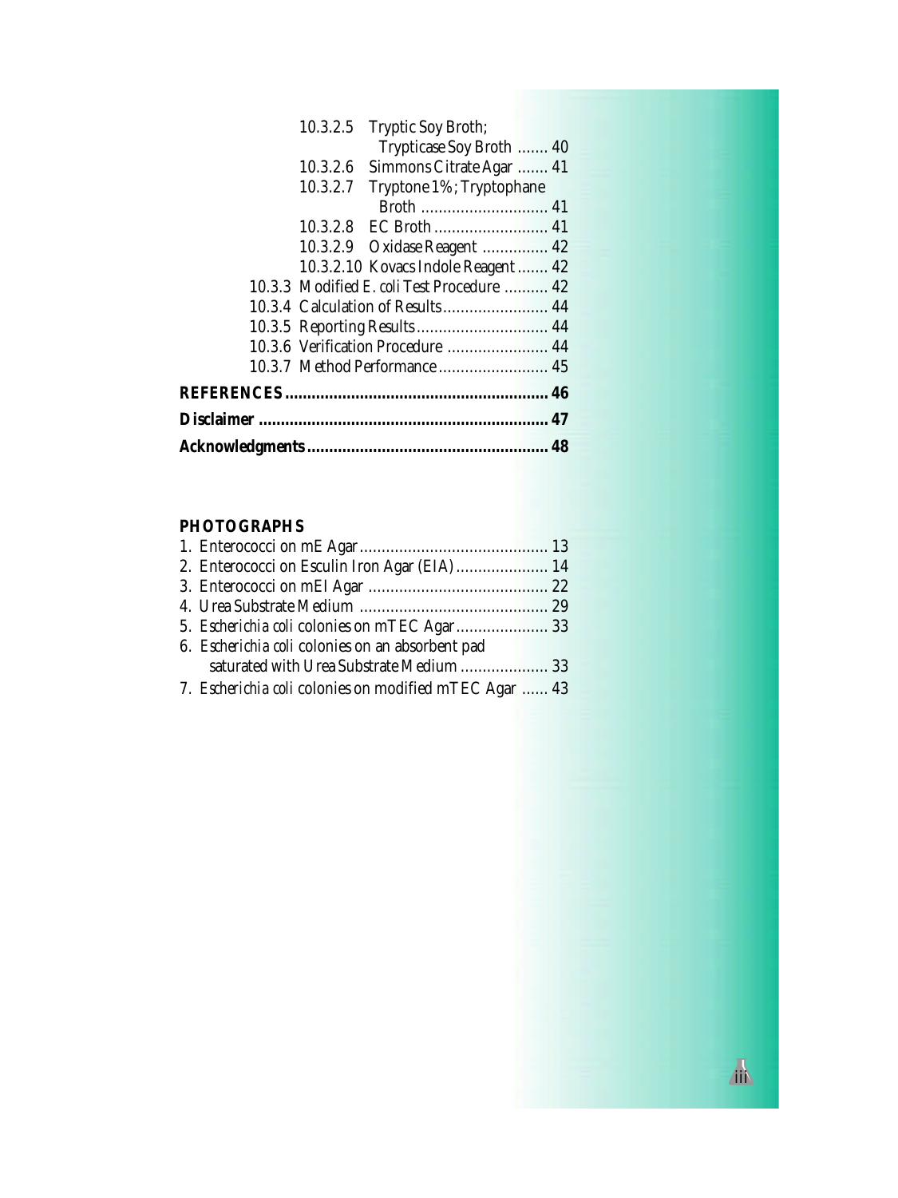10.3.2.5 Tryptic Soy Broth; Trypticase Soy Broth ....... 40
10.3.2.6 Simmons Citrate Agar ....... 41
10.3.2.7 Tryptone 1%; Tryptophane Broth ............................. 41
10.3.2.8 EC Broth .......................... 41
10.3.2.9 Oxidase Reagent ............... 42
10.3.2.10 Kovacs Indole Reagent ....... 42
10.3.3 Modified *E. coli* Test Procedure .......... 42
10.3.4 Calculation of Results........................ 44
10.3.5 Reporting Results.............................. 44
10.3.6 Verification Procedure ....................... 44
10.3.7 Method Performance......................... 45

**REFERENCES........................................................... 46**

**Disclaimer ................................................................. 47**

**Acknowledgments...................................................... 48**

**PHOTOGRAPHS**

1. Enterococci on mE Agar........................................... 13
2. Enterococci on Esculin Iron Agar (EIA)..................... 14
3. Enterococci on mEI Agar ......................................... 22
4. Urea Substrate Medium ........................................... 29
5. *Escherichia coli* colonies on mTEC Agar..................... 33
6. *Escherichia coli* colonies on an absorbent pad saturated with Urea Substrate Medium .................... 33
7. *Escherichia coli* colonies on modified mTEC Agar ...... 43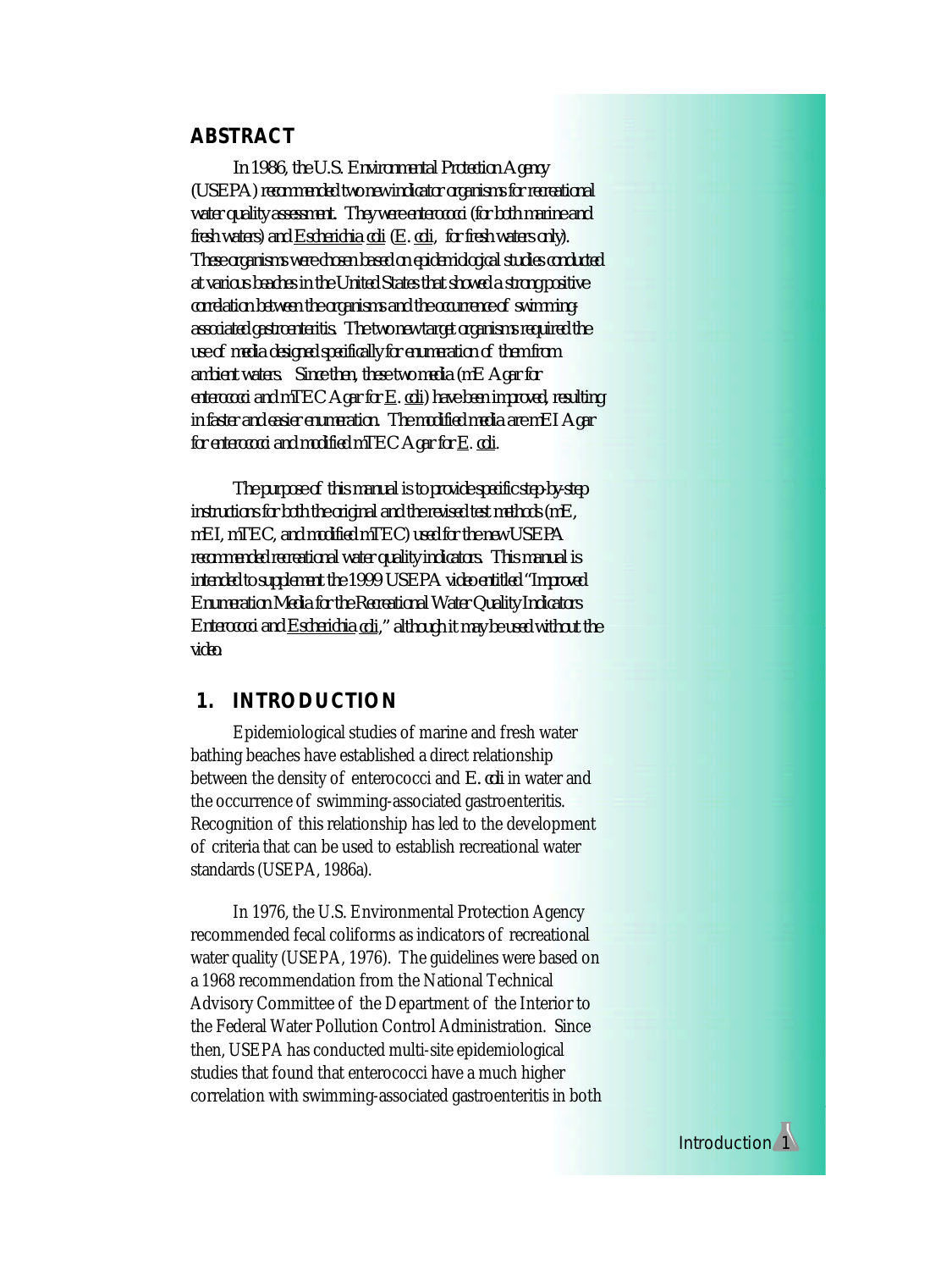## ABSTRACT

In 1986, the U.S. Environmental Protection Agency (USEPA) recommended two new indicator organisms for recreational water quality assessment. They were enterococci (for both marine and fresh waters) and Escherichia coli (E. coli, for fresh waters only). These organisms were chosen based on epidemiological studies conducted at various beaches in the United States that showed a strong positive correlation between the organisms and the occurrence of swimming-associated gastroenteritis. The two new target organisms required the use of media designed specifically for enumeration of them from ambient waters. Since then, these two media (mE Agar for enterococci and mTEC Agar for E. coli) have been improved, resulting in faster and easier enumeration. The modified media are mEI Agar for enterococci and modified mTEC Agar for E. coli.

The purpose of this manual is to provide specific step-by-step instructions for both the original and the revised test methods (mE, mEI, mTEC, and modified mTEC) used for the new USEPA recommended recreational water quality indicators. This manual is intended to supplement the 1999 USEPA video entitled "Improved Enumeration Media for the Recreational Water Quality Indicators Enterococci and Escherichia coli," although it may be used without the video.

## 1. INTRODUCTION

Epidemiological studies of marine and fresh water bathing beaches have established a direct relationship between the density of enterococci and *E. coli* in water and the occurrence of swimming-associated gastroenteritis. Recognition of this relationship has led to the development of criteria that can be used to establish recreational water standards (USEPA, 1986a).

In 1976, the U.S. Environmental Protection Agency recommended fecal coliforms as indicators of recreational water quality (USEPA, 1976). The guidelines were based on a 1968 recommendation from the National Technical Advisory Committee of the Department of the Interior to the Federal Water Pollution Control Administration. Since then, USEPA has conducted multi-site epidemiological studies that found that enterococci have a much higher correlation with swimming-associated gastroenteritis in both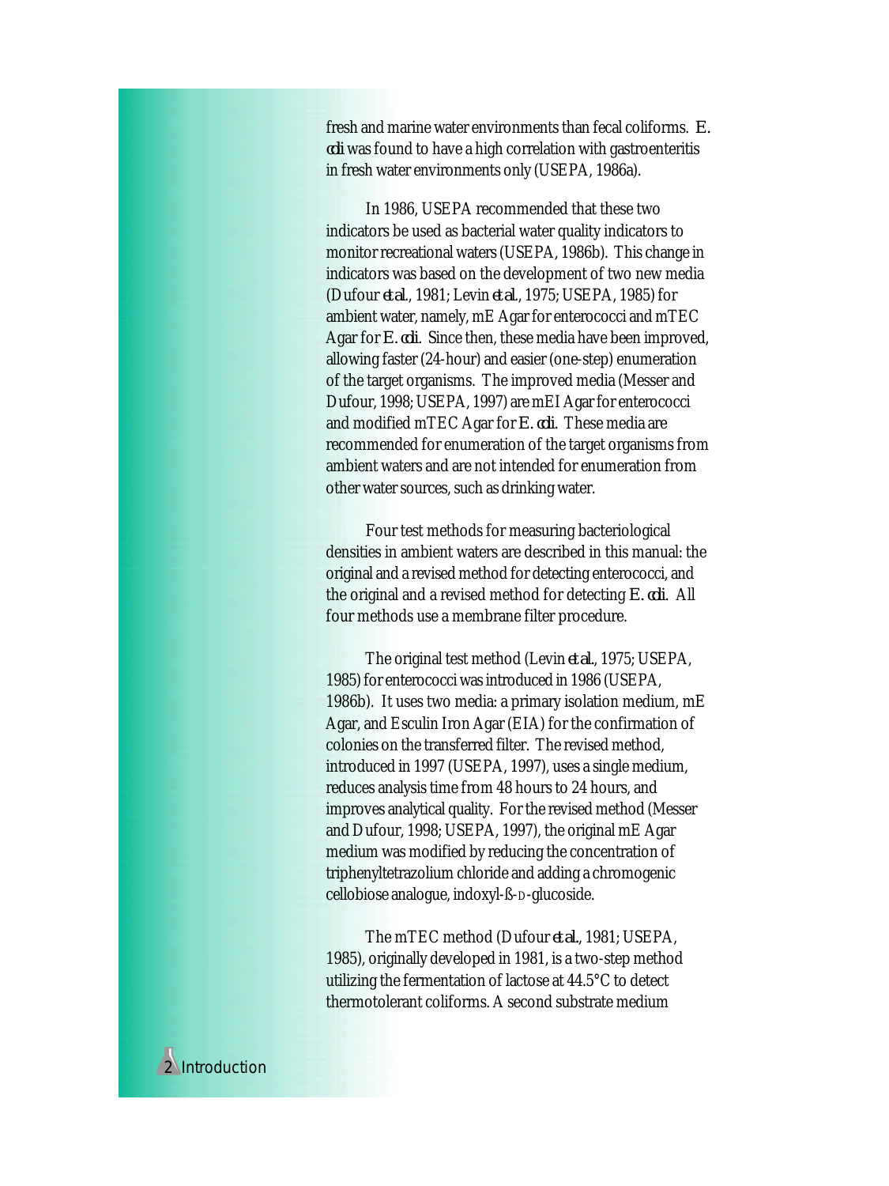fresh and marine water environments than fecal coliforms. *E. coli* was found to have a high correlation with gastroenteritis in fresh water environments only (USEPA, 1986a).

In 1986, USEPA recommended that these two indicators be used as bacterial water quality indicators to monitor recreational waters (USEPA, 1986b). This change in indicators was based on the development of two new media (Dufour *et al.*, 1981; Levin *et al.*, 1975; USEPA, 1985) for ambient water, namely, mE Agar for enterococci and mTEC Agar for *E. coli*. Since then, these media have been improved, allowing faster (24-hour) and easier (one-step) enumeration of the target organisms. The improved media (Messer and Dufour, 1998; USEPA, 1997) are mEI Agar for enterococci and modified mTEC Agar for *E. coli*. These media are recommended for enumeration of the target organisms from ambient waters and are not intended for enumeration from other water sources, such as drinking water.

Four test methods for measuring bacteriological densities in ambient waters are described in this manual: the original and a revised method for detecting enterococci, and the original and a revised method for detecting *E. coli*. All four methods use a membrane filter procedure.

The original test method (Levin *et al.*, 1975; USEPA, 1985) for enterococci was introduced in 1986 (USEPA, 1986b). It uses two media: a primary isolation medium, mE Agar, and Esculin Iron Agar (EIA) for the confirmation of colonies on the transferred filter. The revised method, introduced in 1997 (USEPA, 1997), uses a single medium, reduces analysis time from 48 hours to 24 hours, and improves analytical quality. For the revised method (Messer and Dufour, 1998; USEPA, 1997), the original mE Agar medium was modified by reducing the concentration of triphenyltetrazolium chloride and adding a chromogenic cellobiose analogue, indoxyl-ß-D-glucoside.

The mTEC method (Dufour *et al.*, 1981; USEPA, 1985), originally developed in 1981, is a two-step method utilizing the fermentation of lactose at 44.5°C to detect thermotolerant coliforms. A second substrate medium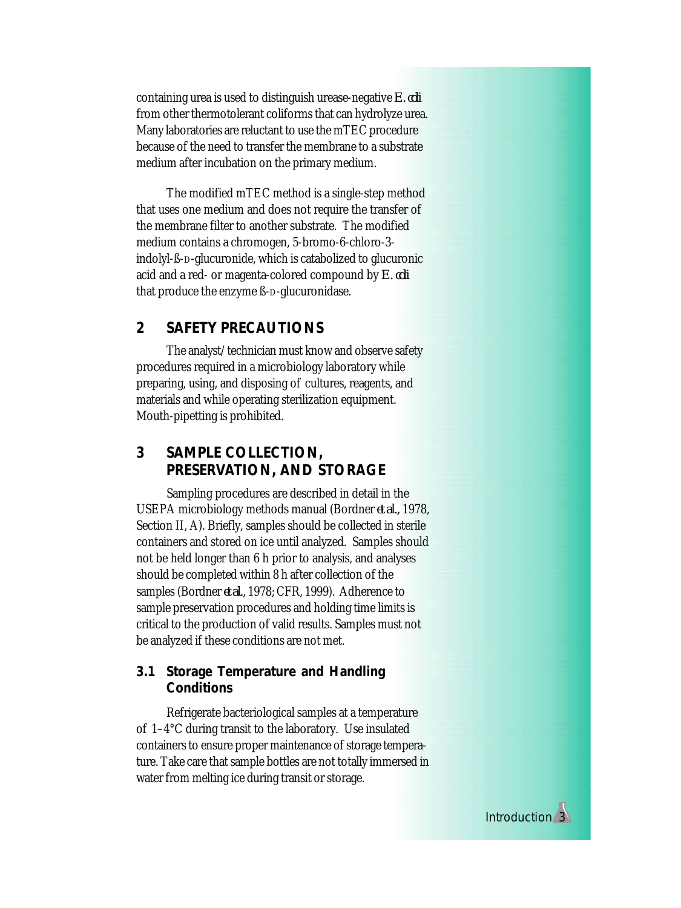containing urea is used to distinguish urease-negative *E. coli* from other thermotolerant coliforms that can hydrolyze urea. Many laboratories are reluctant to use the mTEC procedure because of the need to transfer the membrane to a substrate medium after incubation on the primary medium.

The modified mTEC method is a single-step method that uses one medium and does not require the transfer of the membrane filter to another substrate. The modified medium contains a chromogen, 5-bromo-6-chloro-3-indolyl-ß-D-glucuronide, which is catabolized to glucuronic acid and a red- or magenta-colored compound by *E. coli* that produce the enzyme ß-D-glucuronidase.

## 2 SAFETY PRECAUTIONS

The analyst/technician must know and observe safety procedures required in a microbiology laboratory while preparing, using, and disposing of cultures, reagents, and materials and while operating sterilization equipment. Mouth-pipetting is prohibited.

## 3 SAMPLE COLLECTION, PRESERVATION, AND STORAGE

Sampling procedures are described in detail in the USEPA microbiology methods manual (Bordner *et al.*, 1978, Section II, A). Briefly, samples should be collected in sterile containers and stored on ice until analyzed. Samples should not be held longer than 6 h prior to analysis, and analyses should be completed within 8 h after collection of the samples (Bordner *et al.*, 1978; CFR, 1999). Adherence to sample preservation procedures and holding time limits is critical to the production of valid results. Samples must not be analyzed if these conditions are not met.

### 3.1 Storage Temperature and Handling Conditions

Refrigerate bacteriological samples at a temperature of 1–4°C during transit to the laboratory. Use insulated containers to ensure proper maintenance of storage temperature. Take care that sample bottles are not totally immersed in water from melting ice during transit or storage.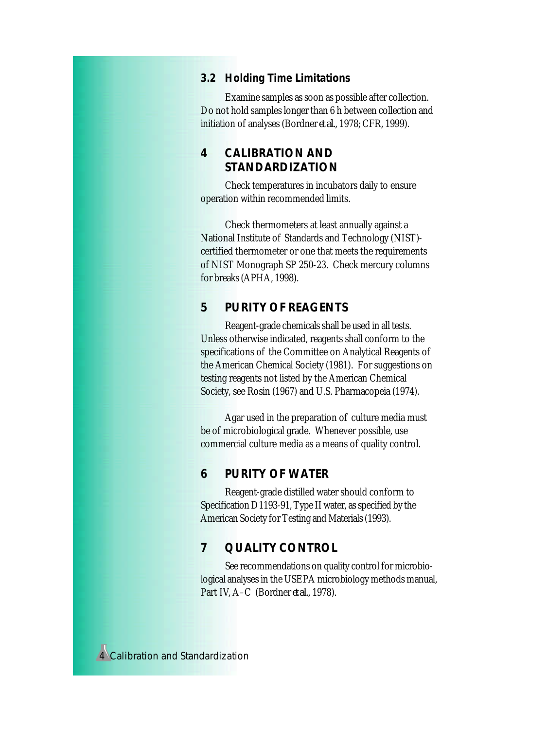### 3.2 Holding Time Limitations

Examine samples as soon as possible after collection. Do not hold samples longer than 6 h between collection and initiation of analyses (Bordner *et al.*, 1978; CFR, 1999).

## 4 CALIBRATION AND STANDARDIZATION

Check temperatures in incubators daily to ensure operation within recommended limits.

Check thermometers at least annually against a National Institute of Standards and Technology (NIST)-certified thermometer or one that meets the requirements of NIST Monograph SP 250-23. Check mercury columns for breaks (APHA, 1998).

## 5 PURITY OF REAGENTS

Reagent-grade chemicals shall be used in all tests. Unless otherwise indicated, reagents shall conform to the specifications of the Committee on Analytical Reagents of the American Chemical Society (1981). For suggestions on testing reagents not listed by the American Chemical Society, see Rosin (1967) and U.S. Pharmacopeia (1974).

Agar used in the preparation of culture media must be of microbiological grade. Whenever possible, use commercial culture media as a means of quality control.

## 6 PURITY OF WATER

Reagent-grade distilled water should conform to Specification D1193-91, Type II water, as specified by the American Society for Testing and Materials (1993).

## 7 QUALITY CONTROL

See recommendations on quality control for microbiological analyses in the USEPA microbiology methods manual, Part IV, A–C (Bordner *et al.*, 1978).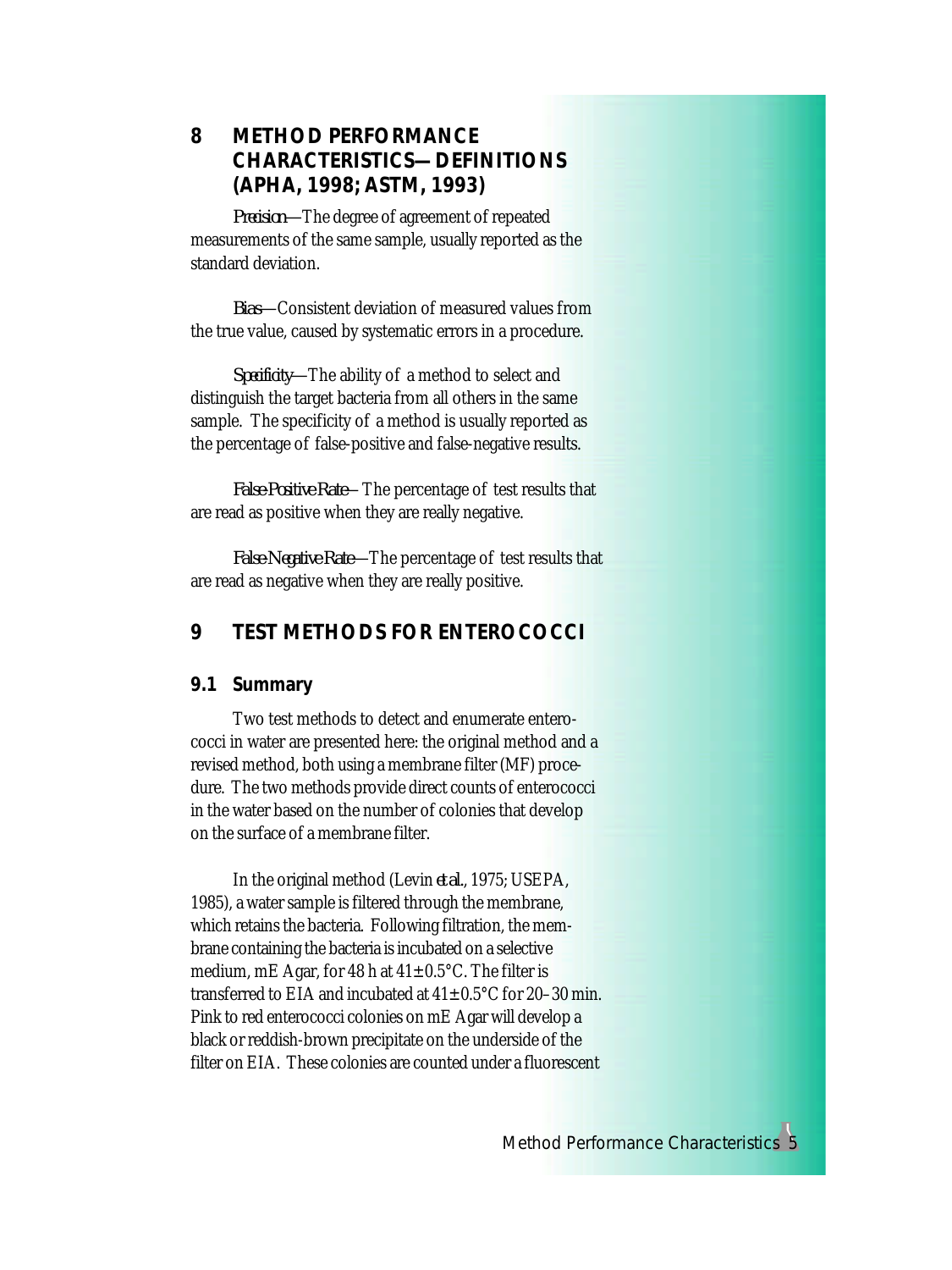## 8 METHOD PERFORMANCE CHARACTERISTICS—DEFINITIONS (APHA, 1998; ASTM, 1993)

*Precision*—The degree of agreement of repeated measurements of the same sample, usually reported as the standard deviation.

*Bias*—Consistent deviation of measured values from the true value, caused by systematic errors in a procedure.

*Specificity*—The ability of a method to select and distinguish the target bacteria from all others in the same sample. The specificity of a method is usually reported as the percentage of false-positive and false-negative results.

*False-Positive Rate*—The percentage of test results that are read as positive when they are really negative.

*False-Negative Rate*—The percentage of test results that are read as negative when they are really positive.

## 9 TEST METHODS FOR ENTEROCOCCI

### 9.1 Summary

Two test methods to detect and enumerate enterococci in water are presented here: the original method and a revised method, both using a membrane filter (MF) procedure. The two methods provide direct counts of enterococci in the water based on the number of colonies that develop on the surface of a membrane filter.

In the original method (Levin *et al.*, 1975; USEPA, 1985), a water sample is filtered through the membrane, which retains the bacteria. Following filtration, the membrane containing the bacteria is incubated on a selective medium, mE Agar, for 48 h at 41 ± 0.5°C. The filter is transferred to EIA and incubated at 41 ± 0.5°C for 20–30 min. Pink to red enterococci colonies on mE Agar will develop a black or reddish-brown precipitate on the underside of the filter on EIA. These colonies are counted under a fluorescent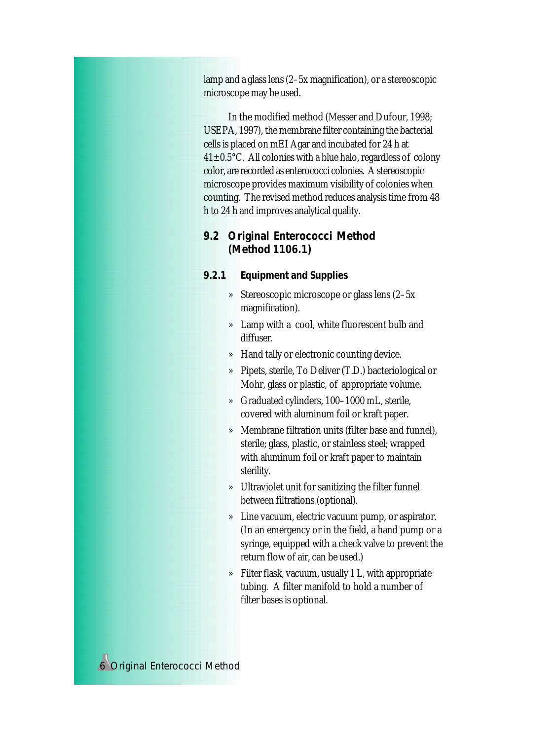lamp and a glass lens (2–5x magnification), or a stereoscopic microscope may be used.

In the modified method (Messer and Dufour, 1998; USEPA, 1997), the membrane filter containing the bacterial cells is placed on mEI Agar and incubated for 24 h at 41±0.5°C. All colonies with a blue halo, regardless of colony color, are recorded as enterococci colonies. A stereoscopic microscope provides maximum visibility of colonies when counting. The revised method reduces analysis time from 48 h to 24 h and improves analytical quality.

## 9.2 Original Enterococci Method (Method 1106.1)

### 9.2.1 Equipment and Supplies

- Stereoscopic microscope or glass lens (2–5x magnification).
- Lamp with a cool, white fluorescent bulb and diffuser.
- Hand tally or electronic counting device.
- Pipets, sterile, To Deliver (T.D.) bacteriological or Mohr, glass or plastic, of appropriate volume.
- Graduated cylinders, 100–1000 mL, sterile, covered with aluminum foil or kraft paper.
- Membrane filtration units (filter base and funnel), sterile; glass, plastic, or stainless steel; wrapped with aluminum foil or kraft paper to maintain sterility.
- Ultraviolet unit for sanitizing the filter funnel between filtrations (optional).
- Line vacuum, electric vacuum pump, or aspirator. (In an emergency or in the field, a hand pump or a syringe, equipped with a check valve to prevent the return flow of air, can be used.)
- Filter flask, vacuum, usually 1 L, with appropriate tubing. A filter manifold to hold a number of filter bases is optional.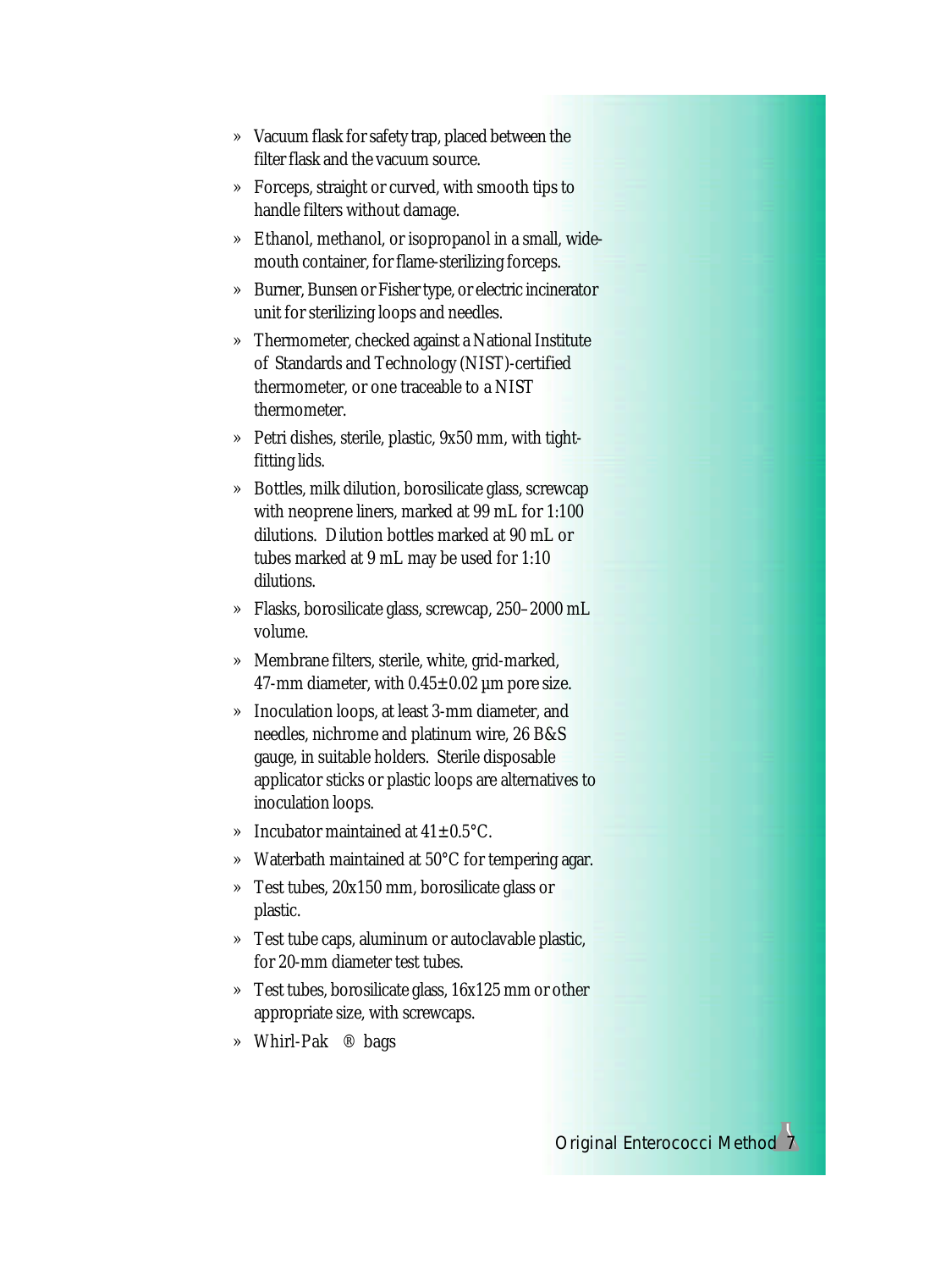- Vacuum flask for safety trap, placed between the filter flask and the vacuum source.
- Forceps, straight or curved, with smooth tips to handle filters without damage.
- Ethanol, methanol, or isopropanol in a small, wide-mouth container, for flame-sterilizing forceps.
- Burner, Bunsen or Fisher type, or electric incinerator unit for sterilizing loops and needles.
- Thermometer, checked against a National Institute of Standards and Technology (NIST)-certified thermometer, or one traceable to a NIST thermometer.
- Petri dishes, sterile, plastic, 9x50 mm, with tight-fitting lids.
- Bottles, milk dilution, borosilicate glass, screwcap with neoprene liners, marked at 99 mL for 1:100 dilutions. Dilution bottles marked at 90 mL or tubes marked at 9 mL may be used for 1:10 dilutions.
- Flasks, borosilicate glass, screwcap, 250–2000 mL volume.
- Membrane filters, sterile, white, grid-marked, 47-mm diameter, with 0.45±0.02 µm pore size.
- Inoculation loops, at least 3-mm diameter, and needles, nichrome and platinum wire, 26 B&S gauge, in suitable holders. Sterile disposable applicator sticks or plastic loops are alternatives to inoculation loops.
- Incubator maintained at 41±0.5°C.
- Waterbath maintained at 50°C for tempering agar.
- Test tubes, 20x150 mm, borosilicate glass or plastic.
- Test tube caps, aluminum or autoclavable plastic, for 20-mm diameter test tubes.
- Test tubes, borosilicate glass, 16x125 mm or other appropriate size, with screwcaps.
- Whirl-Pak® bags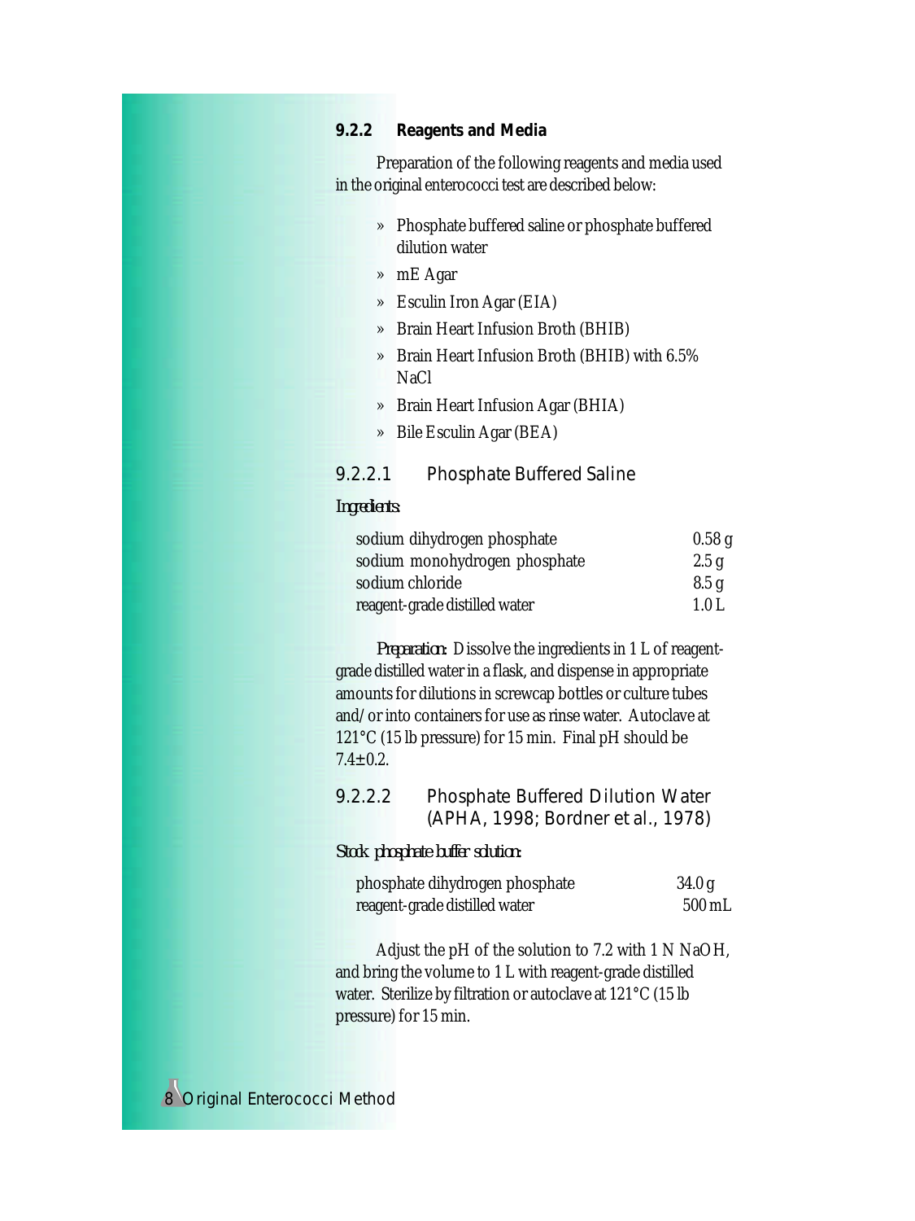### 9.2.2 Reagents and Media

Preparation of the following reagents and media used in the original enterococci test are described below:

- » Phosphate buffered saline or phosphate buffered dilution water
- » mE Agar
- » Esculin Iron Agar (EIA)
- » Brain Heart Infusion Broth (BHIB)
- » Brain Heart Infusion Broth (BHIB) with 6.5% NaCl
- » Brain Heart Infusion Agar (BHIA)
- » Bile Esculin Agar (BEA)

#### 9.2.2.1 Phosphate Buffered Saline

*Ingredients:*

| | |
|---|---|
| sodium dihydrogen phosphate | 0.58 g |
| sodium monohydrogen phosphate | 2.5 g |
| sodium chloride | 8.5 g |
| reagent-grade distilled water | 1.0 L |

*Preparation:* Dissolve the ingredients in 1 L of reagent-grade distilled water in a flask, and dispense in appropriate amounts for dilutions in screwcap bottles or culture tubes and/or into containers for use as rinse water. Autoclave at 121°C (15 lb pressure) for 15 min. Final pH should be 7.4±0.2.

#### 9.2.2.2 Phosphate Buffered Dilution Water (APHA, 1998; Bordner et al., 1978)

*Stock phosphate buffer solution:*

| | |
|---|---|
| phosphate dihydrogen phosphate | 34.0 g |
| reagent-grade distilled water | 500 mL |

Adjust the pH of the solution to 7.2 with 1 N NaOH, and bring the volume to 1 L with reagent-grade distilled water. Sterilize by filtration or autoclave at 121°C (15 lb pressure) for 15 min.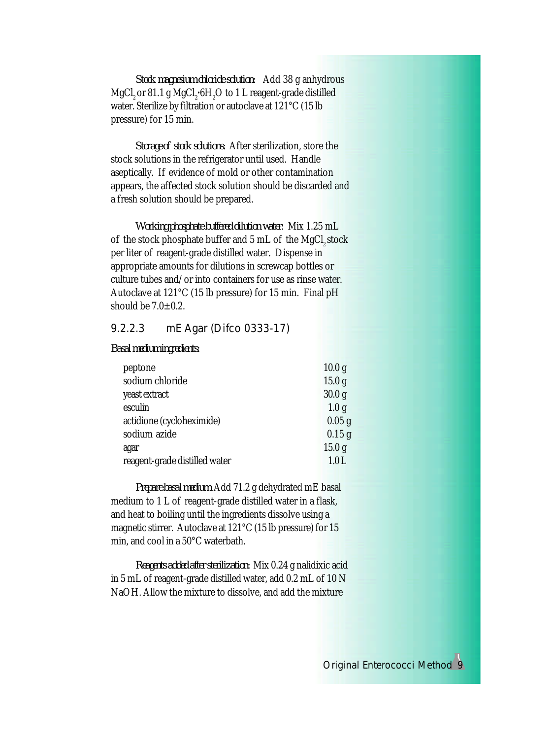*Stock magnesium chloride solution:* Add 38 g anhydrous $MgCl_2$ or 81.1 g $MgCl_2 \cdot 6H_2O$ to 1 L reagent-grade distilled water. Sterilize by filtration or autoclave at 121°C (15 lb pressure) for 15 min.

*Storage of stock solutions:* After sterilization, store the stock solutions in the refrigerator until used. Handle aseptically. If evidence of mold or other contamination appears, the affected stock solution should be discarded and a fresh solution should be prepared.

*Working phosphate buffered dilution water:* Mix 1.25 mL of the stock phosphate buffer and 5 mL of the $MgCl_2$ stock per liter of reagent-grade distilled water. Dispense in appropriate amounts for dilutions in screwcap bottles or culture tubes and/or into containers for use as rinse water. Autoclave at 121°C (15 lb pressure) for 15 min. Final pH should be 7.0±0.2.

### 9.2.2.3 mE Agar (Difco 0333-17)

*Basal medium ingredients:*

| | |
|---|---|
| peptone | 10.0 g |
| sodium chloride | 15.0 g |
| yeast extract | 30.0 g |
| esculin | 1.0 g |
| actidione (cycloheximide) | 0.05 g |
| sodium azide | 0.15 g |
| agar | 15.0 g |
| reagent-grade distilled water | 1.0 L |

*Prepare basal medium.* Add 71.2 g dehydrated mE basal medium to 1 L of reagent-grade distilled water in a flask, and heat to boiling until the ingredients dissolve using a magnetic stirrer. Autoclave at 121°C (15 lb pressure) for 15 min, and cool in a 50°C waterbath.

*Reagents added after sterilization:* Mix 0.24 g nalidixic acid in 5 mL of reagent-grade distilled water, add 0.2 mL of 10 N NaOH. Allow the mixture to dissolve, and add the mixture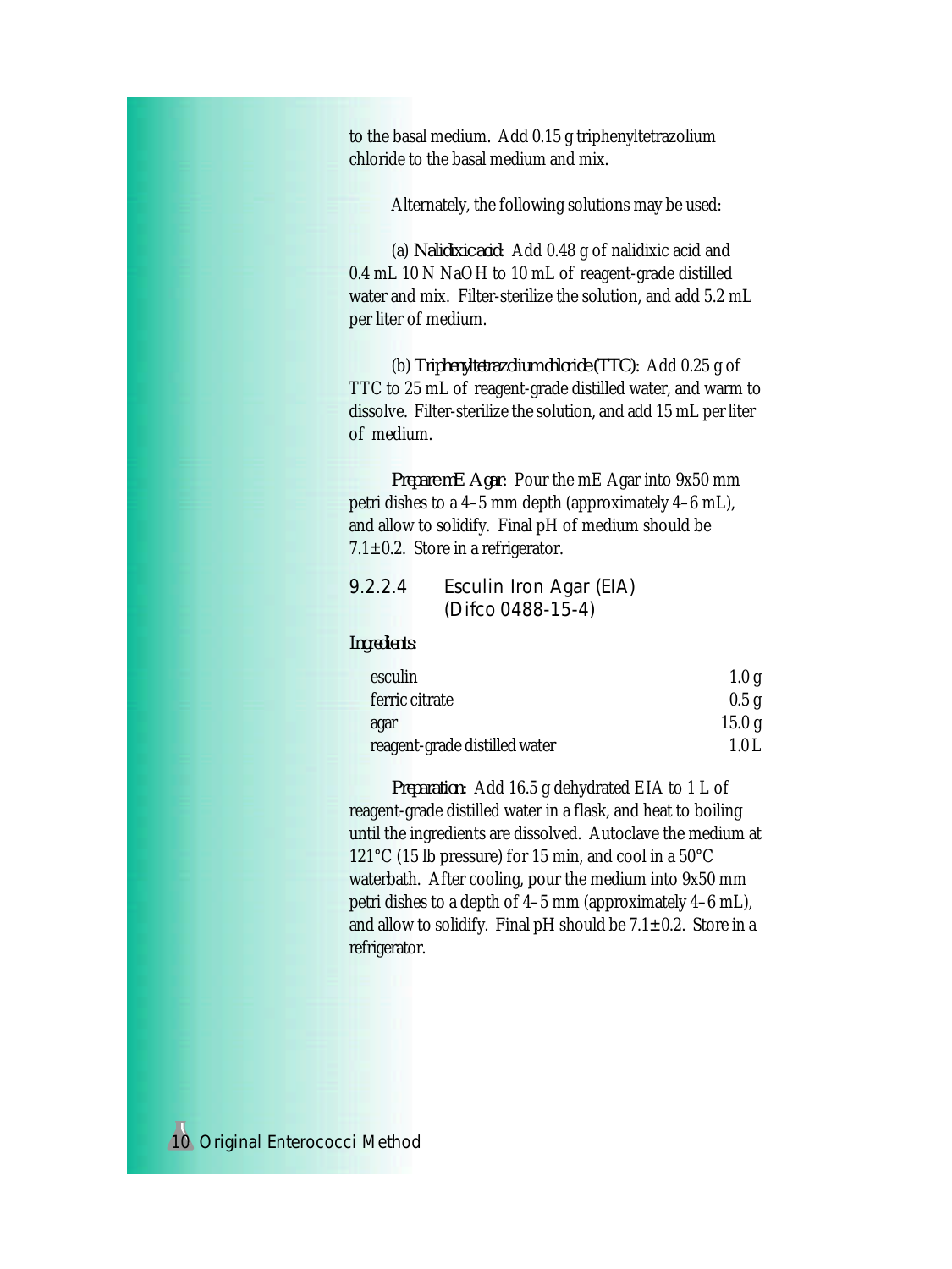to the basal medium. Add 0.15 g triphenyltetrazolium chloride to the basal medium and mix.

Alternately, the following solutions may be used:

(a) *Nalidixic acid:* Add 0.48 g of nalidixic acid and 0.4 mL 10 N NaOH to 10 mL of reagent-grade distilled water and mix. Filter-sterilize the solution, and add 5.2 mL per liter of medium.

(b) *Triphenyltetrazolium chloride (TTC):* Add 0.25 g of TTC to 25 mL of reagent-grade distilled water, and warm to dissolve. Filter-sterilize the solution, and add 15 mL per liter of medium.

*Prepare mE Agar:* Pour the mE Agar into 9x50 mm petri dishes to a 4–5 mm depth (approximately 4–6 mL), and allow to solidify. Final pH of medium should be 7.1±0.2. Store in a refrigerator.

#### 9.2.2.4 Esculin Iron Agar (EIA) (Difco 0488-15-4)

*Ingredients:*

| | |
|---|---|
| esculin | 1.0 g |
| ferric citrate | 0.5 g |
| agar | 15.0 g |
| reagent-grade distilled water | 1.0 L |

*Preparation:* Add 16.5 g dehydrated EIA to 1 L of reagent-grade distilled water in a flask, and heat to boiling until the ingredients are dissolved. Autoclave the medium at 121°C (15 lb pressure) for 15 min, and cool in a 50°C waterbath. After cooling, pour the medium into 9x50 mm petri dishes to a depth of 4–5 mm (approximately 4–6 mL), and allow to solidify. Final pH should be 7.1±0.2. Store in a refrigerator.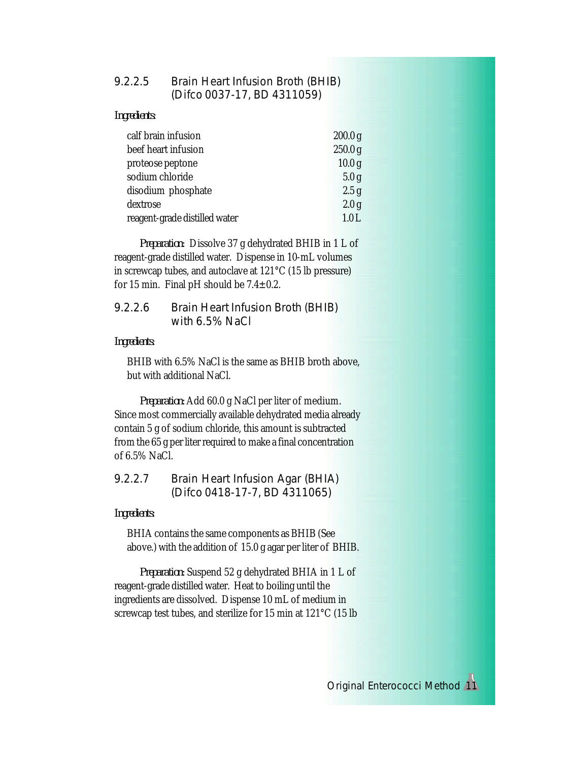### 9.2.2.5 Brain Heart Infusion Broth (BHIB) (Difco 0037-17, BD 4311059)

*Ingredients:*

| | |
|---|---|
| calf brain infusion | 200.0 g |
| beef heart infusion | 250.0 g |
| proteose peptone | 10.0 g |
| sodium chloride | 5.0 g |
| disodium phosphate | 2.5 g |
| dextrose | 2.0 g |
| reagent-grade distilled water | 1.0 L |

*Preparation:* Dissolve 37 g dehydrated BHIB in 1 L of reagent-grade distilled water. Dispense in 10-mL volumes in screwcap tubes, and autoclave at 121°C (15 lb pressure) for 15 min. Final pH should be 7.4±0.2.

### 9.2.2.6 Brain Heart Infusion Broth (BHIB) with 6.5% NaCl

*Ingredients:*

BHIB with 6.5% NaCl is the same as BHIB broth above, but with additional NaCl.

*Preparation:* Add 60.0 g NaCl per liter of medium. Since most commercially available dehydrated media already contain 5 g of sodium chloride, this amount is subtracted from the 65 g per liter required to make a final concentration of 6.5% NaCl.

### 9.2.2.7 Brain Heart Infusion Agar (BHIA) (Difco 0418-17-7, BD 4311065)

*Ingredients:*

BHIA contains the same components as BHIB (See above.) with the addition of 15.0 g agar per liter of BHIB.

*Preparation:* Suspend 52 g dehydrated BHIA in 1 L of reagent-grade distilled water. Heat to boiling until the ingredients are dissolved. Dispense 10 mL of medium in screwcap test tubes, and sterilize for 15 min at 121°C (15 lb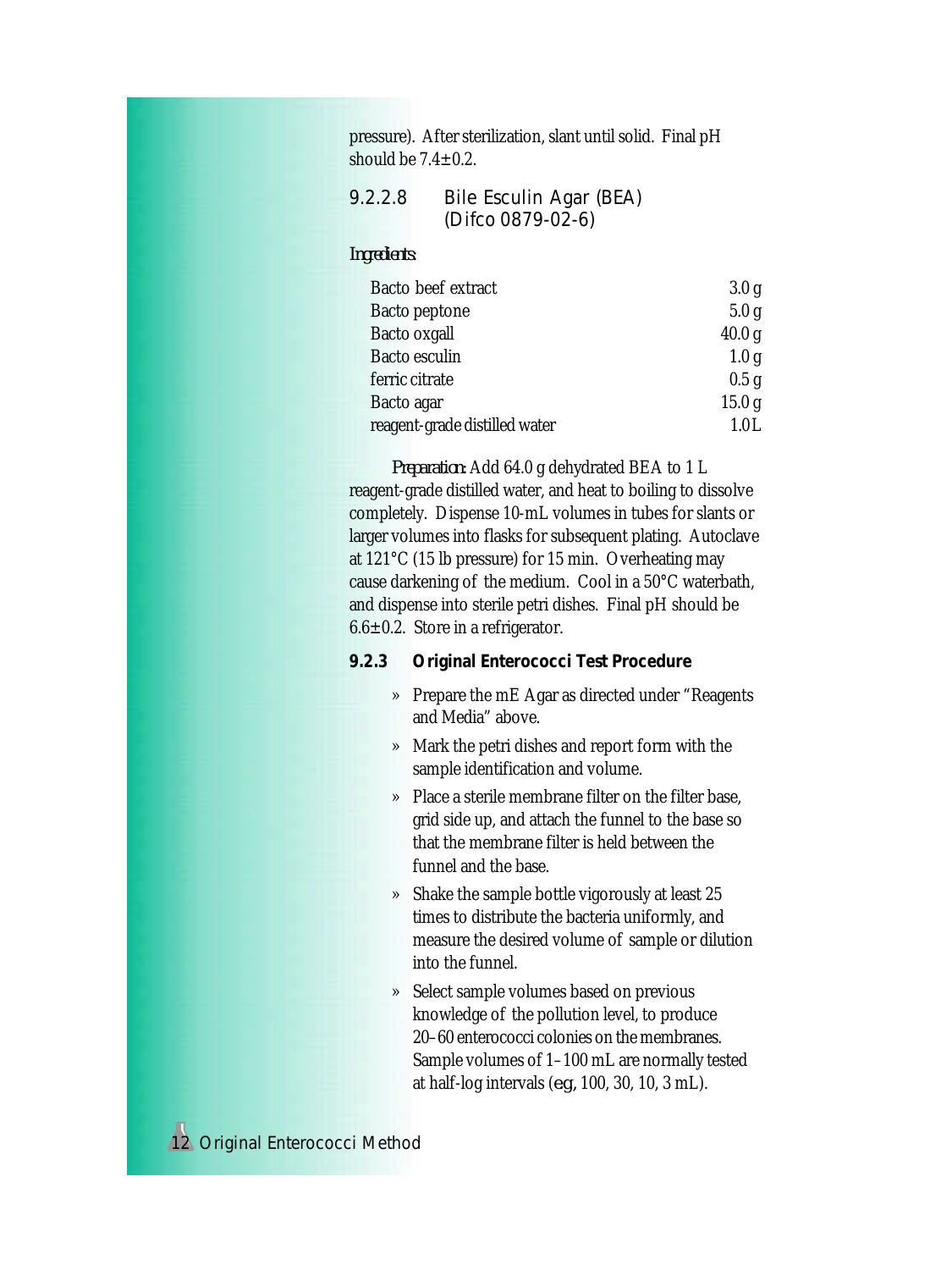pressure). After sterilization, slant until solid. Final pH should be 7.4±0.2.

#### 9.2.2.8 Bile Esculin Agar (BEA) (Difco 0879-02-6)

*Ingredients:*

| | |
|---|---|
| Bacto beef extract | 3.0 g |
| Bacto peptone | 5.0 g |
| Bacto oxgall | 40.0 g |
| Bacto esculin | 1.0 g |
| ferric citrate | 0.5 g |
| Bacto agar | 15.0 g |
| reagent-grade distilled water | 1.0 L |

*Preparation:* Add 64.0 g dehydrated BEA to 1 L reagent-grade distilled water, and heat to boiling to dissolve completely. Dispense 10-mL volumes in tubes for slants or larger volumes into flasks for subsequent plating. Autoclave at 121°C (15 lb pressure) for 15 min. Overheating may cause darkening of the medium. Cool in a 50°C waterbath, and dispense into sterile petri dishes. Final pH should be 6.6±0.2. Store in a refrigerator.

### 9.2.3 Original Enterococci Test Procedure

» Prepare the mE Agar as directed under "Reagents and Media" above.

» Mark the petri dishes and report form with the sample identification and volume.

» Place a sterile membrane filter on the filter base, grid side up, and attach the funnel to the base so that the membrane filter is held between the funnel and the base.

» Shake the sample bottle vigorously at least 25 times to distribute the bacteria uniformly, and measure the desired volume of sample or dilution into the funnel.

» Select sample volumes based on previous knowledge of the pollution level, to produce 20–60 enterococci colonies on the membranes. Sample volumes of 1–100 mL are normally tested at half-log intervals (*e.g.*, 100, 30, 10, 3 mL).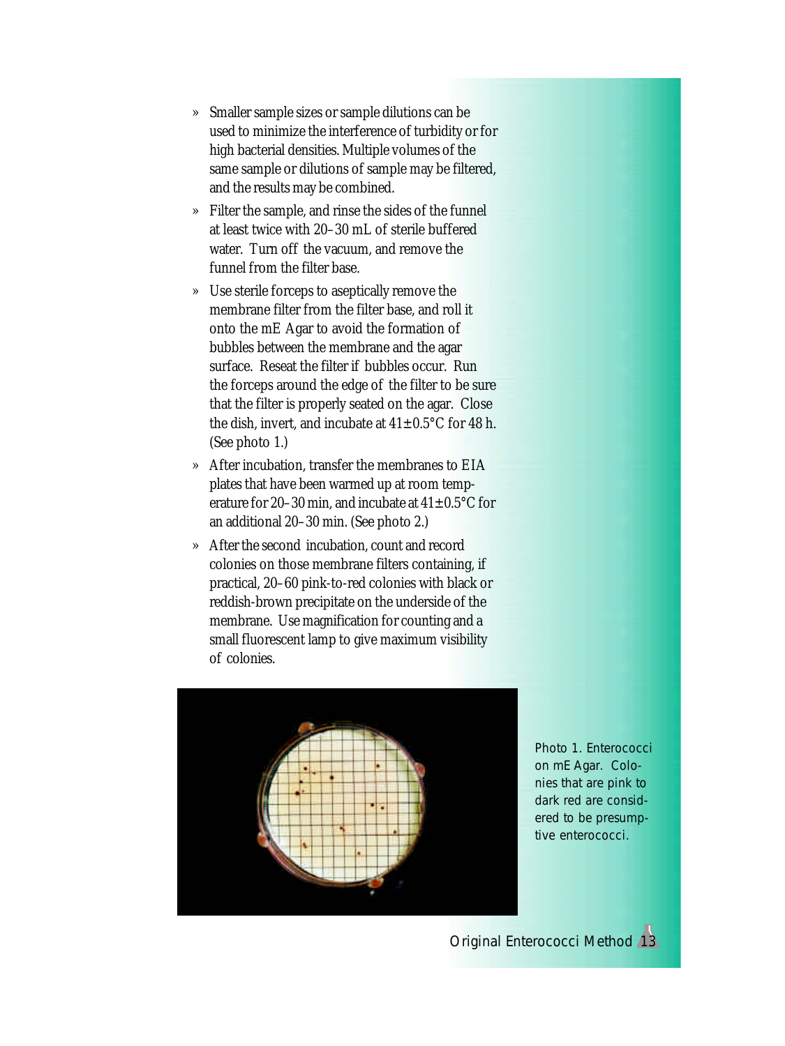- Smaller sample sizes or sample dilutions can be used to minimize the interference of turbidity or for high bacterial densities. Multiple volumes of the same sample or dilutions of sample may be filtered, and the results may be combined.
- Filter the sample, and rinse the sides of the funnel at least twice with 20–30 mL of sterile buffered water. Turn off the vacuum, and remove the funnel from the filter base.
- Use sterile forceps to aseptically remove the membrane filter from the filter base, and roll it onto the mE Agar to avoid the formation of bubbles between the membrane and the agar surface. Reseat the filter if bubbles occur. Run the forceps around the edge of the filter to be sure that the filter is properly seated on the agar. Close the dish, invert, and incubate at 41±0.5°C for 48 h. (See photo 1.)
- After incubation, transfer the membranes to EIA plates that have been warmed up at room temperature for 20–30 min, and incubate at 41±0.5°C for an additional 20–30 min. (See photo 2.)
- After the second incubation, count and record colonies on those membrane filters containing, if practical, 20–60 pink-to-red colonies with black or reddish-brown precipitate on the underside of the membrane. Use magnification for counting and a small fluorescent lamp to give maximum visibility of colonies.

Photo 1. Enterococci on mE Agar. Colonies that are pink to dark red are considered to be presumptive enterococci.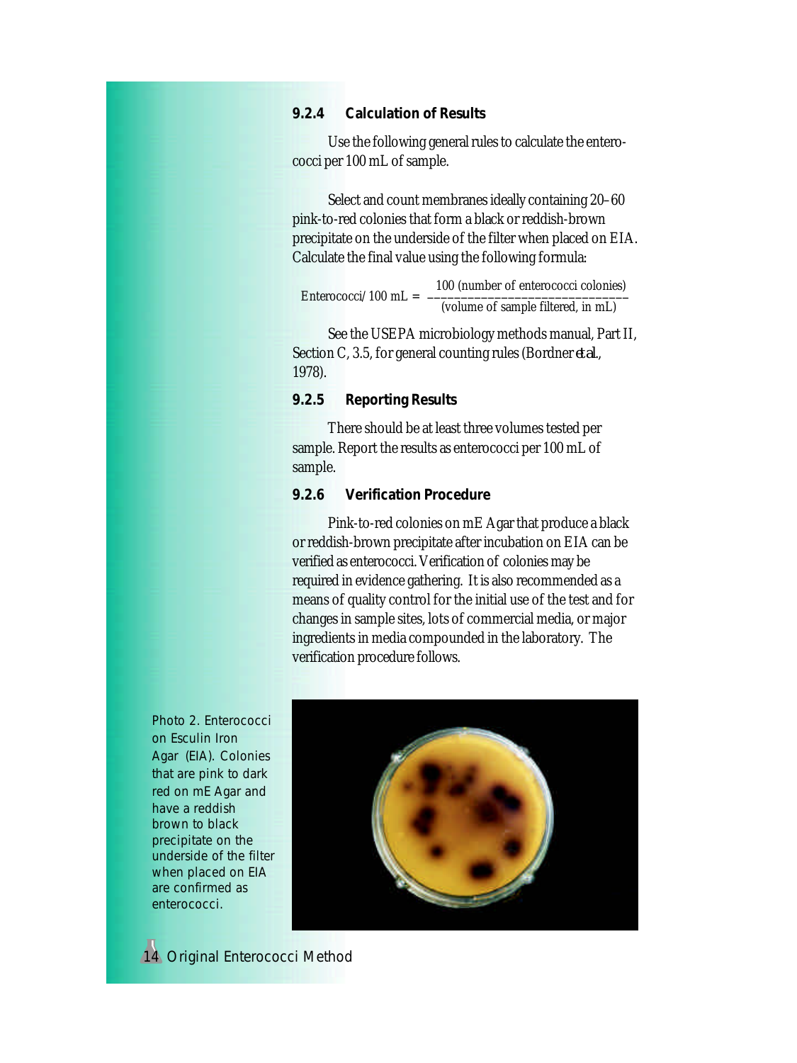### 9.2.4 Calculation of Results

Use the following general rules to calculate the enterococci per 100 mL of sample.

Select and count membranes ideally containing 20–60 pink-to-red colonies that form a black or reddish-brown precipitate on the underside of the filter when placed on EIA. Calculate the final value using the following formula:

$$\text{Enterococci/ 100 mL} = \frac{100 \text{ (number of enterococci colonies)}}{\text{(volume of sample filtered, in mL)}}$$

See the USEPA microbiology methods manual, Part II, Section C, 3.5, for general counting rules (Bordner *et al.*, 1978).

### 9.2.5 Reporting Results

There should be at least three volumes tested per sample. Report the results as enterococci per 100 mL of sample.

### 9.2.6 Verification Procedure

Pink-to-red colonies on mE Agar that produce a black or reddish-brown precipitate after incubation on EIA can be verified as enterococci. Verification of colonies may be required in evidence gathering. It is also recommended as a means of quality control for the initial use of the test and for changes in sample sites, lots of commercial media, or major ingredients in media compounded in the laboratory. The verification procedure follows.

Photo 2. Enterococci on Esculin Iron Agar (EIA). Colonies that are pink to dark red on mE Agar and have a reddish brown to black precipitate on the underside of the filter when placed on EIA are confirmed as enterococci.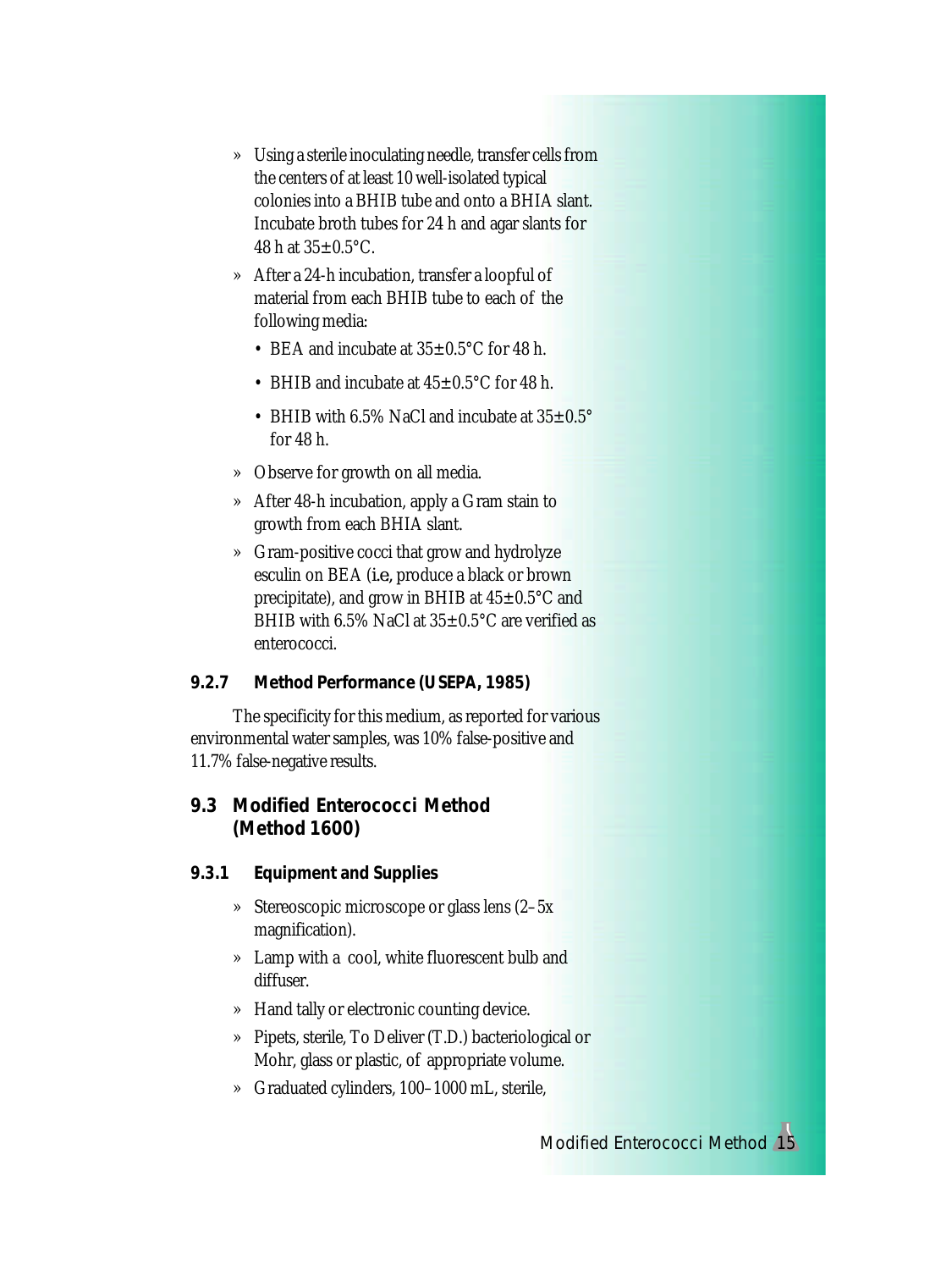- Using a sterile inoculating needle, transfer cells from the centers of at least 10 well-isolated typical colonies into a BHIB tube and onto a BHIA slant. Incubate broth tubes for 24 h and agar slants for 48 h at 35±0.5°C.
- After a 24-h incubation, transfer a loopful of material from each BHIB tube to each of the following media:
  - BEA and incubate at 35±0.5°C for 48 h.
  - BHIB and incubate at 45±0.5°C for 48 h.
  - BHIB with 6.5% NaCl and incubate at 35±0.5° for 48 h.
- Observe for growth on all media.
- After 48-h incubation, apply a Gram stain to growth from each BHIA slant.
- Gram-positive cocci that grow and hydrolyze esculin on BEA (*i.e.,* produce a black or brown precipitate), and grow in BHIB at 45±0.5°C and BHIB with 6.5% NaCl at 35±0.5°C are verified as enterococci.

#### 9.2.7 Method Performance (USEPA, 1985)

The specificity for this medium, as reported for various environmental water samples, was 10% false-positive and 11.7% false-negative results.

## 9.3 Modified Enterococci Method (Method 1600)

#### 9.3.1 Equipment and Supplies

- Stereoscopic microscope or glass lens (2–5x magnification).
- Lamp with a cool, white fluorescent bulb and diffuser.
- Hand tally or electronic counting device.
- Pipets, sterile, To Deliver (T.D.) bacteriological or Mohr, glass or plastic, of appropriate volume.
- Graduated cylinders, 100–1000 mL, sterile,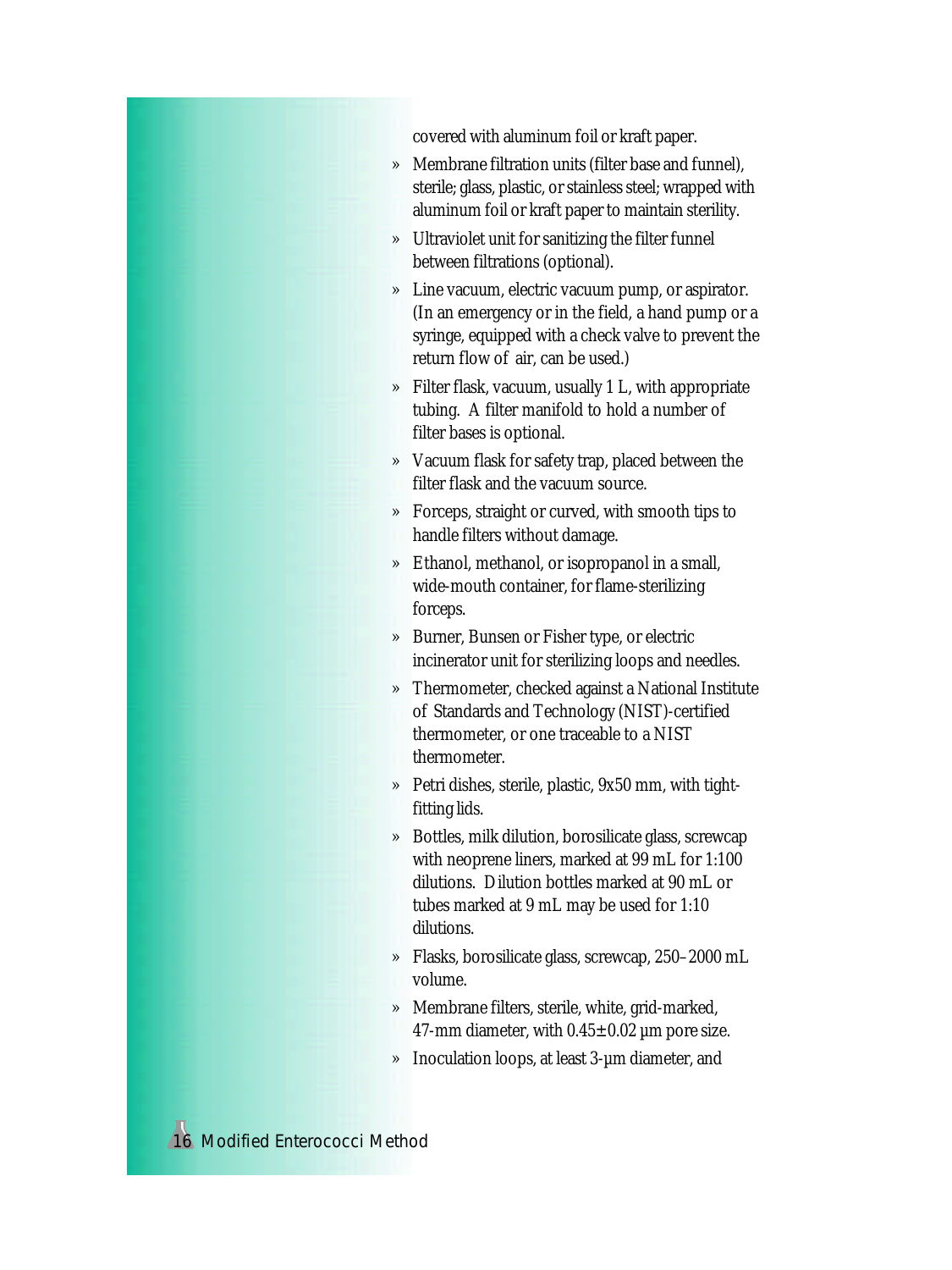covered with aluminum foil or kraft paper.

- Membrane filtration units (filter base and funnel), sterile; glass, plastic, or stainless steel; wrapped with aluminum foil or kraft paper to maintain sterility.
- Ultraviolet unit for sanitizing the filter funnel between filtrations (optional).
- Line vacuum, electric vacuum pump, or aspirator. (In an emergency or in the field, a hand pump or a syringe, equipped with a check valve to prevent the return flow of air, can be used.)
- Filter flask, vacuum, usually 1 L, with appropriate tubing. A filter manifold to hold a number of filter bases is optional.
- Vacuum flask for safety trap, placed between the filter flask and the vacuum source.
- Forceps, straight or curved, with smooth tips to handle filters without damage.
- Ethanol, methanol, or isopropanol in a small, wide-mouth container, for flame-sterilizing forceps.
- Burner, Bunsen or Fisher type, or electric incinerator unit for sterilizing loops and needles.
- Thermometer, checked against a National Institute of Standards and Technology (NIST)-certified thermometer, or one traceable to a NIST thermometer.
- Petri dishes, sterile, plastic, 9x50 mm, with tight-fitting lids.
- Bottles, milk dilution, borosilicate glass, screwcap with neoprene liners, marked at 99 mL for 1:100 dilutions. Dilution bottles marked at 90 mL or tubes marked at 9 mL may be used for 1:10 dilutions.
- Flasks, borosilicate glass, screwcap, 250–2000 mL volume.
- Membrane filters, sterile, white, grid-marked, 47-mm diameter, with 0.45±0.02 µm pore size.
- Inoculation loops, at least 3-µm diameter, and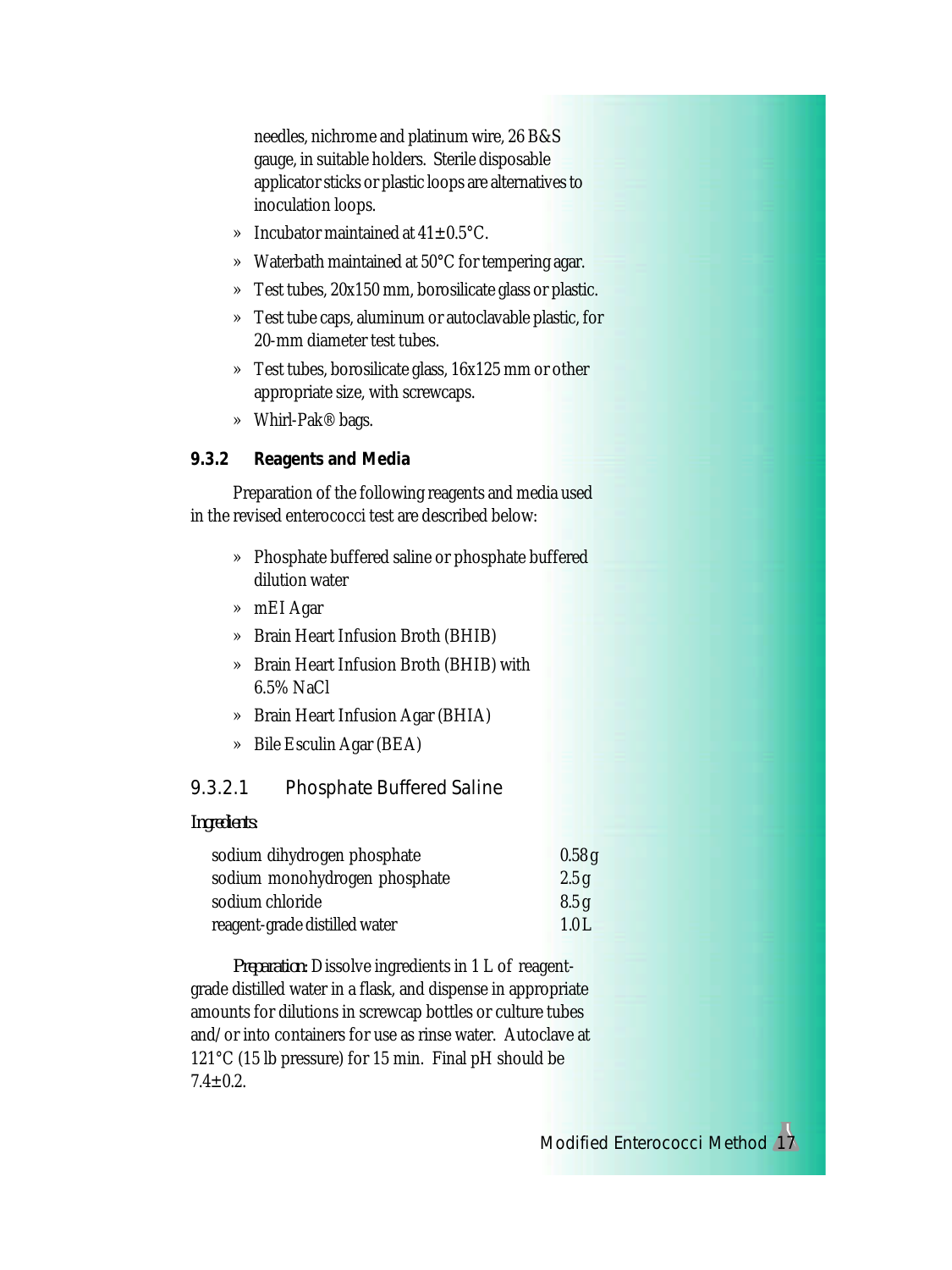needles, nichrome and platinum wire, 26 B&S gauge, in suitable holders. Sterile disposable applicator sticks or plastic loops are alternatives to inoculation loops.

- Incubator maintained at 41±0.5°C.
- Waterbath maintained at 50°C for tempering agar.
- Test tubes, 20x150 mm, borosilicate glass or plastic.
- Test tube caps, aluminum or autoclavable plastic, for 20-mm diameter test tubes.
- Test tubes, borosilicate glass, 16x125 mm or other appropriate size, with screwcaps.
- Whirl-Pak® bags.

### 9.3.2 Reagents and Media

Preparation of the following reagents and media used in the revised enterococci test are described below:

- Phosphate buffered saline or phosphate buffered dilution water
- mEI Agar
- Brain Heart Infusion Broth (BHIB)
- Brain Heart Infusion Broth (BHIB) with 6.5% NaCl
- Brain Heart Infusion Agar (BHIA)
- Bile Esculin Agar (BEA)

#### 9.3.2.1 Phosphate Buffered Saline

*Ingredients:*

| | |
|---|---|
| sodium dihydrogen phosphate | 0.58 g |
| sodium monohydrogen phosphate | 2.5 g |
| sodium chloride | 8.5 g |
| reagent-grade distilled water | 1.0 L |

*Preparation:* Dissolve ingredients in 1 L of reagent-grade distilled water in a flask, and dispense in appropriate amounts for dilutions in screwcap bottles or culture tubes and/or into containers for use as rinse water. Autoclave at 121°C (15 lb pressure) for 15 min. Final pH should be 7.4±0.2.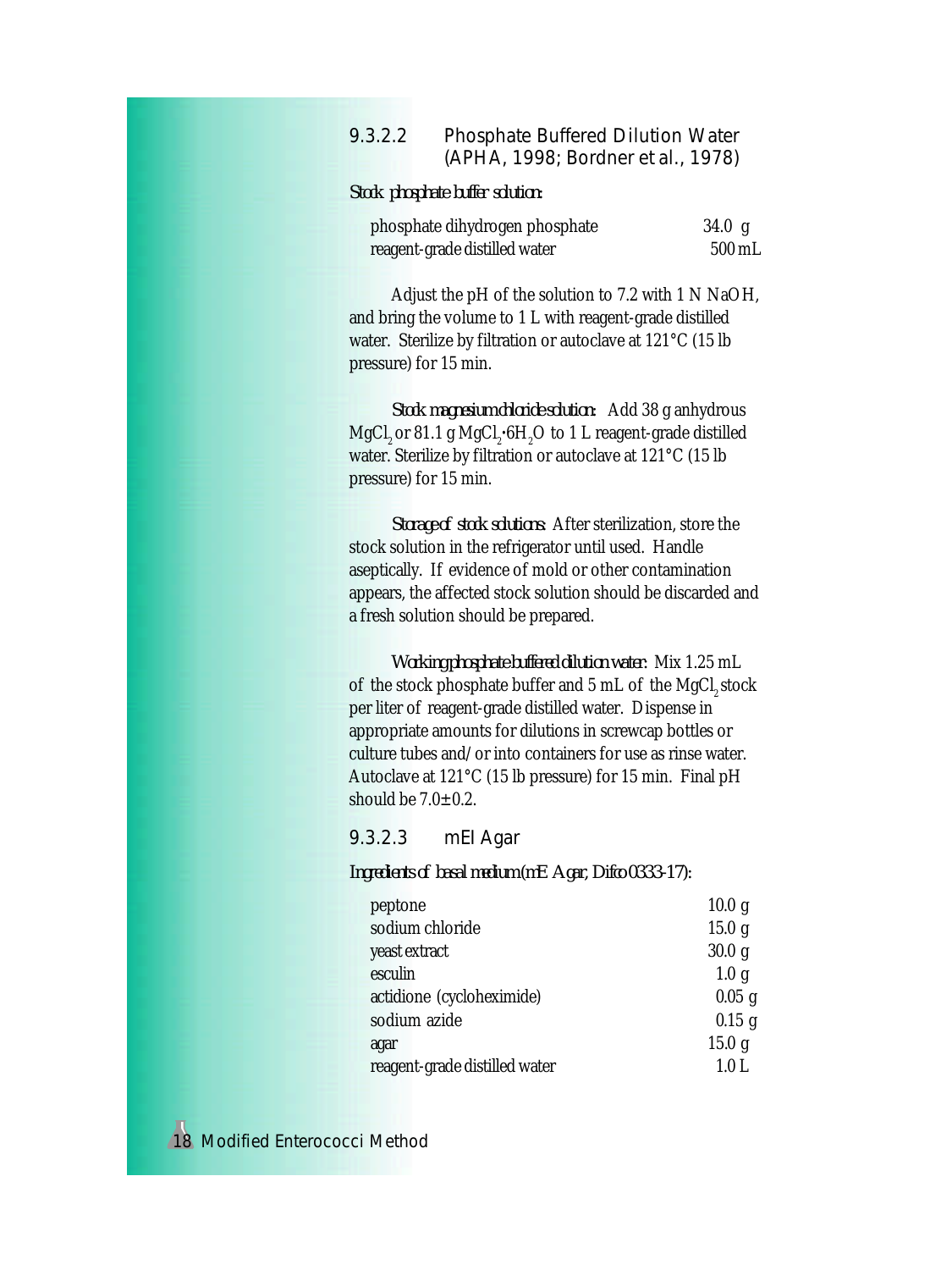### 9.3.2.2 Phosphate Buffered Dilution Water (APHA, 1998; Bordner et al., 1978)

*Stock phosphate buffer solution:*

| | |
|---|---|
| phosphate dihydrogen phosphate | 34.0 g |
| reagent-grade distilled water | 500 mL |

Adjust the pH of the solution to 7.2 with 1 N NaOH, and bring the volume to 1 L with reagent-grade distilled water. Sterilize by filtration or autoclave at 121°C (15 lb pressure) for 15 min.

*Stock magnesium chloride solution:* Add 38 g anhydrous $MgCl_2$ or 81.1 g $MgCl_2 \cdot 6H_2O$ to 1 L reagent-grade distilled water. Sterilize by filtration or autoclave at 121°C (15 lb pressure) for 15 min.

*Storage of stock solutions:* After sterilization, store the stock solution in the refrigerator until used. Handle aseptically. If evidence of mold or other contamination appears, the affected stock solution should be discarded and a fresh solution should be prepared.

*Working phosphate buffered dilution water:* Mix 1.25 mL of the stock phosphate buffer and 5 mL of the $MgCl_2$ stock per liter of reagent-grade distilled water. Dispense in appropriate amounts for dilutions in screwcap bottles or culture tubes and/or into containers for use as rinse water. Autoclave at 121°C (15 lb pressure) for 15 min. Final pH should be 7.0±0.2.

### 9.3.2.3 mEI Agar

*Ingredients of basal medium (mE Agar, Difco 0333-17):*

| | |
|---|---|
| peptone | 10.0 g |
| sodium chloride | 15.0 g |
| yeast extract | 30.0 g |
| esculin | 1.0 g |
| actidione (cycloheximide) | 0.05 g |
| sodium azide | 0.15 g |
| agar | 15.0 g |
| reagent-grade distilled water | 1.0 L |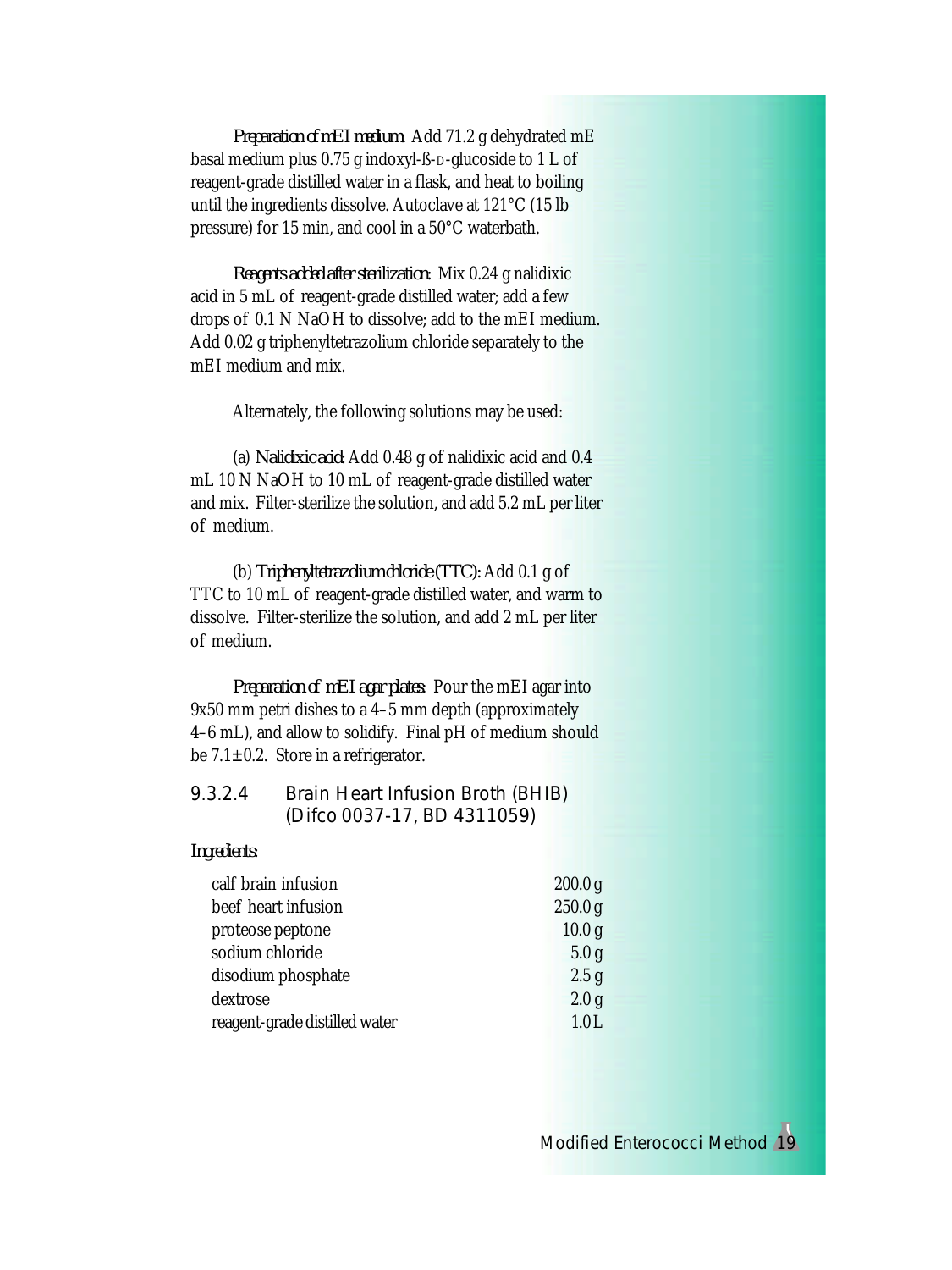*Preparation of mEI medium:* Add 71.2 g dehydrated mE basal medium plus 0.75 g indoxyl-ß-D-glucoside to 1 L of reagent-grade distilled water in a flask, and heat to boiling until the ingredients dissolve. Autoclave at 121°C (15 lb pressure) for 15 min, and cool in a 50°C waterbath.

*Reagents added after sterilization:* Mix 0.24 g nalidixic acid in 5 mL of reagent-grade distilled water; add a few drops of 0.1 N NaOH to dissolve; add to the mEI medium. Add 0.02 g triphenyltetrazolium chloride separately to the mEI medium and mix.

Alternately, the following solutions may be used:

(a) *Nalidixic acid:* Add 0.48 g of nalidixic acid and 0.4 mL 10 N NaOH to 10 mL of reagent-grade distilled water and mix. Filter-sterilize the solution, and add 5.2 mL per liter of medium.

(b) *Triphenyltetrazolium chloride (TTC):* Add 0.1 g of TTC to 10 mL of reagent-grade distilled water, and warm to dissolve. Filter-sterilize the solution, and add 2 mL per liter of medium.

*Preparation of mEI agar plates:* Pour the mEI agar into 9x50 mm petri dishes to a 4–5 mm depth (approximately 4–6 mL), and allow to solidify. Final pH of medium should be 7.1±0.2. Store in a refrigerator.

### 9.3.2.4 Brain Heart Infusion Broth (BHIB) (Difco 0037-17, BD 4311059)

*Ingredients:*

| | |
|---|---|
| calf brain infusion | 200.0 g |
| beef heart infusion | 250.0 g |
| proteose peptone | 10.0 g |
| sodium chloride | 5.0 g |
| disodium phosphate | 2.5 g |
| dextrose | 2.0 g |
| reagent-grade distilled water | 1.0 L |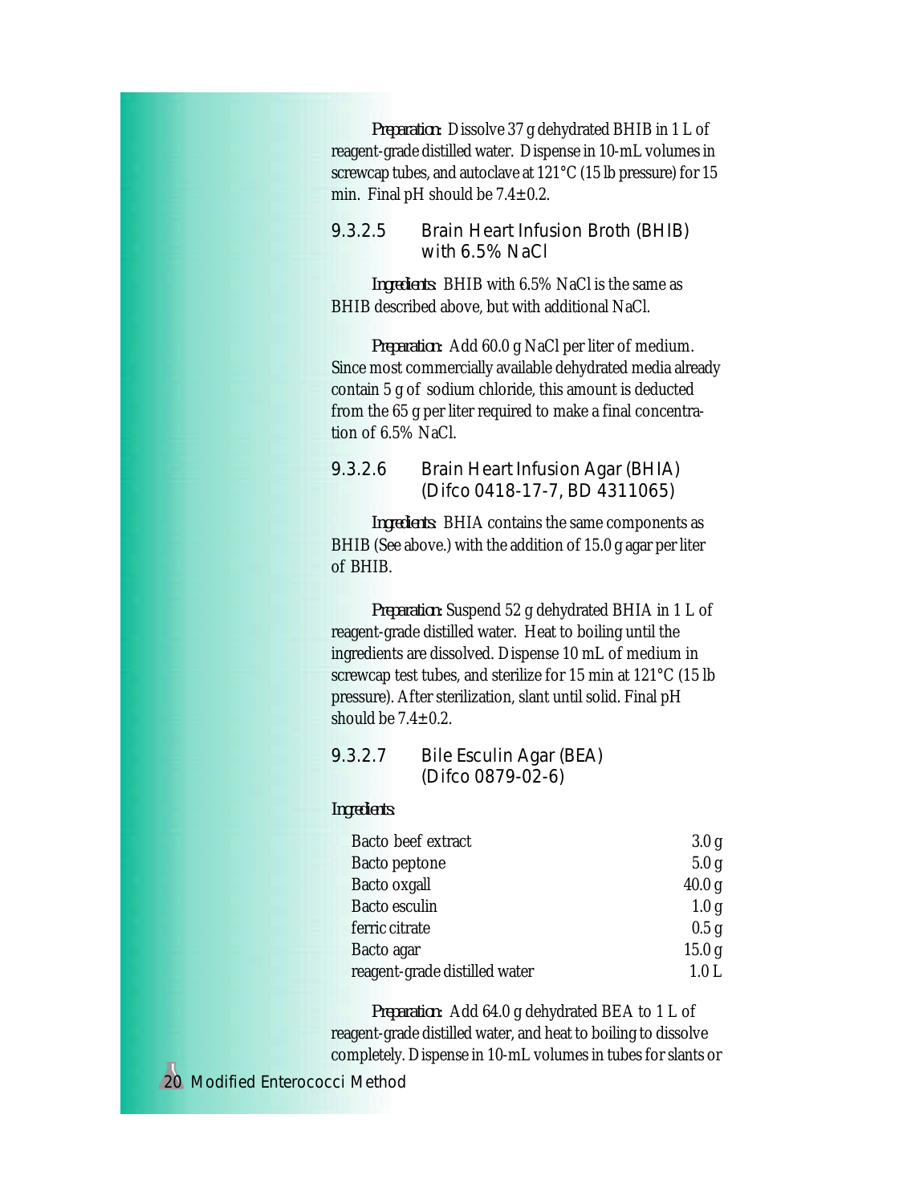*Preparation:* Dissolve 37 g dehydrated BHIB in 1 L of reagent-grade distilled water. Dispense in 10-mL volumes in screwcap tubes, and autoclave at 121°C (15 lb pressure) for 15 min. Final pH should be 7.4±0.2.

### 9.3.2.5 Brain Heart Infusion Broth (BHIB) with 6.5% NaCl

*Ingredients:* BHIB with 6.5% NaCl is the same as BHIB described above, but with additional NaCl.

*Preparation:* Add 60.0 g NaCl per liter of medium. Since most commercially available dehydrated media already contain 5 g of sodium chloride, this amount is deducted from the 65 g per liter required to make a final concentration of 6.5% NaCl.

### 9.3.2.6 Brain Heart Infusion Agar (BHIA) (Difco 0418-17-7, BD 4311065)

*Ingredients:* BHIA contains the same components as BHIB (See above.) with the addition of 15.0 g agar per liter of BHIB.

*Preparation:* Suspend 52 g dehydrated BHIA in 1 L of reagent-grade distilled water. Heat to boiling until the ingredients are dissolved. Dispense 10 mL of medium in screwcap test tubes, and sterilize for 15 min at 121°C (15 lb pressure). After sterilization, slant until solid. Final pH should be 7.4±0.2.

### 9.3.2.7 Bile Esculin Agar (BEA) (Difco 0879-02-6)

*Ingredients:*

| | |
|---|---|
| Bacto beef extract | 3.0 g |
| Bacto peptone | 5.0 g |
| Bacto oxgall | 40.0 g |
| Bacto esculin | 1.0 g |
| ferric citrate | 0.5 g |
| Bacto agar | 15.0 g |
| reagent-grade distilled water | 1.0 L |

*Preparation:* Add 64.0 g dehydrated BEA to 1 L of reagent-grade distilled water, and heat to boiling to dissolve completely. Dispense in 10-mL volumes in tubes for slants or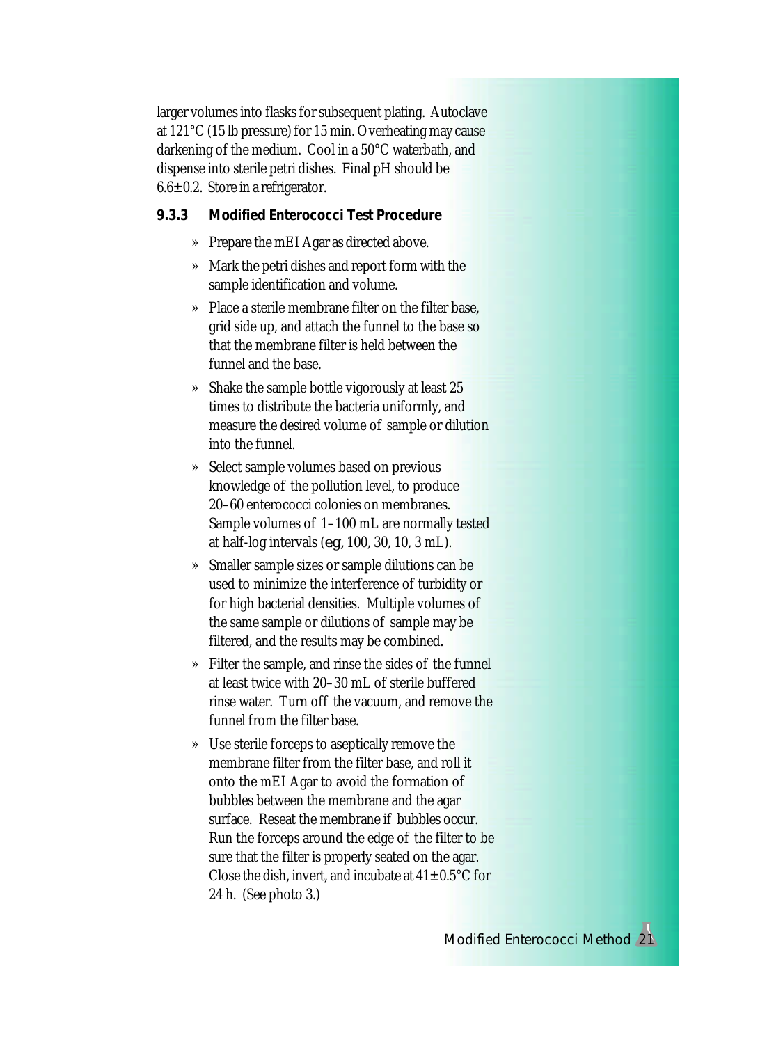larger volumes into flasks for subsequent plating. Autoclave at 121°C (15 lb pressure) for 15 min. Overheating may cause darkening of the medium. Cool in a 50°C waterbath, and dispense into sterile petri dishes. Final pH should be 6.6±0.2. Store in a refrigerator.

### 9.3.3 Modified Enterococci Test Procedure

- Prepare the mEI Agar as directed above.
- Mark the petri dishes and report form with the sample identification and volume.
- Place a sterile membrane filter on the filter base, grid side up, and attach the funnel to the base so that the membrane filter is held between the funnel and the base.
- Shake the sample bottle vigorously at least 25 times to distribute the bacteria uniformly, and measure the desired volume of sample or dilution into the funnel.
- Select sample volumes based on previous knowledge of the pollution level, to produce 20–60 enterococci colonies on membranes. Sample volumes of 1–100 mL are normally tested at half-log intervals (eg, 100, 30, 10, 3 mL).
- Smaller sample sizes or sample dilutions can be used to minimize the interference of turbidity or for high bacterial densities. Multiple volumes of the same sample or dilutions of sample may be filtered, and the results may be combined.
- Filter the sample, and rinse the sides of the funnel at least twice with 20–30 mL of sterile buffered rinse water. Turn off the vacuum, and remove the funnel from the filter base.
- Use sterile forceps to aseptically remove the membrane filter from the filter base, and roll it onto the mEI Agar to avoid the formation of bubbles between the membrane and the agar surface. Reseat the membrane if bubbles occur. Run the forceps around the edge of the filter to be sure that the filter is properly seated on the agar. Close the dish, invert, and incubate at 41±0.5°C for 24 h. (See photo 3.)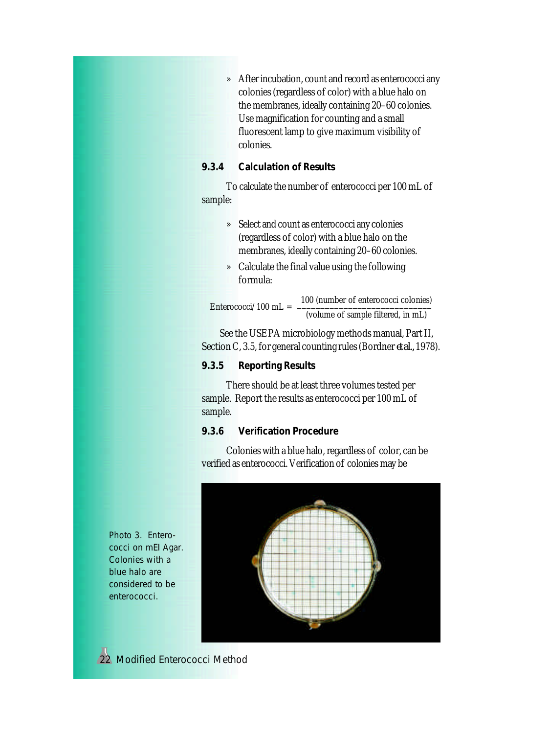- After incubation, count and record as enterococci any colonies (regardless of color) with a blue halo on the membranes, ideally containing 20–60 colonies. Use magnification for counting and a small fluorescent lamp to give maximum visibility of colonies.

### 9.3.4 Calculation of Results

To calculate the number of enterococci per 100 mL of sample:

- Select and count as enterococci any colonies (regardless of color) with a blue halo on the membranes, ideally containing 20–60 colonies.
- Calculate the final value using the following formula:

$$\text{Enterococci/ 100 mL} = \frac{100 \text{ (number of enterococci colonies)}}{\text{(volume of sample filtered, in mL)}}$$

See the USEPA microbiology methods manual, Part II, Section C, 3.5, for general counting rules (Bordner *et al.*, 1978).

### 9.3.5 Reporting Results

There should be at least three volumes tested per sample. Report the results as enterococci per 100 mL of sample.

### 9.3.6 Verification Procedure

Colonies with a blue halo, regardless of color, can be verified as enterococci. Verification of colonies may be

Photo 3. Enterococci on mEI Agar. Colonies with a blue halo are considered to be enterococci.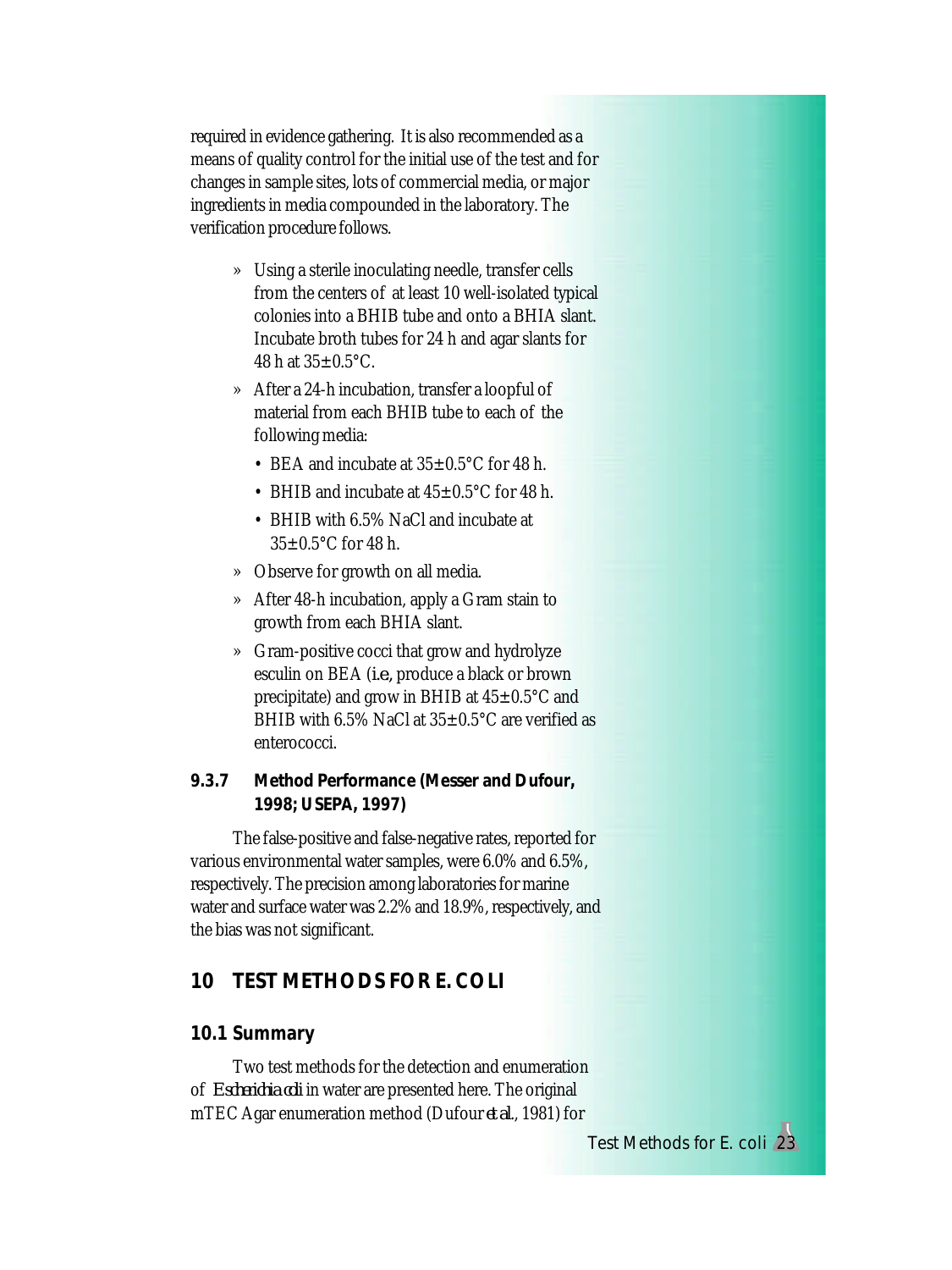required in evidence gathering. It is also recommended as a means of quality control for the initial use of the test and for changes in sample sites, lots of commercial media, or major ingredients in media compounded in the laboratory. The verification procedure follows.

- » Using a sterile inoculating needle, transfer cells from the centers of at least 10 well-isolated typical colonies into a BHIB tube and onto a BHIA slant. Incubate broth tubes for 24 h and agar slants for 48 h at 35±0.5°C.
- » After a 24-h incubation, transfer a loopful of material from each BHIB tube to each of the following media:
  - BEA and incubate at 35±0.5°C for 48 h.
  - BHIB and incubate at 45±0.5°C for 48 h.
  - BHIB with 6.5% NaCl and incubate at 35±0.5°C for 48 h.
- » Observe for growth on all media.
- » After 48-h incubation, apply a Gram stain to growth from each BHIA slant.
- » Gram-positive cocci that grow and hydrolyze esculin on BEA (*i.e.,* produce a black or brown precipitate) and grow in BHIB at 45±0.5°C and BHIB with 6.5% NaCl at 35±0.5°C are verified as enterococci.

### 9.3.7 Method Performance (Messer and Dufour, 1998; USEPA, 1997)

The false-positive and false-negative rates, reported for various environmental water samples, were 6.0% and 6.5%, respectively. The precision among laboratories for marine water and surface water was 2.2% and 18.9%, respectively, and the bias was not significant.

# 10 TEST METHODS FOR E. COLI

## 10.1 Summary

Two test methods for the detection and enumeration of *Escherichia coli* in water are presented here. The original mTEC Agar enumeration method (Dufour *et al.*, 1981) for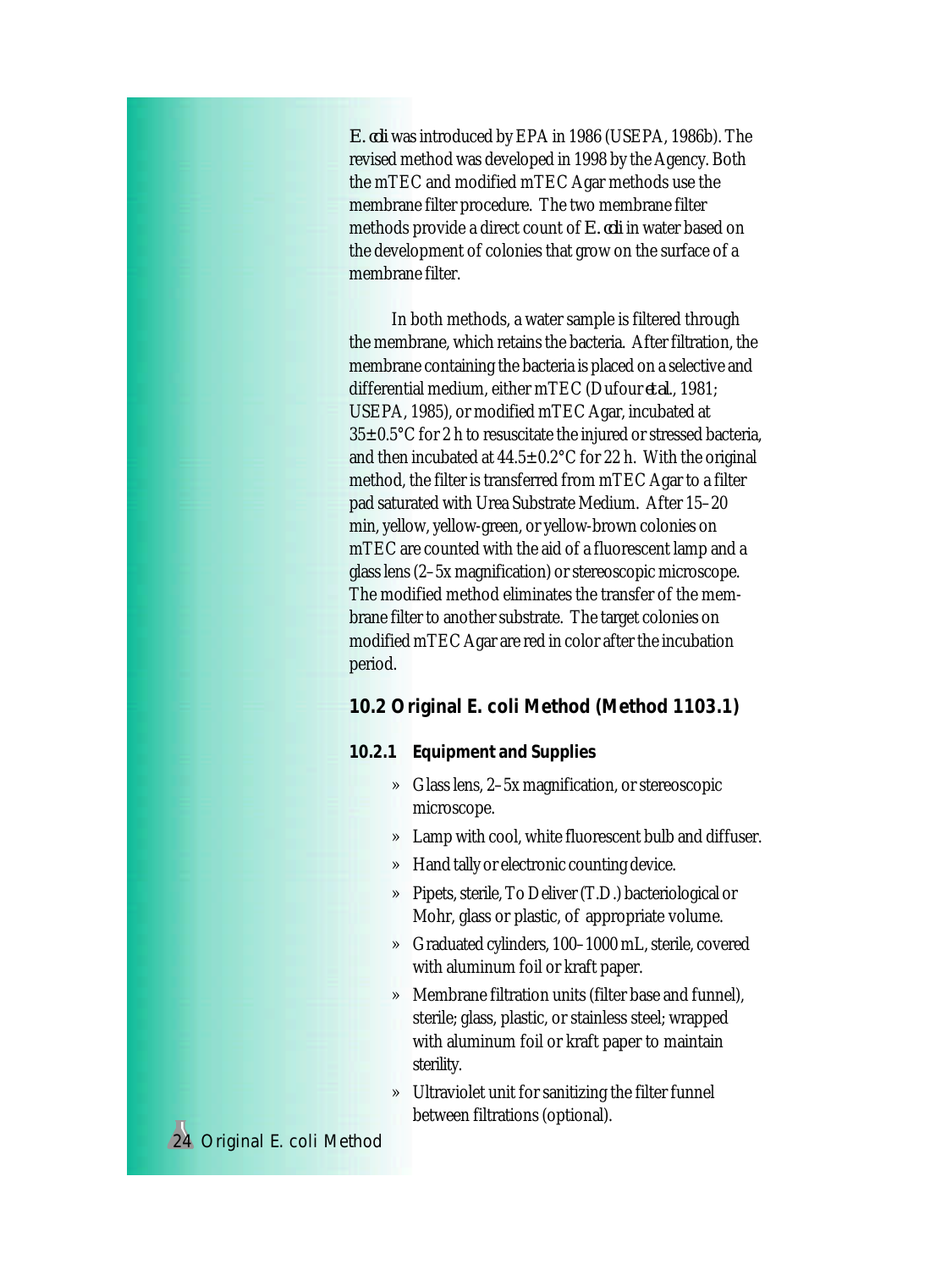*E. coli* was introduced by EPA in 1986 (USEPA, 1986b). The revised method was developed in 1998 by the Agency. Both the mTEC and modified mTEC Agar methods use the membrane filter procedure. The two membrane filter methods provide a direct count of *E. coli* in water based on the development of colonies that grow on the surface of a membrane filter.

In both methods, a water sample is filtered through the membrane, which retains the bacteria. After filtration, the membrane containing the bacteria is placed on a selective and differential medium, either mTEC (Dufour *et al.*, 1981; USEPA, 1985), or modified mTEC Agar, incubated at 35±0.5°C for 2 h to resuscitate the injured or stressed bacteria, and then incubated at 44.5±0.2°C for 22 h. With the original method, the filter is transferred from mTEC Agar to a filter pad saturated with Urea Substrate Medium. After 15–20 min, yellow, yellow-green, or yellow-brown colonies on mTEC are counted with the aid of a fluorescent lamp and a glass lens (2–5x magnification) or stereoscopic microscope. The modified method eliminates the transfer of the membrane filter to another substrate. The target colonies on modified mTEC Agar are red in color after the incubation period.

## 10.2 Original E. coli Method (Method 1103.1)

### 10.2.1 Equipment and Supplies

- Glass lens, 2–5x magnification, or stereoscopic microscope.
- Lamp with cool, white fluorescent bulb and diffuser.
- Hand tally or electronic counting device.
- Pipets, sterile, To Deliver (T.D.) bacteriological or Mohr, glass or plastic, of appropriate volume.
- Graduated cylinders, 100–1000 mL, sterile, covered with aluminum foil or kraft paper.
- Membrane filtration units (filter base and funnel), sterile; glass, plastic, or stainless steel; wrapped with aluminum foil or kraft paper to maintain sterility.
- Ultraviolet unit for sanitizing the filter funnel between filtrations (optional).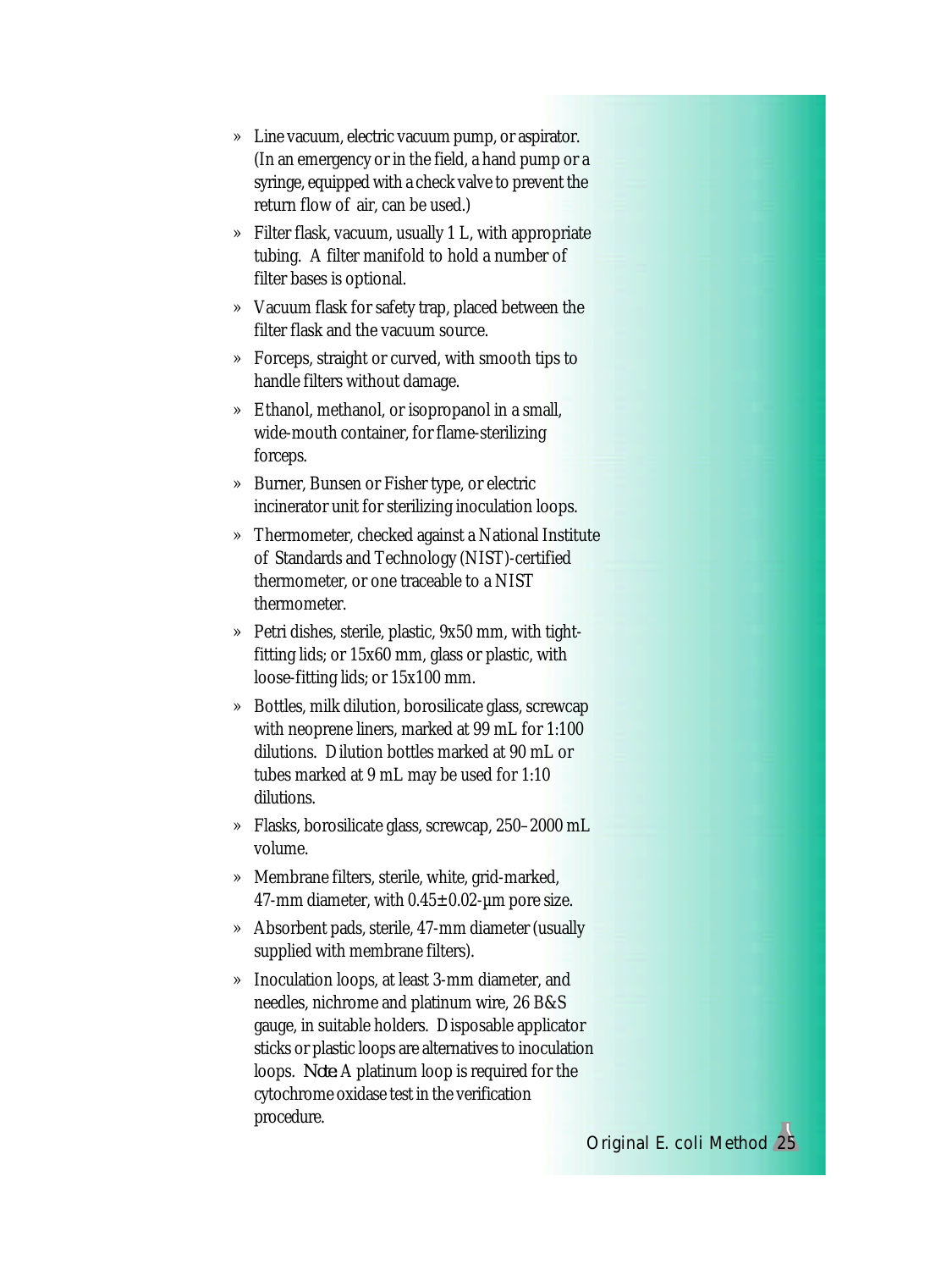- Line vacuum, electric vacuum pump, or aspirator. (In an emergency or in the field, a hand pump or a syringe, equipped with a check valve to prevent the return flow of air, can be used.)
- Filter flask, vacuum, usually 1 L, with appropriate tubing. A filter manifold to hold a number of filter bases is optional.
- Vacuum flask for safety trap, placed between the filter flask and the vacuum source.
- Forceps, straight or curved, with smooth tips to handle filters without damage.
- Ethanol, methanol, or isopropanol in a small, wide-mouth container, for flame-sterilizing forceps.
- Burner, Bunsen or Fisher type, or electric incinerator unit for sterilizing inoculation loops.
- Thermometer, checked against a National Institute of Standards and Technology (NIST)-certified thermometer, or one traceable to a NIST thermometer.
- Petri dishes, sterile, plastic, 9x50 mm, with tight-fitting lids; or 15x60 mm, glass or plastic, with loose-fitting lids; or 15x100 mm.
- Bottles, milk dilution, borosilicate glass, screwcap with neoprene liners, marked at 99 mL for 1:100 dilutions. Dilution bottles marked at 90 mL or tubes marked at 9 mL may be used for 1:10 dilutions.
- Flasks, borosilicate glass, screwcap, 250–2000 mL volume.
- Membrane filters, sterile, white, grid-marked, 47-mm diameter, with 0.45±0.02-µm pore size.
- Absorbent pads, sterile, 47-mm diameter (usually supplied with membrane filters).
- Inoculation loops, at least 3-mm diameter, and needles, nichrome and platinum wire, 26 B&S gauge, in suitable holders. Disposable applicator sticks or plastic loops are alternatives to inoculation loops. *Note:* A platinum loop is required for the cytochrome oxidase test in the verification procedure.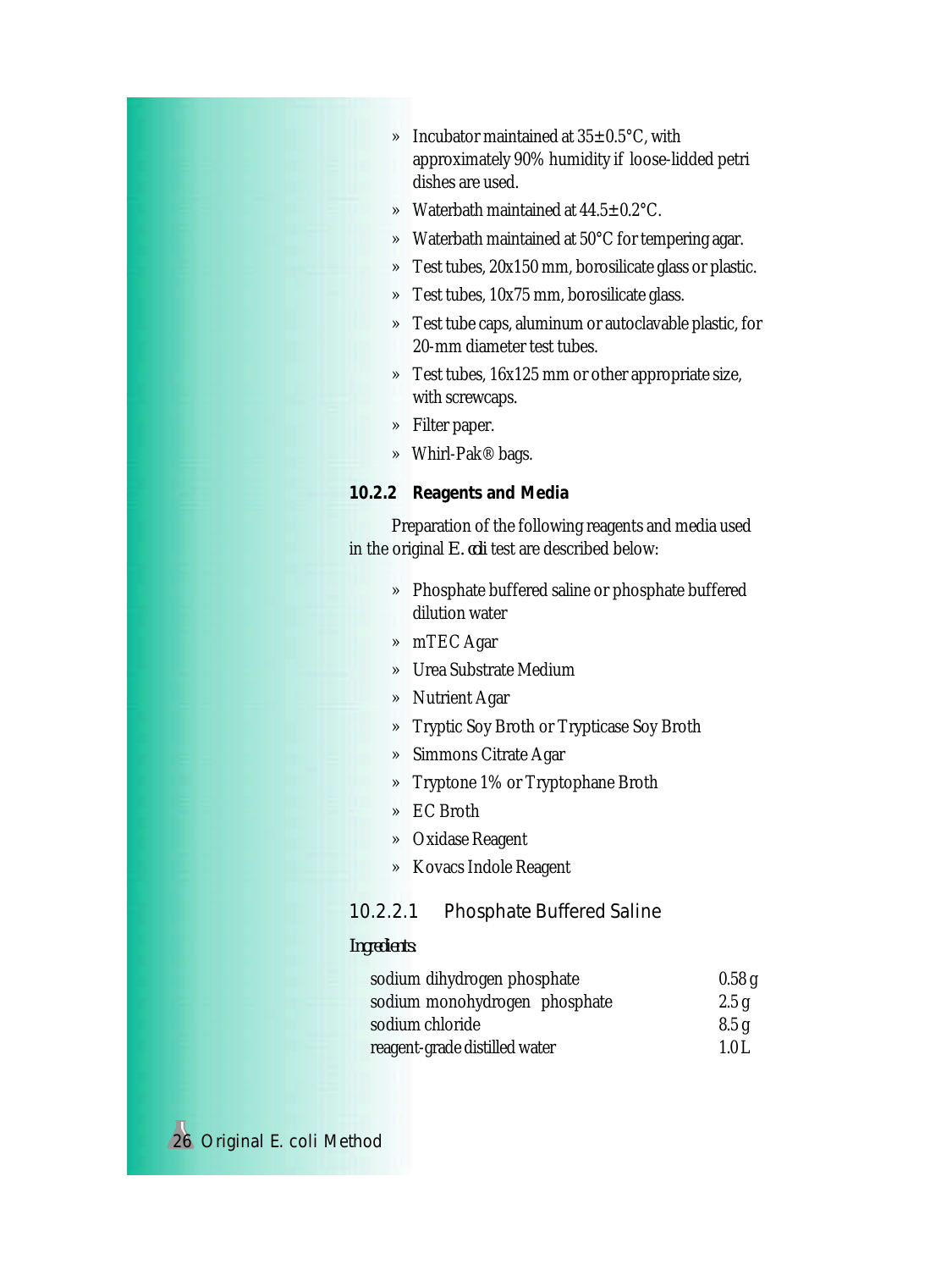- Incubator maintained at 35±0.5°C, with approximately 90% humidity if loose-lidded petri dishes are used.
- Waterbath maintained at 44.5±0.2°C.
- Waterbath maintained at 50°C for tempering agar.
- Test tubes, 20x150 mm, borosilicate glass or plastic.
- Test tubes, 10x75 mm, borosilicate glass.
- Test tube caps, aluminum or autoclavable plastic, for 20-mm diameter test tubes.
- Test tubes, 16x125 mm or other appropriate size, with screwcaps.
- Filter paper.
- Whirl-Pak® bags.

#### 10.2.2 Reagents and Media

Preparation of the following reagents and media used in the original *E. coli* test are described below:

- Phosphate buffered saline or phosphate buffered dilution water
- mTEC Agar
- Urea Substrate Medium
- Nutrient Agar
- Tryptic Soy Broth or Trypticase Soy Broth
- Simmons Citrate Agar
- Tryptone 1% or Tryptophane Broth
- EC Broth
- Oxidase Reagent
- Kovacs Indole Reagent

##### 10.2.2.1 Phosphate Buffered Saline

*Ingredients:*

| | |
|---|---|
| sodium dihydrogen phosphate | 0.58 g |
| sodium monohydrogen phosphate | 2.5 g |
| sodium chloride | 8.5 g |
| reagent-grade distilled water | 1.0 L |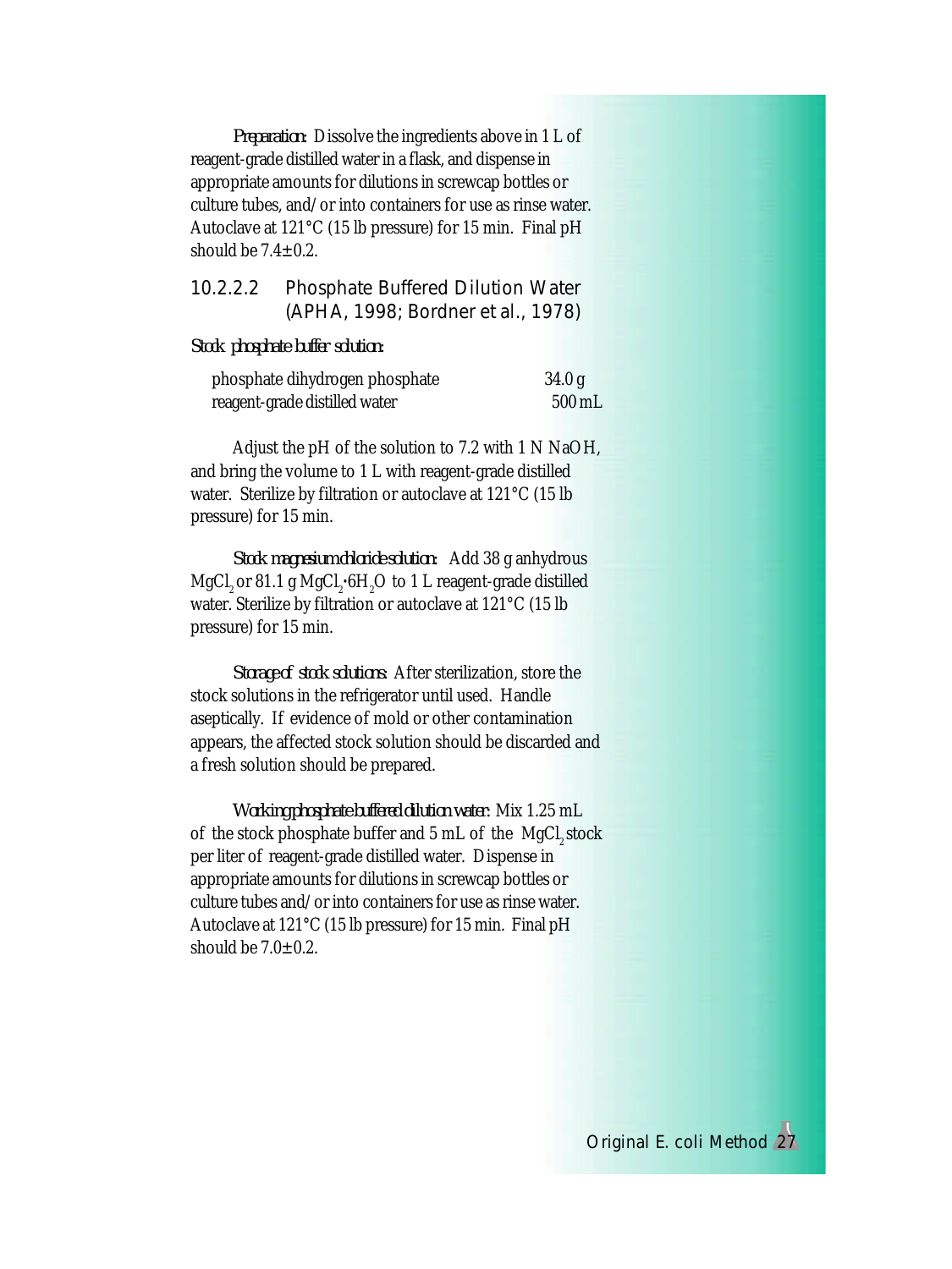*Preparation:* Dissolve the ingredients above in 1 L of reagent-grade distilled water in a flask, and dispense in appropriate amounts for dilutions in screwcap bottles or culture tubes, and/or into containers for use as rinse water. Autoclave at 121°C (15 lb pressure) for 15 min. Final pH should be 7.4±0.2.

### 10.2.2.2 Phosphate Buffered Dilution Water (APHA, 1998; Bordner et al., 1978)

*Stock phosphate buffer solution:*

| | |
|---|---|
| phosphate dihydrogen phosphate | 34.0 g |
| reagent-grade distilled water | 500 mL |

Adjust the pH of the solution to 7.2 with 1 N NaOH, and bring the volume to 1 L with reagent-grade distilled water. Sterilize by filtration or autoclave at 121°C (15 lb pressure) for 15 min.

*Stock magnesium chloride solution:* Add 38 g anhydrous $MgCl_2$ or 81.1 g $MgCl_2 \cdot 6H_2O$ to 1 L reagent-grade distilled water. Sterilize by filtration or autoclave at 121°C (15 lb pressure) for 15 min.

*Storage of stock solutions:* After sterilization, store the stock solutions in the refrigerator until used. Handle aseptically. If evidence of mold or other contamination appears, the affected stock solution should be discarded and a fresh solution should be prepared.

*Working phosphate buffered dilution water:* Mix 1.25 mL of the stock phosphate buffer and 5 mL of the $MgCl_2$ stock per liter of reagent-grade distilled water. Dispense in appropriate amounts for dilutions in screwcap bottles or culture tubes and/or into containers for use as rinse water. Autoclave at 121°C (15 lb pressure) for 15 min. Final pH should be 7.0±0.2.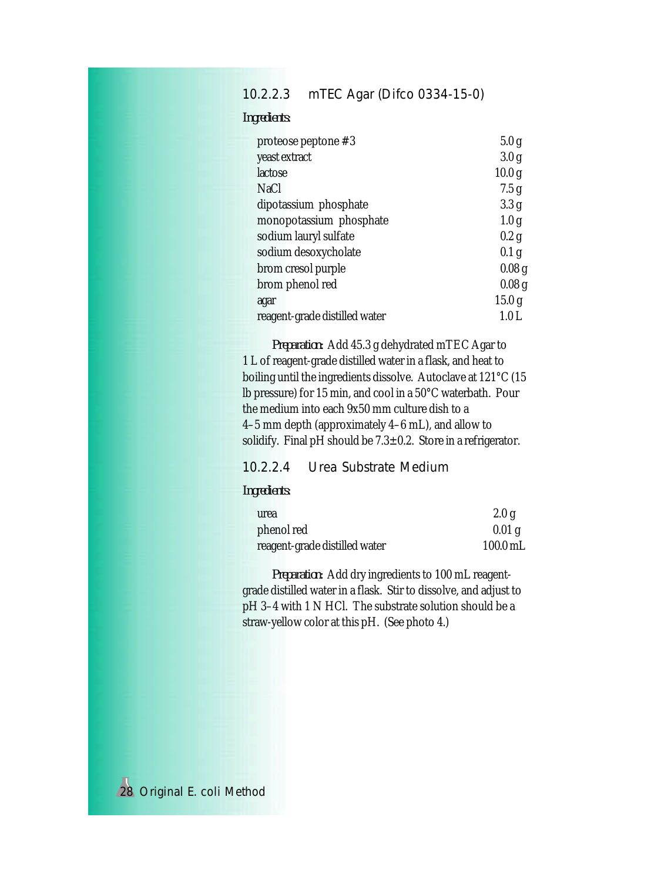### 10.2.2.3 mTEC Agar (Difco 0334-15-0)

*Ingredients:*

| | |
|---|---|
| proteose peptone #3 | 5.0 g |
| yeast extract | 3.0 g |
| lactose | 10.0 g |
| NaCl | 7.5 g |
| dipotassium phosphate | 3.3 g |
| monopotassium phosphate | 1.0 g |
| sodium lauryl sulfate | 0.2 g |
| sodium desoxycholate | 0.1 g |
| brom cresol purple | 0.08 g |
| brom phenol red | 0.08 g |
| agar | 15.0 g |
| reagent-grade distilled water | 1.0 L |

*Preparation:* Add 45.3 g dehydrated mTEC Agar to 1 L of reagent-grade distilled water in a flask, and heat to boiling until the ingredients dissolve. Autoclave at 121°C (15 lb pressure) for 15 min, and cool in a 50°C waterbath. Pour the medium into each 9x50 mm culture dish to a 4–5 mm depth (approximately 4–6 mL), and allow to solidify. Final pH should be 7.3±0.2. Store in a refrigerator.

### 10.2.2.4 Urea Substrate Medium

*Ingredients:*

| | |
|---|---|
| urea | 2.0 g |
| phenol red | 0.01 g |
| reagent-grade distilled water | 100.0 mL |

*Preparation:* Add dry ingredients to 100 mL reagent-grade distilled water in a flask. Stir to dissolve, and adjust to pH 3–4 with 1 N HCl. The substrate solution should be a straw-yellow color at this pH. (See photo 4.)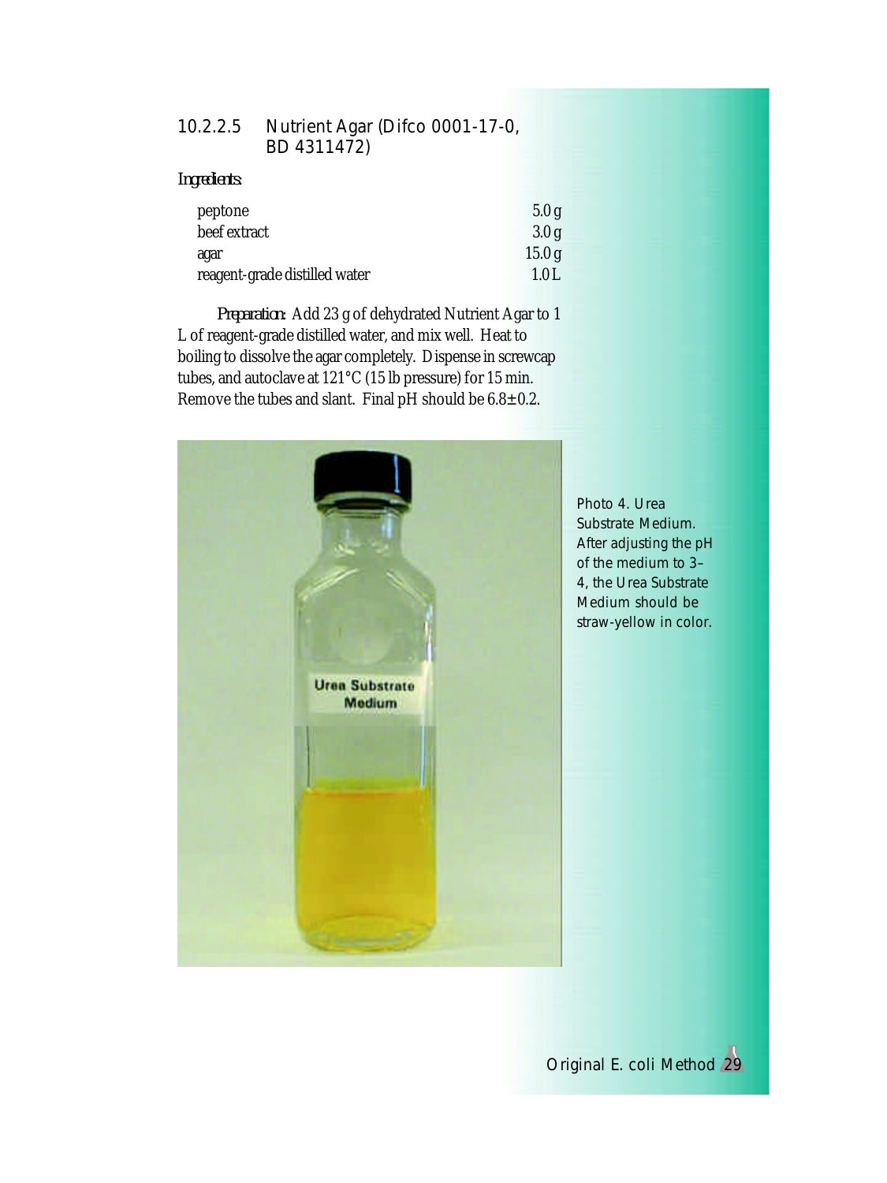#### 10.2.2.5 Nutrient Agar (Difco 0001-17-0, BD 4311472)

*Ingredients:*

| | |
|---|---|
| peptone | 5.0 g |
| beef extract | 3.0 g |
| agar | 15.0 g |
| reagent-grade distilled water | 1.0 L |

*Preparation:* Add 23 g of dehydrated Nutrient Agar to 1 L of reagent-grade distilled water, and mix well. Heat to boiling to dissolve the agar completely. Dispense in screwcap tubes, and autoclave at 121°C (15 lb pressure) for 15 min. Remove the tubes and slant. Final pH should be 6.8±0.2.

Photo 4. Urea Substrate Medium. After adjusting the pH of the medium to 3–4, the Urea Substrate Medium should be straw-yellow in color.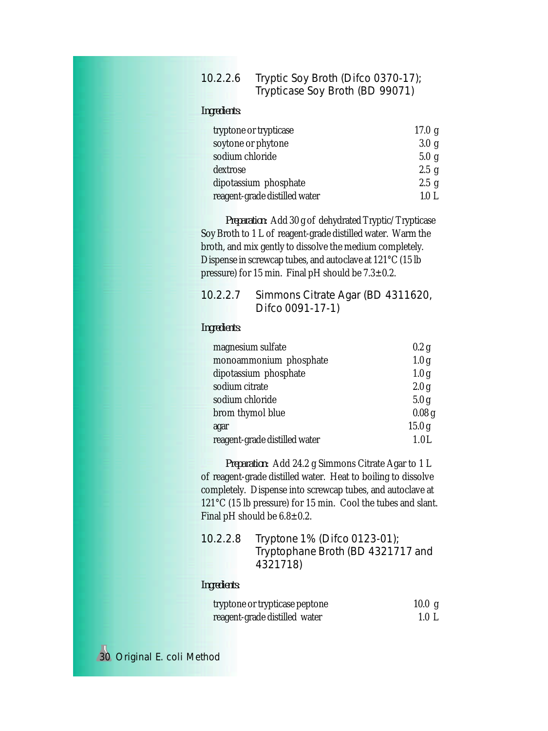#### 10.2.2.6 Tryptic Soy Broth (Difco 0370-17); Trypticase Soy Broth (BD 99071)

*Ingredients:*

| | |
|---|---|
| tryptone or trypticase | 17.0 g |
| soytone or phytone | 3.0 g |
| sodium chloride | 5.0 g |
| dextrose | 2.5 g |
| dipotassium phosphate | 2.5 g |
| reagent-grade distilled water | 1.0 L |

*Preparation:* Add 30 g of dehydrated Tryptic/Trypticase Soy Broth to 1 L of reagent-grade distilled water. Warm the broth, and mix gently to dissolve the medium completely. Dispense in screwcap tubes, and autoclave at 121°C (15 lb pressure) for 15 min. Final pH should be 7.3±0.2.

#### 10.2.2.7 Simmons Citrate Agar (BD 4311620, Difco 0091-17-1)

*Ingredients:*

| | |
|---|---|
| magnesium sulfate | 0.2 g |
| monoammonium phosphate | 1.0 g |
| dipotassium phosphate | 1.0 g |
| sodium citrate | 2.0 g |
| sodium chloride | 5.0 g |
| brom thymol blue | 0.08 g |
| agar | 15.0 g |
| reagent-grade distilled water | 1.0 L |

*Preparation:* Add 24.2 g Simmons Citrate Agar to 1 L of reagent-grade distilled water. Heat to boiling to dissolve completely. Dispense into screwcap tubes, and autoclave at 121°C (15 lb pressure) for 15 min. Cool the tubes and slant. Final pH should be 6.8±0.2.

#### 10.2.2.8 Tryptone 1% (Difco 0123-01); Tryptophane Broth (BD 4321717 and 4321718)

*Ingredients:*

| | |
|---|---|
| tryptone or trypticase peptone | 10.0 g |
| reagent-grade distilled water | 1.0 L |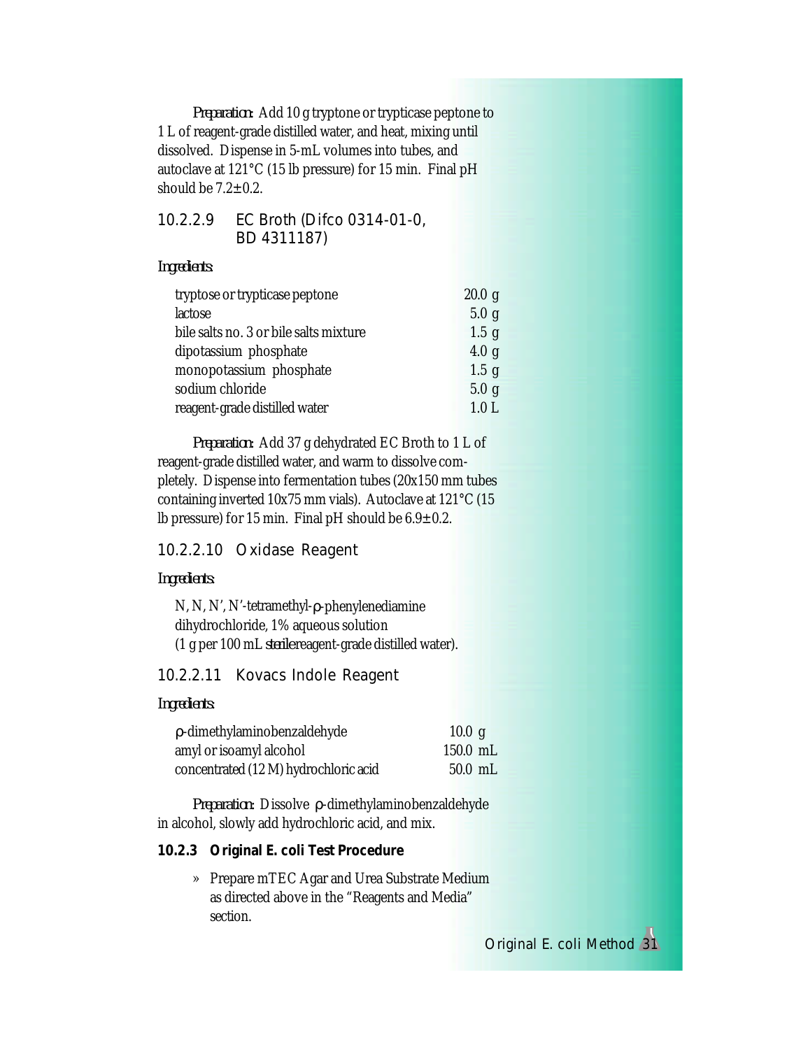*Preparation:* Add 10 g tryptone or trypticase peptone to 1 L of reagent-grade distilled water, and heat, mixing until dissolved. Dispense in 5-mL volumes into tubes, and autoclave at 121°C (15 lb pressure) for 15 min. Final pH should be 7.2±0.2.

### 10.2.2.9 EC Broth (Difco 0314-01-0, BD 4311187)

*Ingredients:*

| | |
|---|---|
| tryptose or trypticase peptone | 20.0 g |
| lactose | 5.0 g |
| bile salts no. 3 or bile salts mixture | 1.5 g |
| dipotassium phosphate | 4.0 g |
| monopotassium phosphate | 1.5 g |
| sodium chloride | 5.0 g |
| reagent-grade distilled water | 1.0 L |

*Preparation:* Add 37 g dehydrated EC Broth to 1 L of reagent-grade distilled water, and warm to dissolve completely. Dispense into fermentation tubes (20x150 mm tubes containing inverted 10x75 mm vials). Autoclave at 121°C (15 lb pressure) for 15 min. Final pH should be 6.9±0.2.

### 10.2.2.10 Oxidase Reagent

*Ingredients:*

N, N, N', N'-tetramethyl-ρ-phenylenediamine dihydrochloride, 1% aqueous solution (1 g per 100 mL *sterile* reagent-grade distilled water).

### 10.2.2.11 Kovacs Indole Reagent

*Ingredients:*

| | |
|---|---|
| ρ-dimethylaminobenzaldehyde | 10.0 g |
| amyl or isoamyl alcohol | 150.0 mL |
| concentrated (12 M) hydrochloric acid | 50.0 mL |

*Preparation:* Dissolve ρ-dimethylaminobenzaldehyde in alcohol, slowly add hydrochloric acid, and mix.

### 10.2.3 Original E. coli Test Procedure

- Prepare mTEC Agar and Urea Substrate Medium as directed above in the "Reagents and Media" section.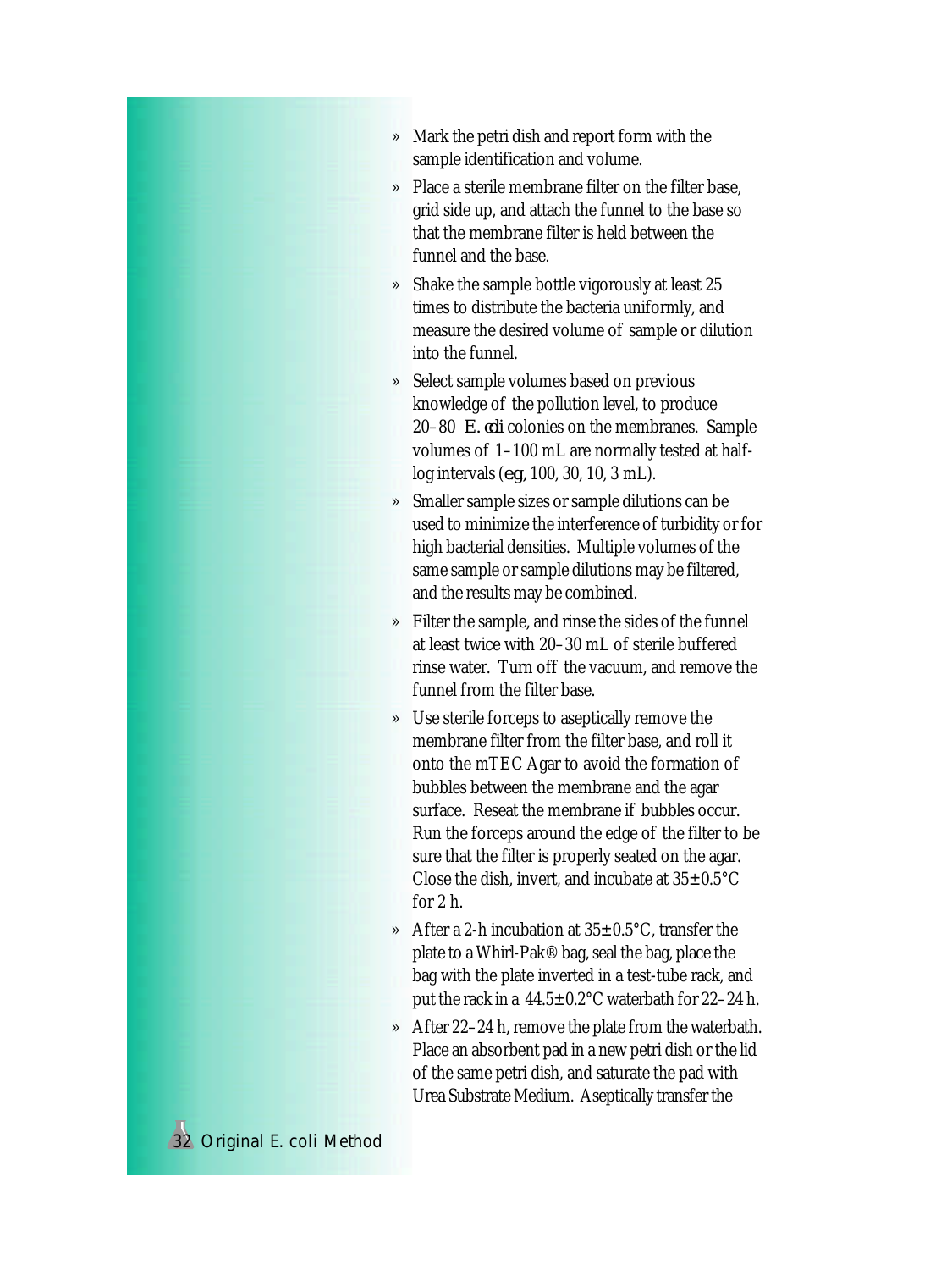- Mark the petri dish and report form with the sample identification and volume.
- Place a sterile membrane filter on the filter base, grid side up, and attach the funnel to the base so that the membrane filter is held between the funnel and the base.
- Shake the sample bottle vigorously at least 25 times to distribute the bacteria uniformly, and measure the desired volume of sample or dilution into the funnel.
- Select sample volumes based on previous knowledge of the pollution level, to produce 20–80 *E. coli* colonies on the membranes. Sample volumes of 1–100 mL are normally tested at half-log intervals (*e.g.*, 100, 30, 10, 3 mL).
- Smaller sample sizes or sample dilutions can be used to minimize the interference of turbidity or for high bacterial densities. Multiple volumes of the same sample or sample dilutions may be filtered, and the results may be combined.
- Filter the sample, and rinse the sides of the funnel at least twice with 20–30 mL of sterile buffered rinse water. Turn off the vacuum, and remove the funnel from the filter base.
- Use sterile forceps to aseptically remove the membrane filter from the filter base, and roll it onto the mTEC Agar to avoid the formation of bubbles between the membrane and the agar surface. Reseat the membrane if bubbles occur. Run the forceps around the edge of the filter to be sure that the filter is properly seated on the agar. Close the dish, invert, and incubate at 35±0.5°C for 2 h.
- After a 2-h incubation at 35±0.5°C, transfer the plate to a Whirl-Pak® bag, seal the bag, place the bag with the plate inverted in a test-tube rack, and put the rack in a 44.5±0.2°C waterbath for 22–24 h.
- After 22–24 h, remove the plate from the waterbath. Place an absorbent pad in a new petri dish or the lid of the same petri dish, and saturate the pad with Urea Substrate Medium. Aseptically transfer the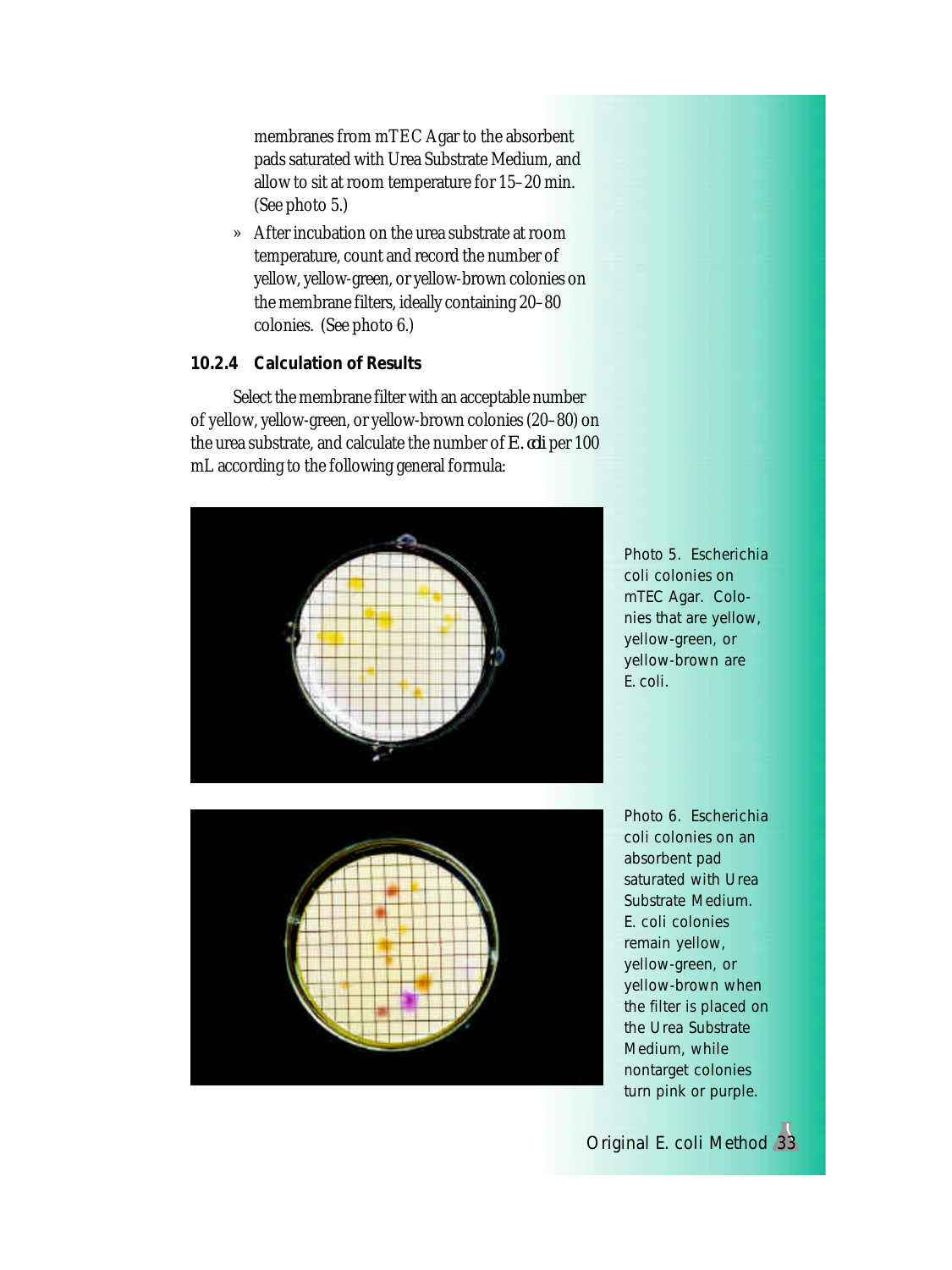membranes from mTEC Agar to the absorbent pads saturated with Urea Substrate Medium, and allow to sit at room temperature for 15–20 min. (See photo 5.)

» After incubation on the urea substrate at room temperature, count and record the number of yellow, yellow-green, or yellow-brown colonies on the membrane filters, ideally containing 20–80 colonies. (See photo 6.)

### 10.2.4 Calculation of Results

Select the membrane filter with an acceptable number of yellow, yellow-green, or yellow-brown colonies (20–80) on the urea substrate, and calculate the number of *E. coli* per 100 mL according to the following general formula:

Photo 5. Escherichia coli colonies on mTEC Agar. Colonies that are yellow, yellow-green, or yellow-brown are E. coli.

Photo 6. Escherichia coli colonies on an absorbent pad saturated with Urea Substrate Medium. E. coli colonies remain yellow, yellow-green, or yellow-brown when the filter is placed on the Urea Substrate Medium, while nontarget colonies turn pink or purple.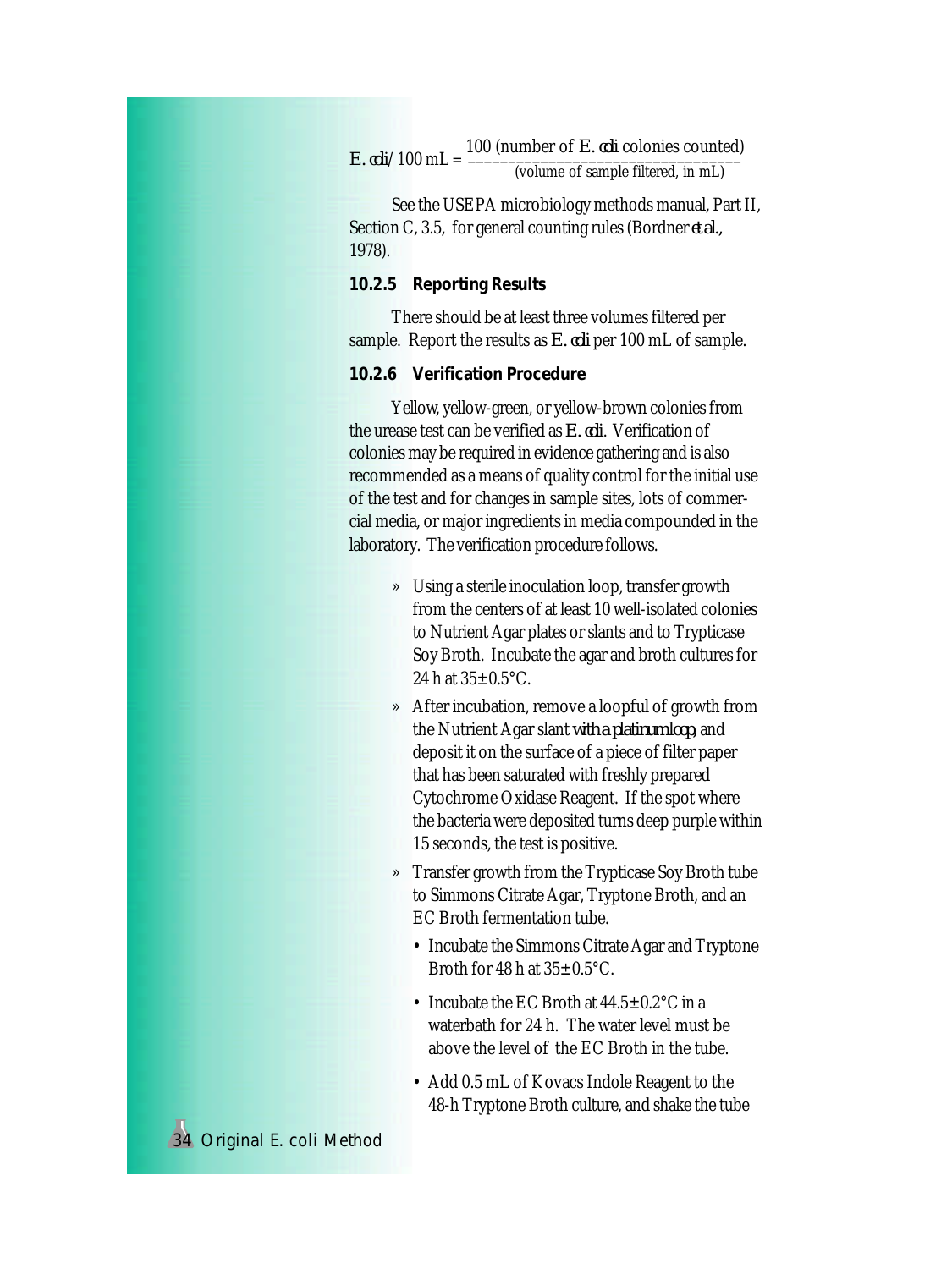$$E.\ coli/100\ \text{mL} = \frac{100\ (\text{number of } E.\ coli \text{ colonies counted})}{(\text{volume of sample filtered, in mL})}$$

See the USEPA microbiology methods manual, Part II, Section C, 3.5, for general counting rules (Bordner *et al.*, 1978).

**10.2.5 Reporting Results**

There should be at least three volumes filtered per sample. Report the results as *E. coli* per 100 mL of sample.

**10.2.6 Verification Procedure**

Yellow, yellow-green, or yellow-brown colonies from the urease test can be verified as *E. coli*. Verification of colonies may be required in evidence gathering and is also recommended as a means of quality control for the initial use of the test and for changes in sample sites, lots of commercial media, or major ingredients in media compounded in the laboratory. The verification procedure follows.

» Using a sterile inoculation loop, transfer growth from the centers of at least 10 well-isolated colonies to Nutrient Agar plates or slants and to Trypticase Soy Broth. Incubate the agar and broth cultures for 24 h at 35±0.5°C.

» After incubation, remove a loopful of growth from the Nutrient Agar slant *with a platinum loop*, and deposit it on the surface of a piece of filter paper that has been saturated with freshly prepared Cytochrome Oxidase Reagent. If the spot where the bacteria were deposited turns deep purple within 15 seconds, the test is positive.

» Transfer growth from the Trypticase Soy Broth tube to Simmons Citrate Agar, Tryptone Broth, and an EC Broth fermentation tube.

- Incubate the Simmons Citrate Agar and Tryptone Broth for 48 h at 35±0.5°C.
- Incubate the EC Broth at 44.5±0.2°C in a waterbath for 24 h. The water level must be above the level of the EC Broth in the tube.
- Add 0.5 mL of Kovacs Indole Reagent to the 48-h Tryptone Broth culture, and shake the tube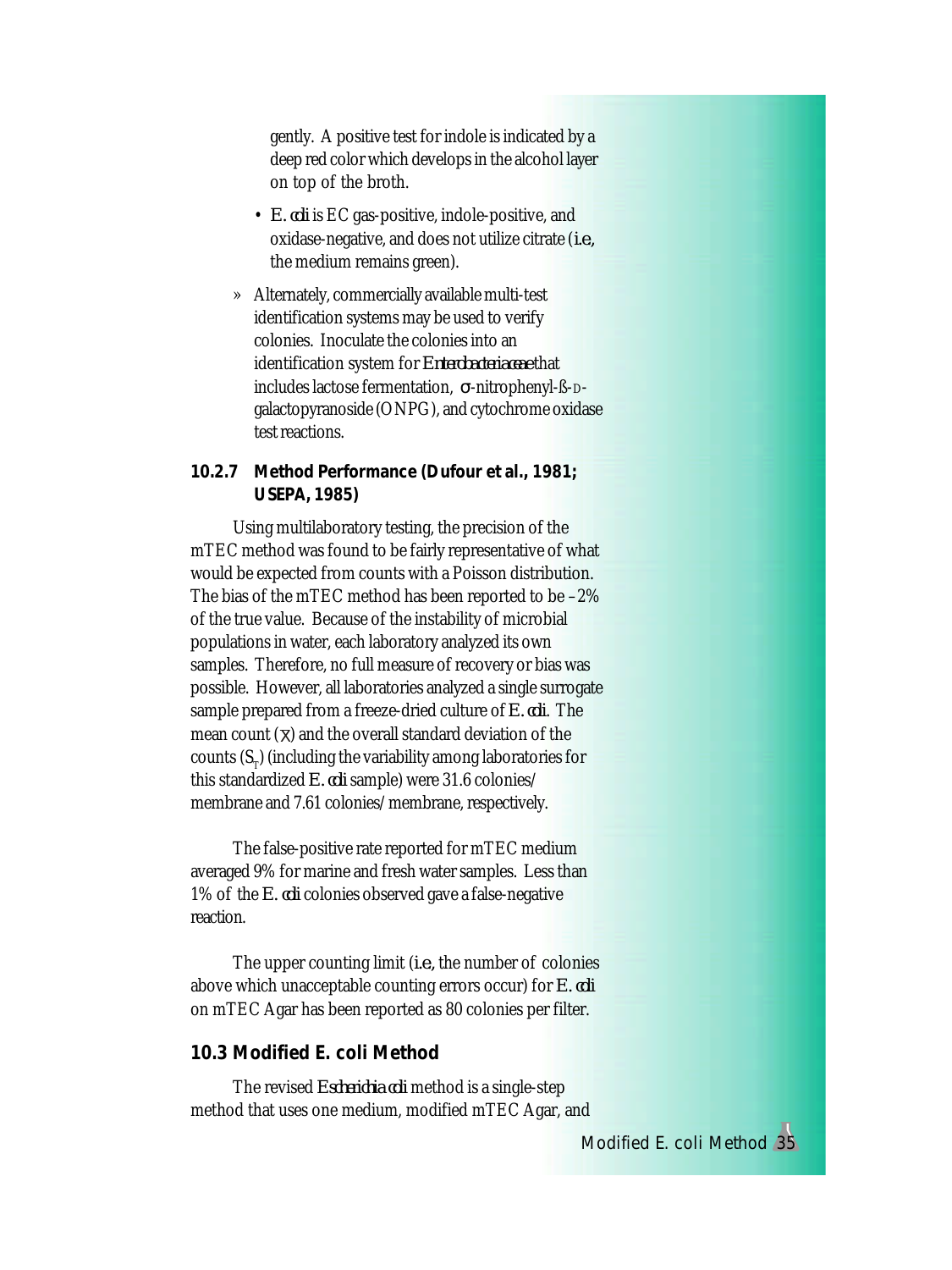gently. A positive test for indole is indicated by a deep red color which develops in the alcohol layer on top of the broth.

- *E. coli* is EC gas-positive, indole-positive, and oxidase-negative, and does not utilize citrate (*i.e.*, the medium remains green).

» Alternately, commercially available multi-test identification systems may be used to verify colonies. Inoculate the colonies into an identification system for *Enterobacteriaceae* that includes lactose fermentation, σ-nitrophenyl-ß-D-galactopyranoside (ONPG), and cytochrome oxidase test reactions.

### 10.2.7 Method Performance (Dufour et al., 1981; USEPA, 1985)

Using multilaboratory testing, the precision of the mTEC method was found to be fairly representative of what would be expected from counts with a Poisson distribution. The bias of the mTEC method has been reported to be –2% of the true value. Because of the instability of microbial populations in water, each laboratory analyzed its own samples. Therefore, no full measure of recovery or bias was possible. However, all laboratories analyzed a single surrogate sample prepared from a freeze-dried culture of *E. coli*. The mean count ($\bar{X}$) and the overall standard deviation of the counts ($S_T$) (including the variability among laboratories for this standardized *E. coli* sample) were 31.6 colonies/membrane and 7.61 colonies/membrane, respectively.

The false-positive rate reported for mTEC medium averaged 9% for marine and fresh water samples. Less than 1% of the *E. coli* colonies observed gave a false-negative reaction.

The upper counting limit (*i.e.*, the number of colonies above which unacceptable counting errors occur) for *E. coli* on mTEC Agar has been reported as 80 colonies per filter.

## 10.3 Modified E. coli Method

The revised *Escherichia coli* method is a single-step method that uses one medium, modified mTEC Agar, and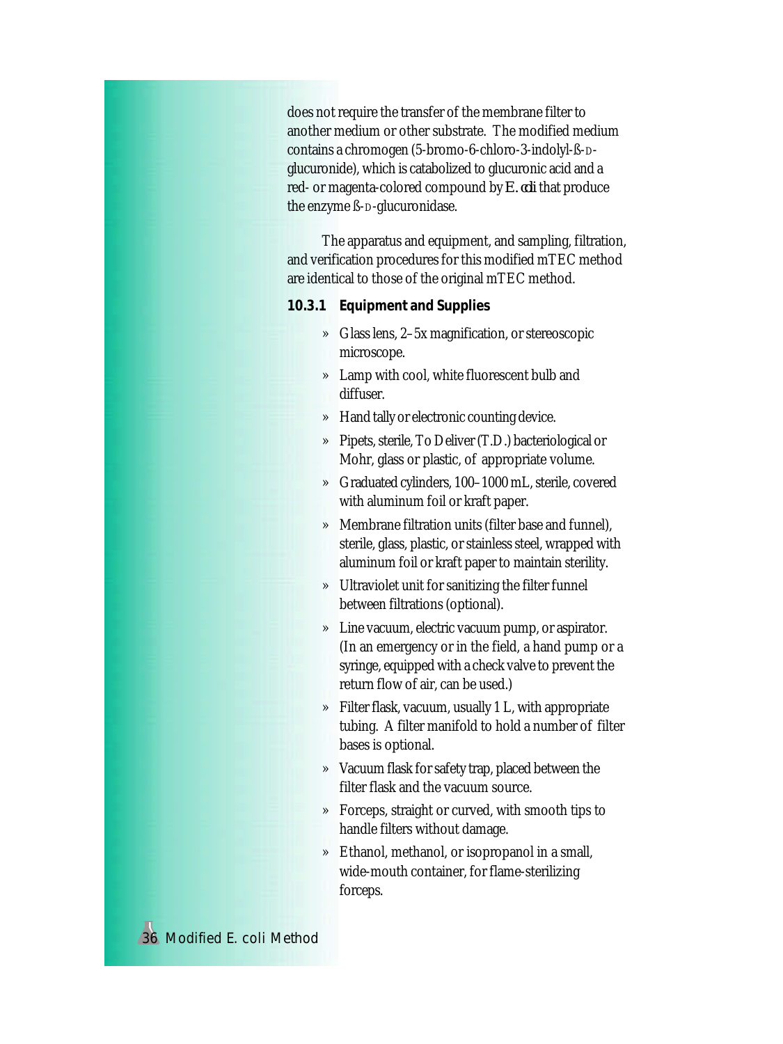does not require the transfer of the membrane filter to another medium or other substrate. The modified medium contains a chromogen (5-bromo-6-chloro-3-indolyl-ß-D-glucuronide), which is catabolized to glucuronic acid and a red- or magenta-colored compound by *E. coli* that produce the enzyme ß-D-glucuronidase.

The apparatus and equipment, and sampling, filtration, and verification procedures for this modified mTEC method are identical to those of the original mTEC method.

### 10.3.1 Equipment and Supplies

- Glass lens, 2–5x magnification, or stereoscopic microscope.
- Lamp with cool, white fluorescent bulb and diffuser.
- Hand tally or electronic counting device.
- Pipets, sterile, To Deliver (T.D.) bacteriological or Mohr, glass or plastic, of appropriate volume.
- Graduated cylinders, 100–1000 mL, sterile, covered with aluminum foil or kraft paper.
- Membrane filtration units (filter base and funnel), sterile, glass, plastic, or stainless steel, wrapped with aluminum foil or kraft paper to maintain sterility.
- Ultraviolet unit for sanitizing the filter funnel between filtrations (optional).
- Line vacuum, electric vacuum pump, or aspirator. (In an emergency or in the field, a hand pump or a syringe, equipped with a check valve to prevent the return flow of air, can be used.)
- Filter flask, vacuum, usually 1 L, with appropriate tubing. A filter manifold to hold a number of filter bases is optional.
- Vacuum flask for safety trap, placed between the filter flask and the vacuum source.
- Forceps, straight or curved, with smooth tips to handle filters without damage.
- Ethanol, methanol, or isopropanol in a small, wide-mouth container, for flame-sterilizing forceps.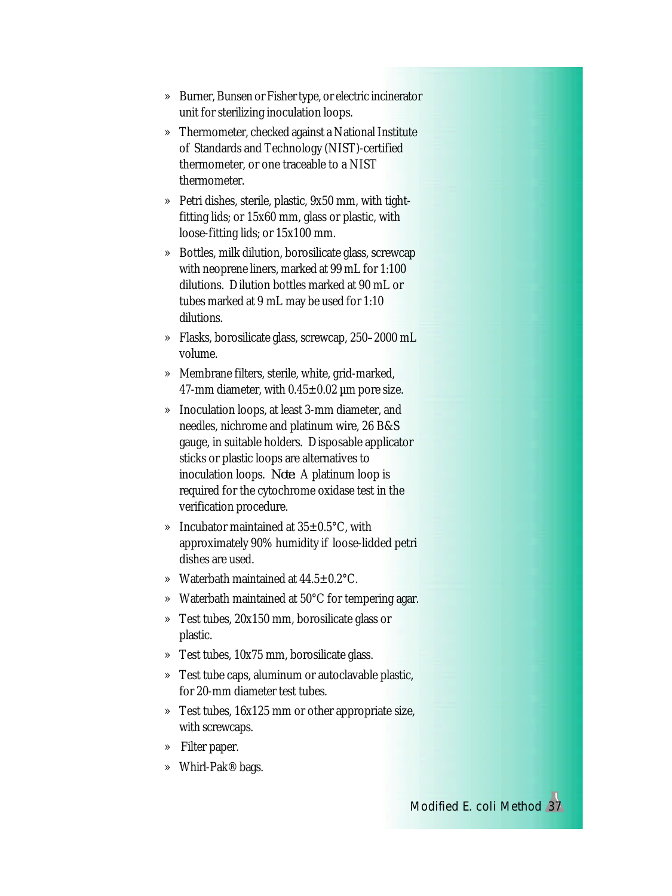- Burner, Bunsen or Fisher type, or electric incinerator unit for sterilizing inoculation loops.
- Thermometer, checked against a National Institute of Standards and Technology (NIST)-certified thermometer, or one traceable to a NIST thermometer.
- Petri dishes, sterile, plastic, 9x50 mm, with tight-fitting lids; or 15x60 mm, glass or plastic, with loose-fitting lids; or 15x100 mm.
- Bottles, milk dilution, borosilicate glass, screwcap with neoprene liners, marked at 99 mL for 1:100 dilutions. Dilution bottles marked at 90 mL or tubes marked at 9 mL may be used for 1:10 dilutions.
- Flasks, borosilicate glass, screwcap, 250–2000 mL volume.
- Membrane filters, sterile, white, grid-marked, 47-mm diameter, with 0.45±0.02 µm pore size.
- Inoculation loops, at least 3-mm diameter, and needles, nichrome and platinum wire, 26 B&S gauge, in suitable holders. Disposable applicator sticks or plastic loops are alternatives to inoculation loops. *Note:* A platinum loop is required for the cytochrome oxidase test in the verification procedure.
- Incubator maintained at 35±0.5°C, with approximately 90% humidity if loose-lidded petri dishes are used.
- Waterbath maintained at 44.5±0.2°C.
- Waterbath maintained at 50°C for tempering agar.
- Test tubes, 20x150 mm, borosilicate glass or plastic.
- Test tubes, 10x75 mm, borosilicate glass.
- Test tube caps, aluminum or autoclavable plastic, for 20-mm diameter test tubes.
- Test tubes, 16x125 mm or other appropriate size, with screwcaps.
- Filter paper.
- Whirl-Pak® bags.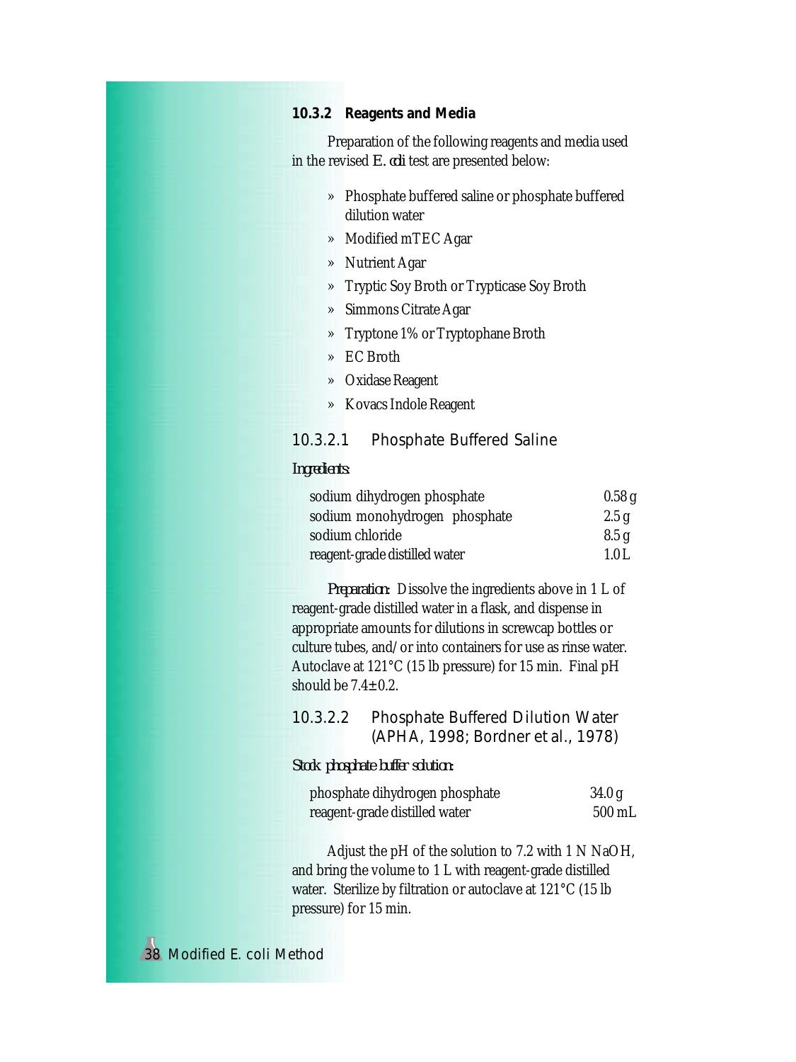### 10.3.2 Reagents and Media

Preparation of the following reagents and media used in the revised *E. coli* test are presented below:

- Phosphate buffered saline or phosphate buffered dilution water
- Modified mTEC Agar
- Nutrient Agar
- Tryptic Soy Broth or Trypticase Soy Broth
- Simmons Citrate Agar
- Tryptone 1% or Tryptophane Broth
- EC Broth
- Oxidase Reagent
- Kovacs Indole Reagent

#### 10.3.2.1 Phosphate Buffered Saline

*Ingredients:*

| | |
|---|---|
| sodium dihydrogen phosphate | 0.58 g |
| sodium monohydrogen phosphate | 2.5 g |
| sodium chloride | 8.5 g |
| reagent-grade distilled water | 1.0 L |

*Preparation:* Dissolve the ingredients above in 1 L of reagent-grade distilled water in a flask, and dispense in appropriate amounts for dilutions in screwcap bottles or culture tubes, and/or into containers for use as rinse water. Autoclave at 121°C (15 lb pressure) for 15 min. Final pH should be 7.4±0.2.

#### 10.3.2.2 Phosphate Buffered Dilution Water (APHA, 1998; Bordner et al., 1978)

*Stock phosphate buffer solution:*

| | |
|---|---|
| phosphate dihydrogen phosphate | 34.0 g |
| reagent-grade distilled water | 500 mL |

Adjust the pH of the solution to 7.2 with 1 N NaOH, and bring the volume to 1 L with reagent-grade distilled water. Sterilize by filtration or autoclave at 121°C (15 lb pressure) for 15 min.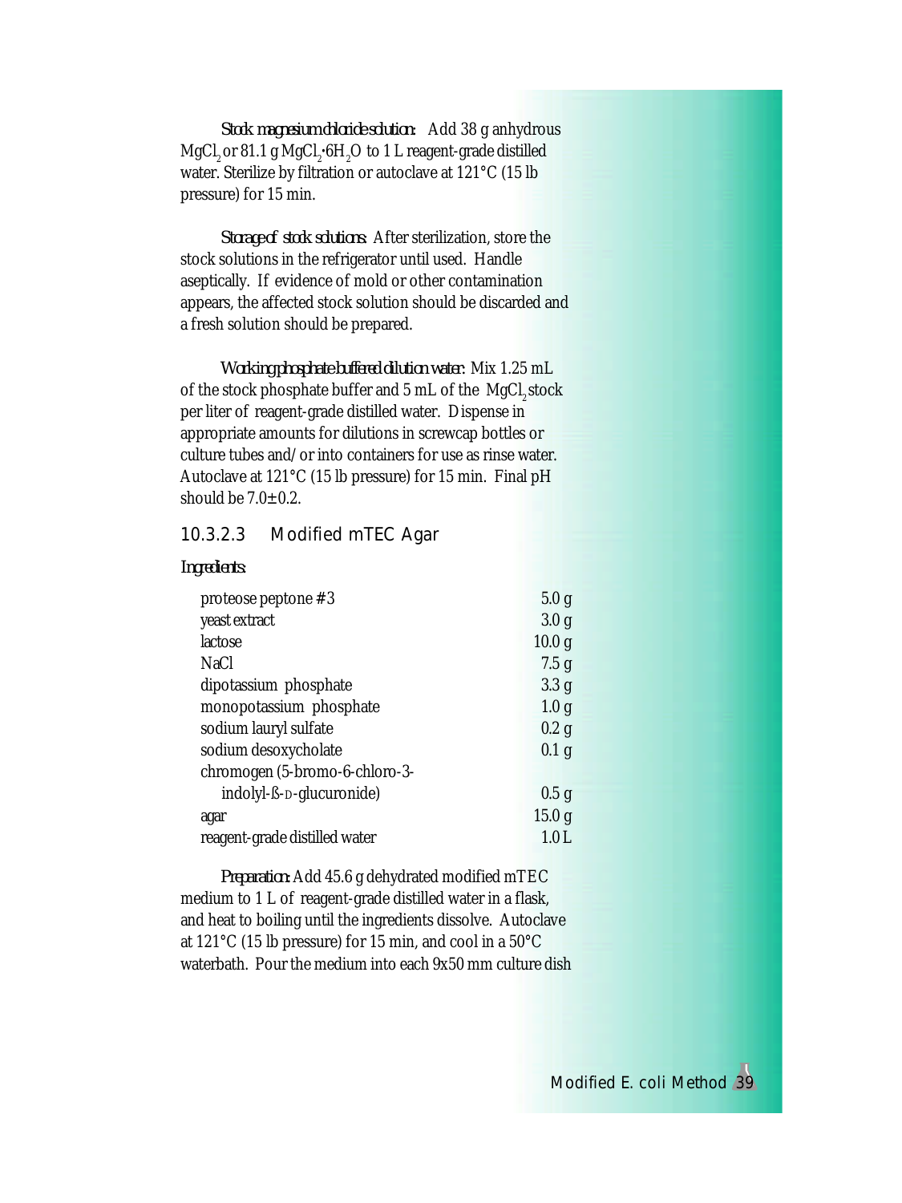*Stock magnesium chloride solution:* Add 38 g anhydrous $MgCl_2$ or 81.1 g $MgCl_2 \cdot 6H_2O$ to 1 L reagent-grade distilled water. Sterilize by filtration or autoclave at 121°C (15 lb pressure) for 15 min.

*Storage of stock solutions:* After sterilization, store the stock solutions in the refrigerator until used. Handle aseptically. If evidence of mold or other contamination appears, the affected stock solution should be discarded and a fresh solution should be prepared.

*Working phosphate buffered dilution water:* Mix 1.25 mL of the stock phosphate buffer and 5 mL of the $MgCl_2$ stock per liter of reagent-grade distilled water. Dispense in appropriate amounts for dilutions in screwcap bottles or culture tubes and/or into containers for use as rinse water. Autoclave at 121°C (15 lb pressure) for 15 min. Final pH should be 7.0±0.2.

### 10.3.2.3 Modified mTEC Agar

*Ingredients:*

| | |
|---|---|
| proteose peptone #3 | 5.0 g |
| yeast extract | 3.0 g |
| lactose | 10.0 g |
| NaCl | 7.5 g |
| dipotassium phosphate | 3.3 g |
| monopotassium phosphate | 1.0 g |
| sodium lauryl sulfate | 0.2 g |
| sodium desoxycholate | 0.1 g |
| chromogen (5-bromo-6-chloro-3-indolyl-ß-D-glucuronide) | 0.5 g |
| agar | 15.0 g |
| reagent-grade distilled water | 1.0 L |

*Preparation:* Add 45.6 g dehydrated modified mTEC medium to 1 L of reagent-grade distilled water in a flask, and heat to boiling until the ingredients dissolve. Autoclave at 121°C (15 lb pressure) for 15 min, and cool in a 50°C waterbath. Pour the medium into each 9x50 mm culture dish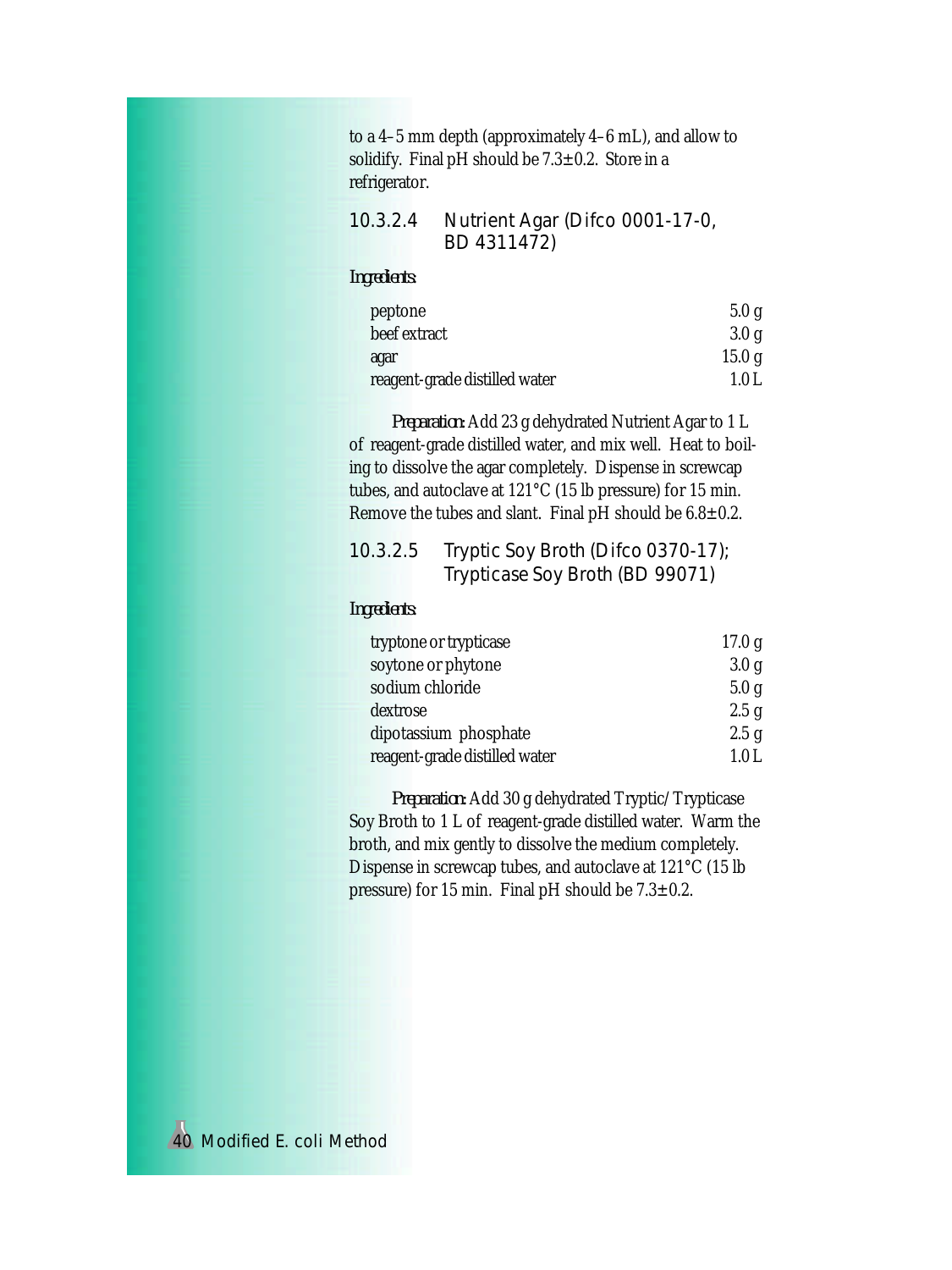to a 4–5 mm depth (approximately 4–6 mL), and allow to solidify. Final pH should be 7.3±0.2. Store in a refrigerator.

#### 10.3.2.4 Nutrient Agar (Difco 0001-17-0, BD 4311472)

*Ingredients:*

| | |
|---|---|
| peptone | 5.0 g |
| beef extract | 3.0 g |
| agar | 15.0 g |
| reagent-grade distilled water | 1.0 L |

*Preparation:* Add 23 g dehydrated Nutrient Agar to 1 L of reagent-grade distilled water, and mix well. Heat to boiling to dissolve the agar completely. Dispense in screwcap tubes, and autoclave at 121°C (15 lb pressure) for 15 min. Remove the tubes and slant. Final pH should be 6.8±0.2.

#### 10.3.2.5 Tryptic Soy Broth (Difco 0370-17); Trypticase Soy Broth (BD 99071)

*Ingredients:*

| | |
|---|---|
| tryptone or trypticase | 17.0 g |
| soytone or phytone | 3.0 g |
| sodium chloride | 5.0 g |
| dextrose | 2.5 g |
| dipotassium phosphate | 2.5 g |
| reagent-grade distilled water | 1.0 L |

*Preparation:* Add 30 g dehydrated Tryptic/Trypticase Soy Broth to 1 L of reagent-grade distilled water. Warm the broth, and mix gently to dissolve the medium completely. Dispense in screwcap tubes, and autoclave at 121°C (15 lb pressure) for 15 min. Final pH should be 7.3±0.2.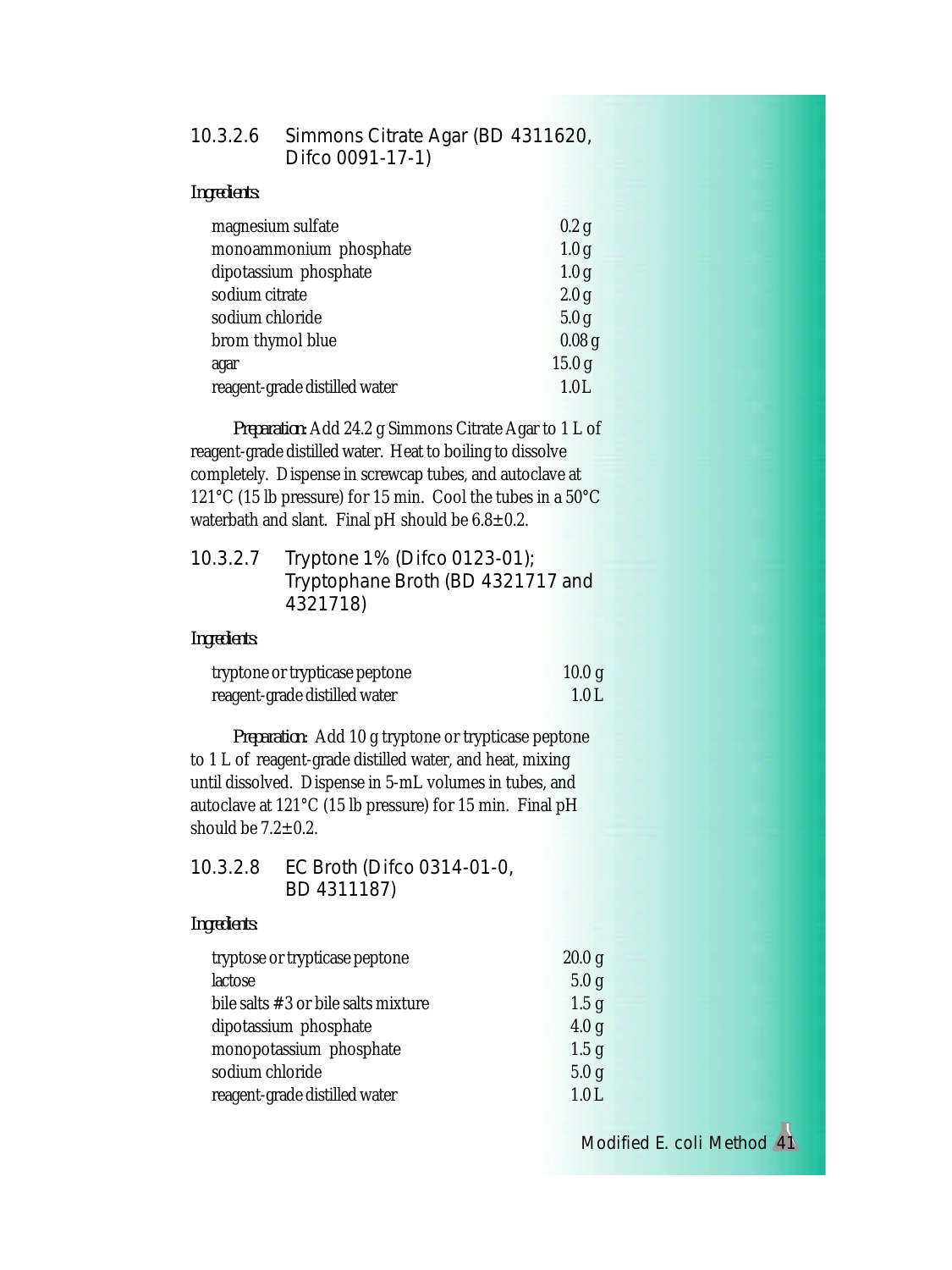### 10.3.2.6 Simmons Citrate Agar (BD 4311620, Difco 0091-17-1)

*Ingredients:*

| | |
|---|---|
| magnesium sulfate | 0.2 g |
| monoammonium phosphate | 1.0 g |
| dipotassium phosphate | 1.0 g |
| sodium citrate | 2.0 g |
| sodium chloride | 5.0 g |
| brom thymol blue | 0.08 g |
| agar | 15.0 g |
| reagent-grade distilled water | 1.0 L |

*Preparation:* Add 24.2 g Simmons Citrate Agar to 1 L of reagent-grade distilled water. Heat to boiling to dissolve completely. Dispense in screwcap tubes, and autoclave at 121°C (15 lb pressure) for 15 min. Cool the tubes in a 50°C waterbath and slant. Final pH should be 6.8±0.2.

### 10.3.2.7 Tryptone 1% (Difco 0123-01); Tryptophane Broth (BD 4321717 and 4321718)

*Ingredients:*

| | |
|---|---|
| tryptone or trypticase peptone | 10.0 g |
| reagent-grade distilled water | 1.0 L |

*Preparation:* Add 10 g tryptone or trypticase peptone to 1 L of reagent-grade distilled water, and heat, mixing until dissolved. Dispense in 5-mL volumes in tubes, and autoclave at 121°C (15 lb pressure) for 15 min. Final pH should be 7.2±0.2.

### 10.3.2.8 EC Broth (Difco 0314-01-0, BD 4311187)

*Ingredients:*

| | |
|---|---|
| tryptose or trypticase peptone | 20.0 g |
| lactose | 5.0 g |
| bile salts #3 or bile salts mixture | 1.5 g |
| dipotassium phosphate | 4.0 g |
| monopotassium phosphate | 1.5 g |
| sodium chloride | 5.0 g |
| reagent-grade distilled water | 1.0 L |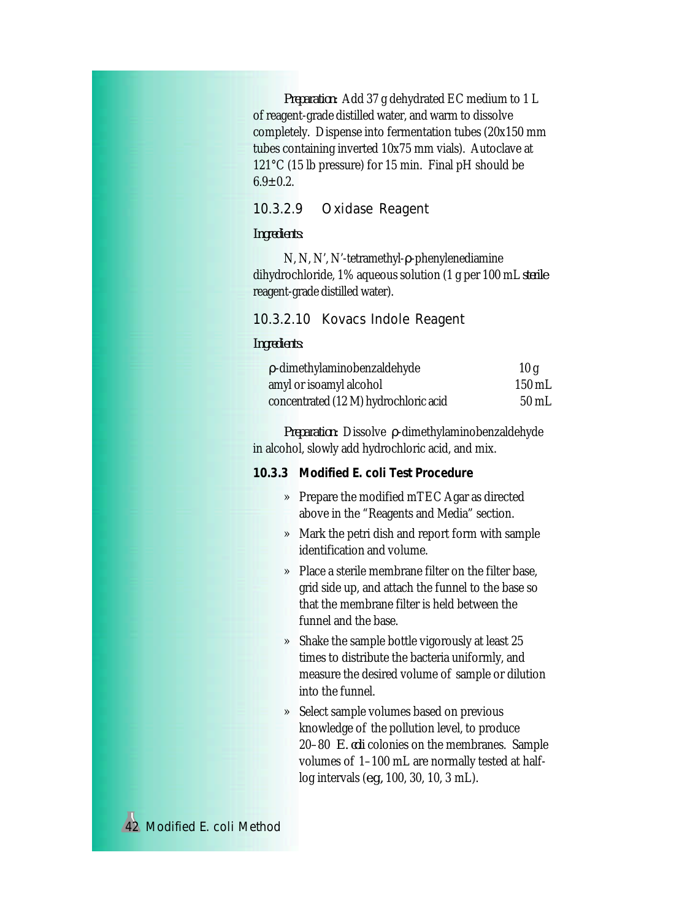*Preparation:* Add 37 g dehydrated EC medium to 1 L of reagent-grade distilled water, and warm to dissolve completely. Dispense into fermentation tubes (20x150 mm tubes containing inverted 10x75 mm vials). Autoclave at 121°C (15 lb pressure) for 15 min. Final pH should be 6.9±0.2.

### 10.3.2.9 Oxidase Reagent

*Ingredients:*

N, N, N', N'-tetramethyl-ρ-phenylenediamine dihydrochloride, 1% aqueous solution (1 g per 100 mL *sterile* reagent-grade distilled water).

### 10.3.2.10 Kovacs Indole Reagent

*Ingredients:*

| | |
|---|---|
| ρ-dimethylaminobenzaldehyde | 10 g |
| amyl or isoamyl alcohol | 150 mL |
| concentrated (12 M) hydrochloric acid | 50 mL |

*Preparation:* Dissolve ρ-dimethylaminobenzaldehyde in alcohol, slowly add hydrochloric acid, and mix.

### 10.3.3 Modified E. coli Test Procedure

- Prepare the modified mTEC Agar as directed above in the "Reagents and Media" section.
- Mark the petri dish and report form with sample identification and volume.
- Place a sterile membrane filter on the filter base, grid side up, and attach the funnel to the base so that the membrane filter is held between the funnel and the base.
- Shake the sample bottle vigorously at least 25 times to distribute the bacteria uniformly, and measure the desired volume of sample or dilution into the funnel.
- Select sample volumes based on previous knowledge of the pollution level, to produce 20–80 *E. coli* colonies on the membranes. Sample volumes of 1–100 mL are normally tested at half-log intervals (*e.g.*, 100, 30, 10, 3 mL).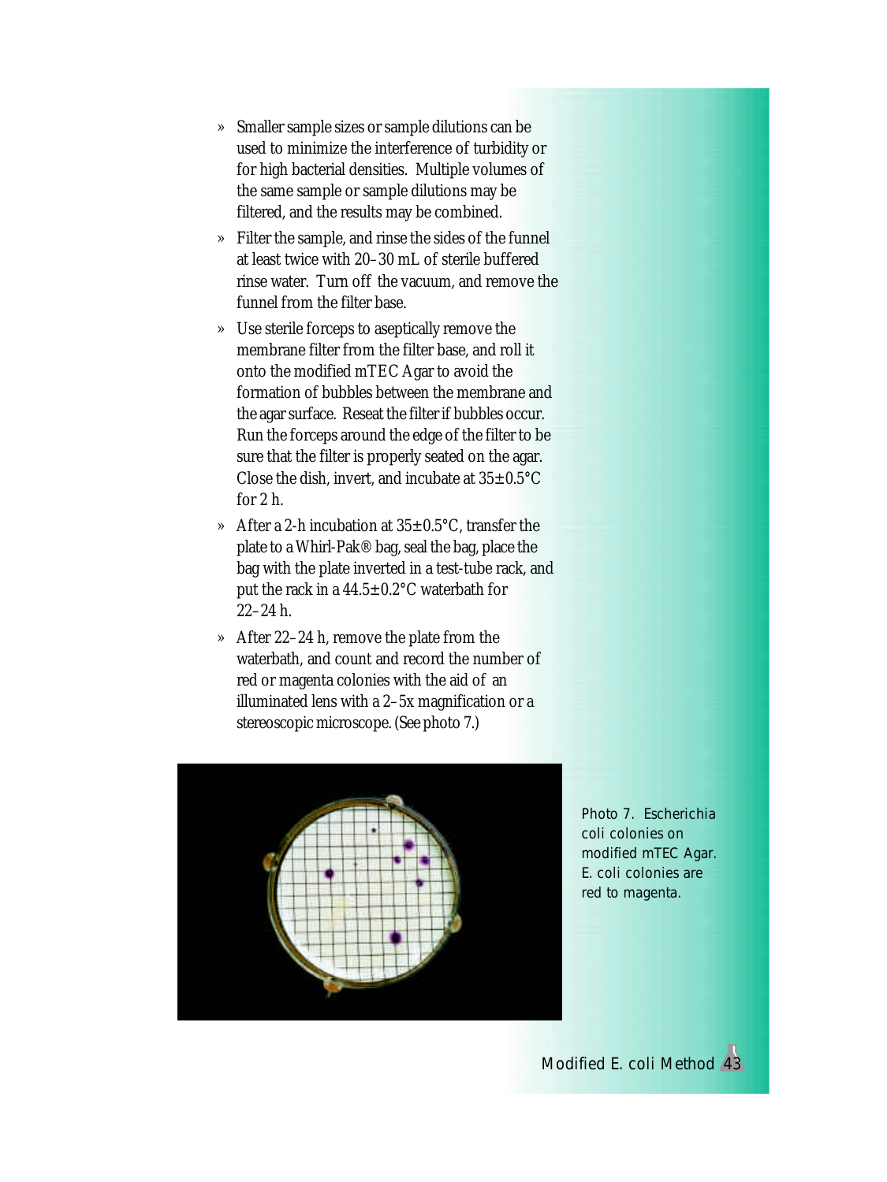- Smaller sample sizes or sample dilutions can be used to minimize the interference of turbidity or for high bacterial densities. Multiple volumes of the same sample or sample dilutions may be filtered, and the results may be combined.
- Filter the sample, and rinse the sides of the funnel at least twice with 20–30 mL of sterile buffered rinse water. Turn off the vacuum, and remove the funnel from the filter base.
- Use sterile forceps to aseptically remove the membrane filter from the filter base, and roll it onto the modified mTEC Agar to avoid the formation of bubbles between the membrane and the agar surface. Reseat the filter if bubbles occur. Run the forceps around the edge of the filter to be sure that the filter is properly seated on the agar. Close the dish, invert, and incubate at 35±0.5°C for 2 h.
- After a 2-h incubation at 35±0.5°C, transfer the plate to a Whirl-Pak® bag, seal the bag, place the bag with the plate inverted in a test-tube rack, and put the rack in a 44.5±0.2°C waterbath for 22–24 h.
- After 22–24 h, remove the plate from the waterbath, and count and record the number of red or magenta colonies with the aid of an illuminated lens with a 2–5x magnification or a stereoscopic microscope. (See photo 7.)

Photo 7. Escherichia coli colonies on modified mTEC Agar. E. coli colonies are red to magenta.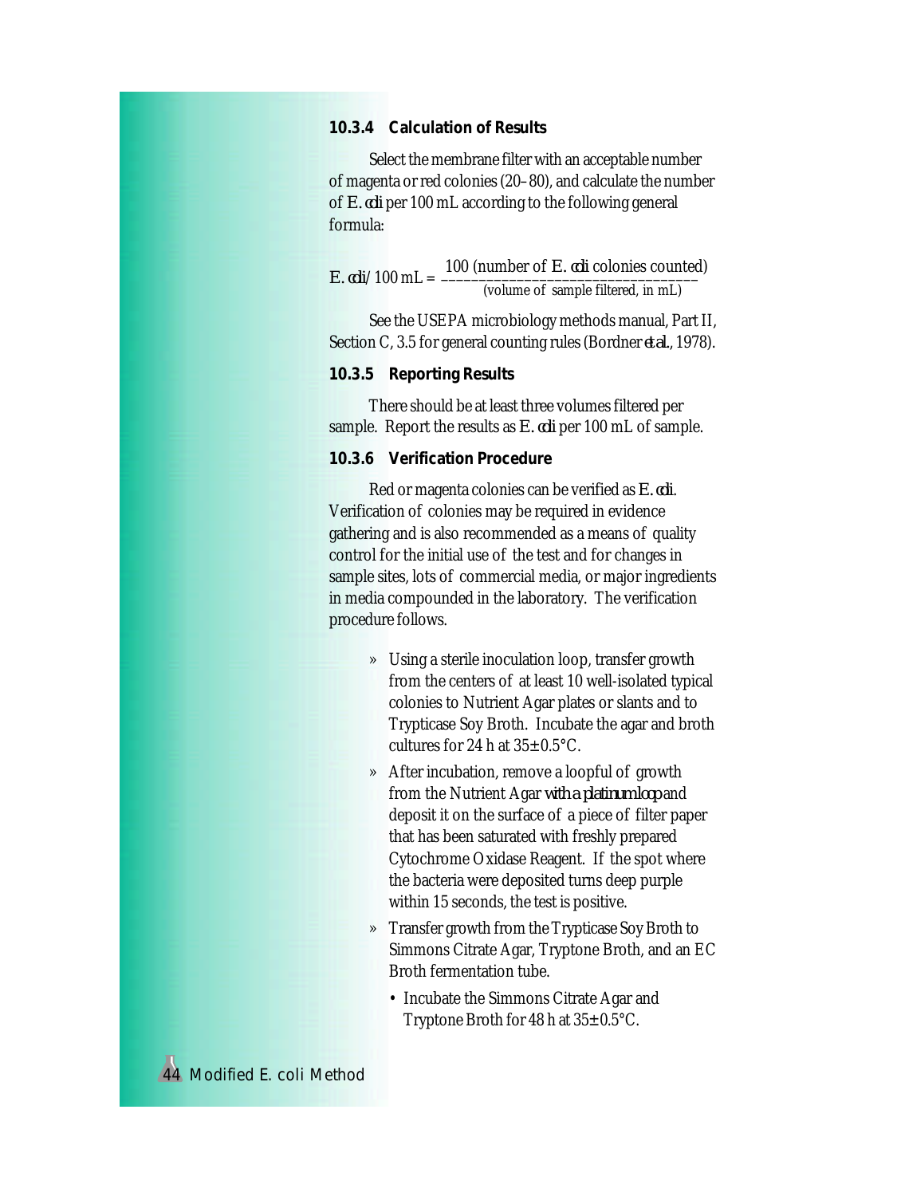### 10.3.4 Calculation of Results

Select the membrane filter with an acceptable number of magenta or red colonies (20–80), and calculate the number of *E. coli* per 100 mL according to the following general formula:

$$\textit{E. coli}/100\text{ mL} = \frac{100\ (\text{number of } \textit{E. coli} \text{ colonies counted})}{(\text{volume of sample filtered, in mL})}$$

See the USEPA microbiology methods manual, Part II, Section C, 3.5 for general counting rules (Bordner *et al.*, 1978).

### 10.3.5 Reporting Results

There should be at least three volumes filtered per sample. Report the results as *E. coli* per 100 mL of sample.

### 10.3.6 Verification Procedure

Red or magenta colonies can be verified as *E. coli*. Verification of colonies may be required in evidence gathering and is also recommended as a means of quality control for the initial use of the test and for changes in sample sites, lots of commercial media, or major ingredients in media compounded in the laboratory. The verification procedure follows.

- Using a sterile inoculation loop, transfer growth from the centers of at least 10 well-isolated typical colonies to Nutrient Agar plates or slants and to Trypticase Soy Broth. Incubate the agar and broth cultures for 24 h at 35±0.5°C.
- After incubation, remove a loopful of growth from the Nutrient Agar *with a platinum loop* and deposit it on the surface of a piece of filter paper that has been saturated with freshly prepared Cytochrome Oxidase Reagent. If the spot where the bacteria were deposited turns deep purple within 15 seconds, the test is positive.
- Transfer growth from the Trypticase Soy Broth to Simmons Citrate Agar, Tryptone Broth, and an EC Broth fermentation tube.
  - Incubate the Simmons Citrate Agar and Tryptone Broth for 48 h at 35±0.5°C.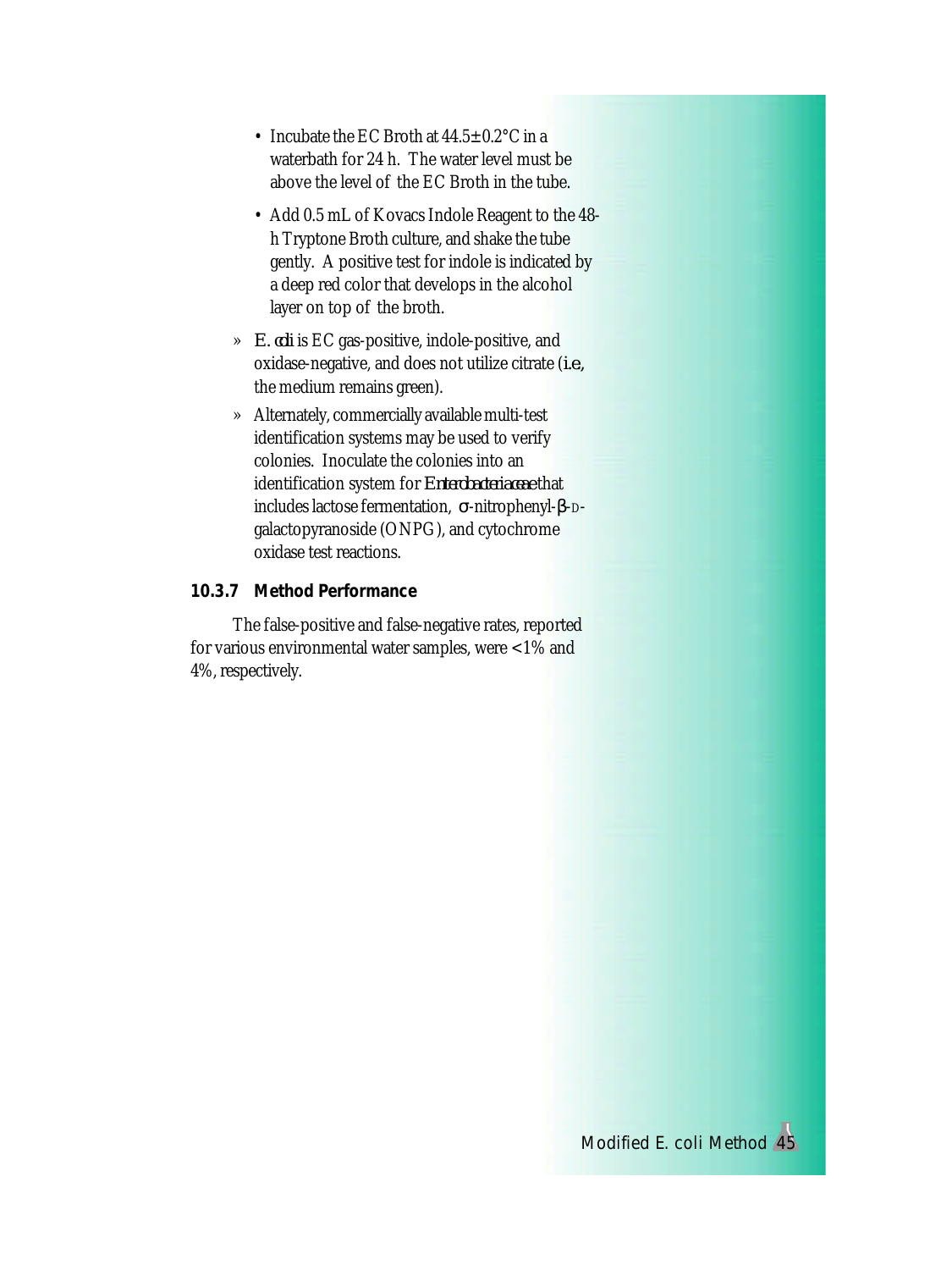- Incubate the EC Broth at 44.5±0.2°C in a waterbath for 24 h. The water level must be above the level of the EC Broth in the tube.
- Add 0.5 mL of Kovacs Indole Reagent to the 48-h Tryptone Broth culture, and shake the tube gently. A positive test for indole is indicated by a deep red color that develops in the alcohol layer on top of the broth.

» *E. coli* is EC gas-positive, indole-positive, and oxidase-negative, and does not utilize citrate (*i.e.*, the medium remains green).

» Alternately, commercially available multi-test identification systems may be used to verify colonies. Inoculate the colonies into an identification system for *Enterobacteriaceae* that includes lactose fermentation, σ-nitrophenyl-β-D-galactopyranoside (ONPG), and cytochrome oxidase test reactions.

### 10.3.7 Method Performance

The false-positive and false-negative rates, reported for various environmental water samples, were <1% and 4%, respectively.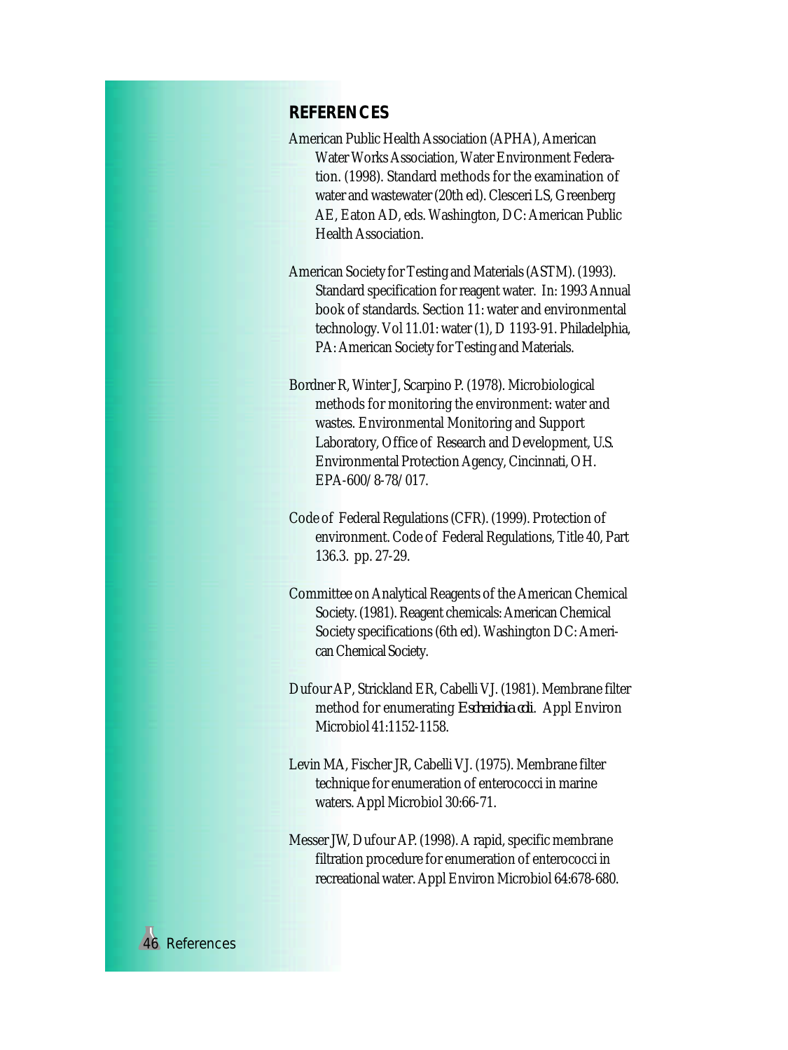## REFERENCES

American Public Health Association (APHA), American Water Works Association, Water Environment Federation. (1998). Standard methods for the examination of water and wastewater (20th ed). Clesceri LS, Greenberg AE, Eaton AD, eds. Washington, DC: American Public Health Association.

American Society for Testing and Materials (ASTM). (1993). Standard specification for reagent water. In: 1993 Annual book of standards. Section 11: water and environmental technology. Vol 11.01: water (1), D 1193-91. Philadelphia, PA: American Society for Testing and Materials.

Bordner R, Winter J, Scarpino P. (1978). Microbiological methods for monitoring the environment: water and wastes. Environmental Monitoring and Support Laboratory, Office of Research and Development, U.S. Environmental Protection Agency, Cincinnati, OH. EPA-600/8-78/017.

Code of Federal Regulations (CFR). (1999). Protection of environment. Code of Federal Regulations, Title 40, Part 136.3. pp. 27-29.

Committee on Analytical Reagents of the American Chemical Society. (1981). Reagent chemicals: American Chemical Society specifications (6th ed). Washington DC: American Chemical Society.

Dufour AP, Strickland ER, Cabelli VJ. (1981). Membrane filter method for enumerating *Escherichia coli*. Appl Environ Microbiol 41:1152-1158.

Levin MA, Fischer JR, Cabelli VJ. (1975). Membrane filter technique for enumeration of enterococci in marine waters. Appl Microbiol 30:66-71.

Messer JW, Dufour AP. (1998). A rapid, specific membrane filtration procedure for enumeration of enterococci in recreational water. Appl Environ Microbiol 64:678-680.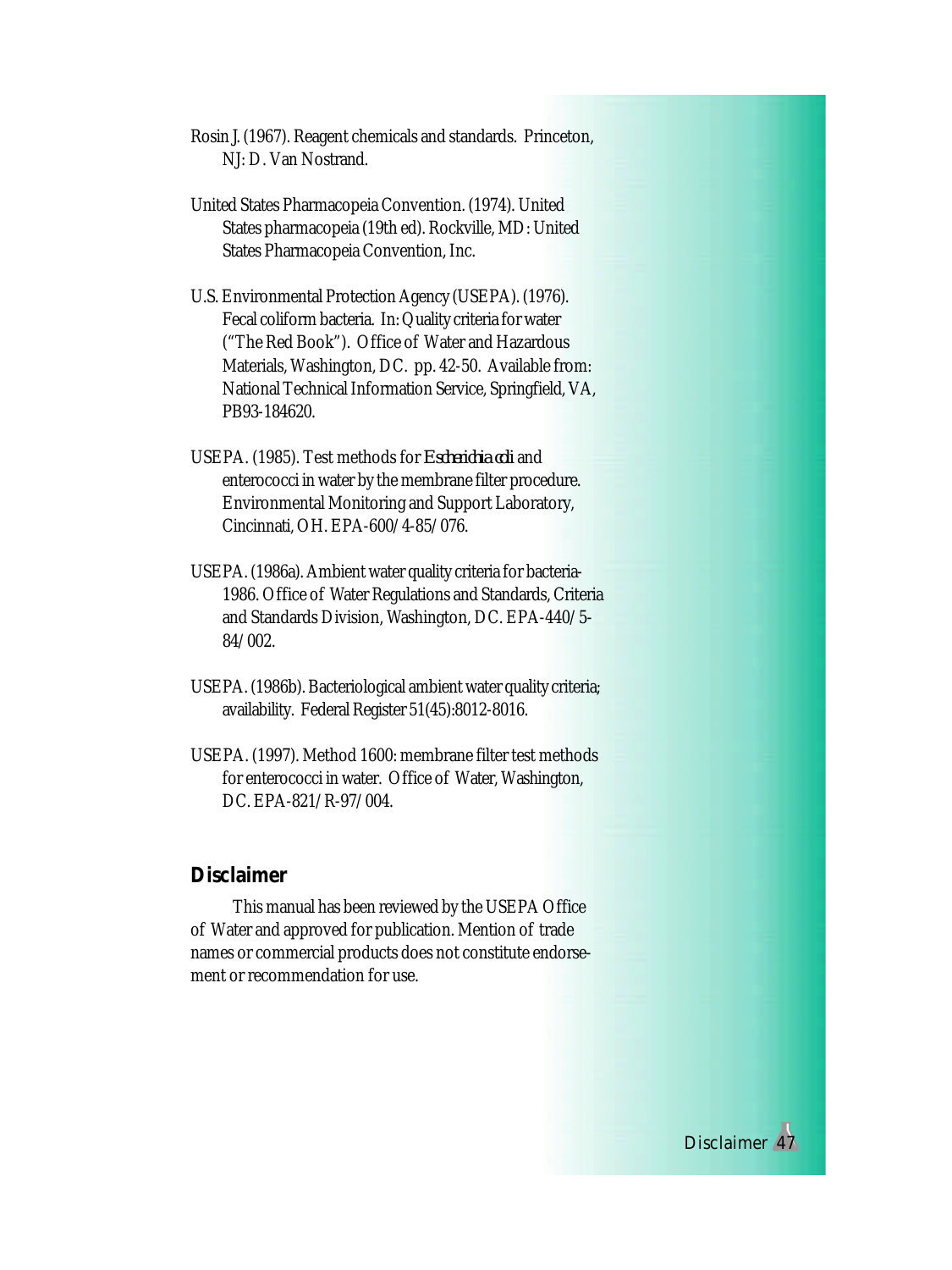Rosin J. (1967). Reagent chemicals and standards. Princeton, NJ: D. Van Nostrand.

United States Pharmacopeia Convention. (1974). United States pharmacopeia (19th ed). Rockville, MD: United States Pharmacopeia Convention, Inc.

U.S. Environmental Protection Agency (USEPA). (1976). Fecal coliform bacteria. In: Quality criteria for water ("The Red Book"). Office of Water and Hazardous Materials, Washington, DC. pp. 42-50. Available from: National Technical Information Service, Springfield, VA, PB93-184620.

USEPA. (1985). Test methods for *Escherichia coli* and enterococci in water by the membrane filter procedure. Environmental Monitoring and Support Laboratory, Cincinnati, OH. EPA-600/4-85/076.

USEPA. (1986a). Ambient water quality criteria for bacteria-1986. Office of Water Regulations and Standards, Criteria and Standards Division, Washington, DC. EPA-440/5-84/002.

USEPA. (1986b). Bacteriological ambient water quality criteria; availability. Federal Register 51(45):8012-8016.

USEPA. (1997). Method 1600: membrane filter test methods for enterococci in water. Office of Water, Washington, DC. EPA-821/R-97/004.

## Disclaimer

This manual has been reviewed by the USEPA Office of Water and approved for publication. Mention of trade names or commercial products does not constitute endorsement or recommendation for use.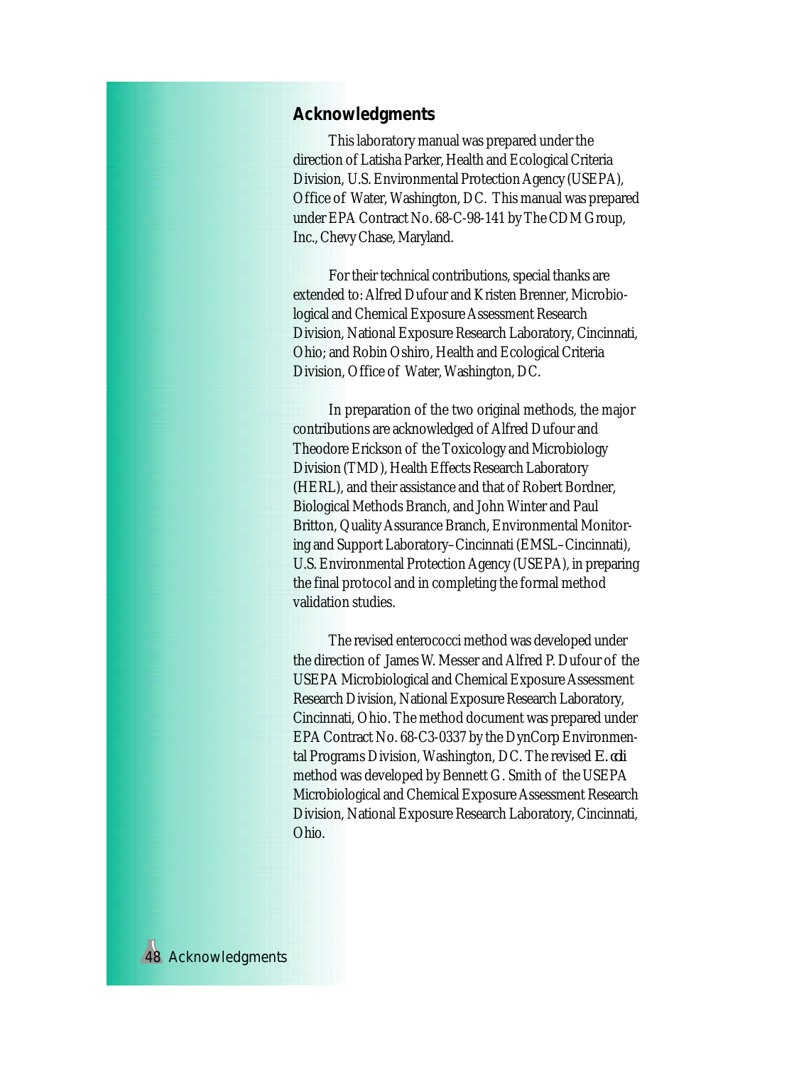## Acknowledgments

This laboratory manual was prepared under the direction of Latisha Parker, Health and Ecological Criteria Division, U.S. Environmental Protection Agency (USEPA), Office of Water, Washington, DC. This manual was prepared under EPA Contract No. 68-C-98-141 by The CDM Group, Inc., Chevy Chase, Maryland.

For their technical contributions, special thanks are extended to: Alfred Dufour and Kristen Brenner, Microbiological and Chemical Exposure Assessment Research Division, National Exposure Research Laboratory, Cincinnati, Ohio; and Robin Oshiro, Health and Ecological Criteria Division, Office of Water, Washington, DC.

In preparation of the two original methods, the major contributions are acknowledged of Alfred Dufour and Theodore Erickson of the Toxicology and Microbiology Division (TMD), Health Effects Research Laboratory (HERL), and their assistance and that of Robert Bordner, Biological Methods Branch, and John Winter and Paul Britton, Quality Assurance Branch, Environmental Monitoring and Support Laboratory–Cincinnati (EMSL–Cincinnati), U.S. Environmental Protection Agency (USEPA), in preparing the final protocol and in completing the formal method validation studies.

The revised enterococci method was developed under the direction of James W. Messer and Alfred P. Dufour of the USEPA Microbiological and Chemical Exposure Assessment Research Division, National Exposure Research Laboratory, Cincinnati, Ohio. The method document was prepared under EPA Contract No. 68-C3-0337 by the DynCorp Environmental Programs Division, Washington, DC. The revised *E. coli* method was developed by Bennett G. Smith of the USEPA Microbiological and Chemical Exposure Assessment Research Division, National Exposure Research Laboratory, Cincinnati, Ohio.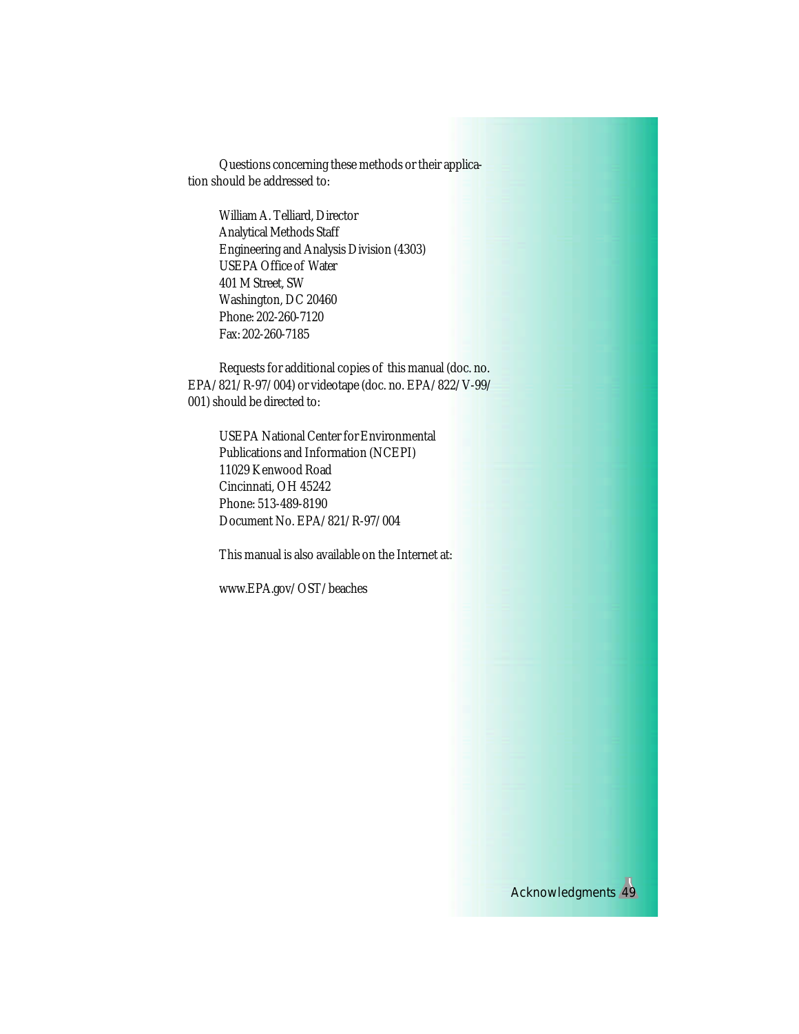Questions concerning these methods or their application should be addressed to:

William A. Telliard, Director
Analytical Methods Staff
Engineering and Analysis Division (4303)
USEPA Office of Water
401 M Street, SW
Washington, DC 20460
Phone: 202-260-7120
Fax: 202-260-7185

Requests for additional copies of this manual (doc. no. EPA/821/R-97/004) or videotape (doc. no. EPA/822/V-99/001) should be directed to:

USEPA National Center for Environmental
Publications and Information (NCEPI)
11029 Kenwood Road
Cincinnati, OH 45242
Phone: 513-489-8190
Document No. EPA/821/R-97/004

This manual is also available on the Internet at:

www.EPA.gov/OST/beaches